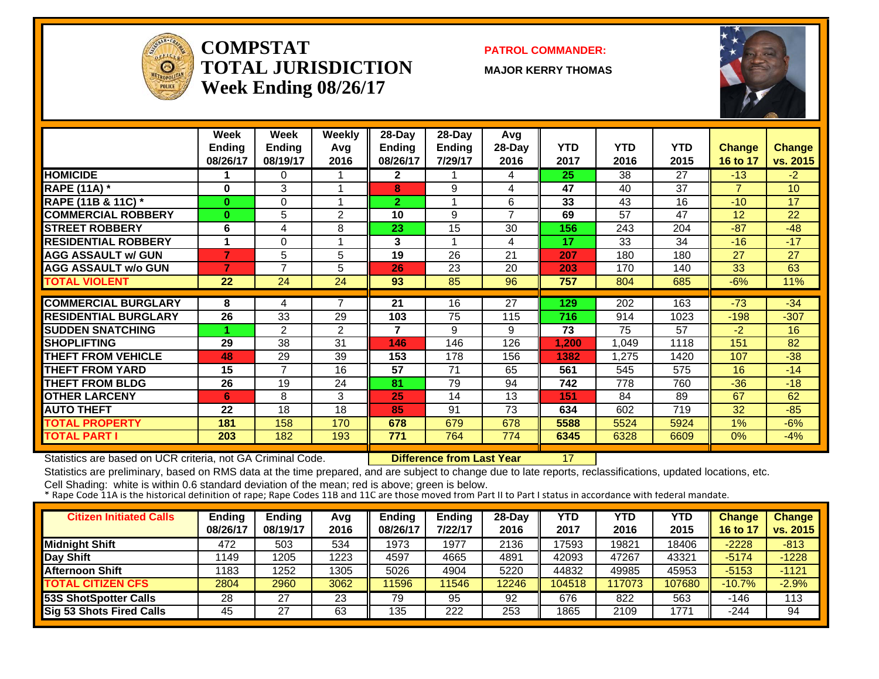# COMPSTAT TOTAL JURISDICTION Week Ending 08/26/17

**PATROL COMMANDER:**

**MAJOR KERRY THOMAS**

| | Week Ending 08/26/17 | Week Ending 08/19/17 | Weekly Avg 2016 | 28-Day Ending 08/26/17 | 28-Day Ending 7/29/17 | Avg 28-Day 2016 | YTD 2017 | YTD 2016 | YTD 2015 | Change 16 to 17 | Change vs. 2015 |
|---|---|---|---|---|---|---|---|---|---|---|---|
| HOMICIDE | 1 | 0 | 1 | 2 | 1 | 4 | 25 | 38 | 27 | -13 | -2 |
| RAPE (11A) * | 0 | 3 | 1 | 8 | 9 | 4 | 47 | 40 | 37 | 7 | 10 |
| RAPE (11B & 11C) * | 0 | 0 | 1 | 2 | 1 | 6 | 33 | 43 | 16 | -10 | 17 |
| COMMERCIAL ROBBERY | 0 | 5 | 2 | 10 | 9 | 7 | 69 | 57 | 47 | 12 | 22 |
| STREET ROBBERY | 6 | 4 | 8 | 23 | 15 | 30 | 156 | 243 | 204 | -87 | -48 |
| RESIDENTIAL ROBBERY | 1 | 0 | 1 | 3 | 1 | 4 | 17 | 33 | 34 | -16 | -17 |
| AGG ASSAULT w/ GUN | 7 | 5 | 5 | 19 | 26 | 21 | 207 | 180 | 180 | 27 | 27 |
| AGG ASSAULT w/o GUN | 7 | 7 | 5 | 26 | 23 | 20 | 203 | 170 | 140 | 33 | 63 |
| TOTAL VIOLENT | 22 | 24 | 24 | 93 | 85 | 96 | 757 | 804 | 685 | -6% | 11% |
| COMMERCIAL BURGLARY | 8 | 4 | 7 | 21 | 16 | 27 | 129 | 202 | 163 | -73 | -34 |
| RESIDENTIAL BURGLARY | 26 | 33 | 29 | 103 | 75 | 115 | 716 | 914 | 1023 | -198 | -307 |
| SUDDEN SNATCHING | 1 | 2 | 2 | 7 | 9 | 9 | 73 | 75 | 57 | -2 | 16 |
| SHOPLIFTING | 29 | 38 | 31 | 146 | 146 | 126 | 1,200 | 1,049 | 1118 | 151 | 82 |
| THEFT FROM VEHICLE | 48 | 29 | 39 | 153 | 178 | 156 | 1382 | 1,275 | 1420 | 107 | -38 |
| THEFT FROM YARD | 15 | 7 | 16 | 57 | 71 | 65 | 561 | 545 | 575 | 16 | -14 |
| THEFT FROM BLDG | 26 | 19 | 24 | 81 | 79 | 94 | 742 | 778 | 760 | -36 | -18 |
| OTHER LARCENY | 6 | 8 | 3 | 25 | 14 | 13 | 151 | 84 | 89 | 67 | 62 |
| AUTO THEFT | 22 | 18 | 18 | 85 | 91 | 73 | 634 | 602 | 719 | 32 | -85 |
| TOTAL PROPERTY | 181 | 158 | 170 | 678 | 679 | 678 | 5588 | 5524 | 5924 | 1% | -6% |
| TOTAL PART I | 203 | 182 | 193 | 771 | 764 | 774 | 6345 | 6328 | 6609 | 0% | -4% |

Statistics are based on UCR criteria, not GA Criminal Code. **Difference from Last Year** 17

Statistics are preliminary, based on RMS data at the time prepared, and are subject to change due to late reports, reclassifications, updated locations, etc.

Cell Shading: white is within 0.6 standard deviation of the mean; red is above; green is below.

* Rape Code 11A is the historical definition of rape; Rape Codes 11B and 11C are those moved from Part II to Part I status in accordance with federal mandate.

| Citizen Initiated Calls | Ending 08/26/17 | Ending 08/19/17 | Avg 2016 | Ending 08/26/17 | Ending 7/22/17 | 28-Day 2016 | YTD 2017 | YTD 2016 | YTD 2015 | Change 16 to 17 | Change vs. 2015 |
|---|---|---|---|---|---|---|---|---|---|---|---|
| Midnight Shift | 472 | 503 | 534 | 1973 | 1977 | 2136 | 17593 | 19821 | 18406 | -2228 | -813 |
| Day Shift | 1149 | 1205 | 1223 | 4597 | 4665 | 4891 | 42093 | 47267 | 43321 | -5174 | -1228 |
| Afternoon Shift | 1183 | 1252 | 1305 | 5026 | 4904 | 5220 | 44832 | 49985 | 45953 | -5153 | -1121 |
| TOTAL CITIZEN CFS | 2804 | 2960 | 3062 | 11596 | 11546 | 12246 | 104518 | 117073 | 107680 | -10.7% | -2.9% |
| 53S ShotSpotter Calls | 28 | 27 | 23 | 79 | 95 | 92 | 676 | 822 | 563 | -146 | 113 |
| Sig 53 Shots Fired Calls | 45 | 27 | 63 | 135 | 222 | 253 | 1865 | 2109 | 1771 | -244 | 94 |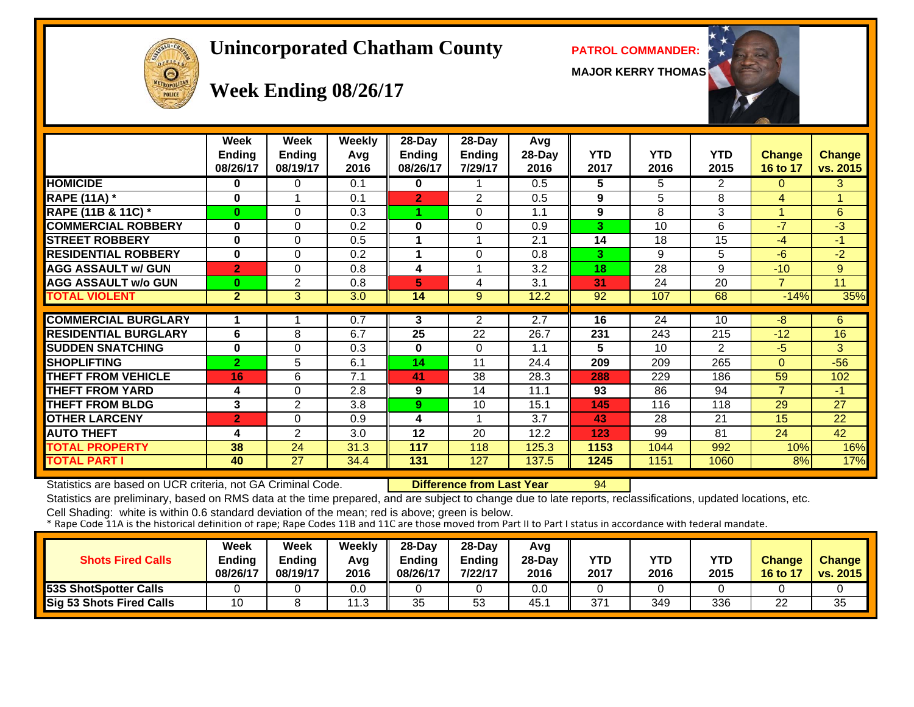# Unincorporated Chatham County

**PATROL COMMANDER:**

**MAJOR KERRY THOMAS**

## Week Ending 08/26/17

| | Week Ending 08/26/17 | Week Ending 08/19/17 | Weekly Avg 2016 | 28-Day Ending 08/26/17 | 28-Day Ending 7/29/17 | Avg 28-Day 2016 | YTD 2017 | YTD 2016 | YTD 2015 | Change 16 to 17 | Change vs. 2015 |
|---|---|---|---|---|---|---|---|---|---|---|---|
| **HOMICIDE** | 0 | 0 | 0.1 | 0 | 1 | 0.5 | 5 | 5 | 2 | 0 | 3 |
| **RAPE (11A) *** | 0 | 1 | 0.1 | 2 | 2 | 0.5 | 9 | 5 | 8 | 4 | 1 |
| **RAPE (11B & 11C) *** | 0 | 0 | 0.3 | 1 | 0 | 1.1 | 9 | 8 | 3 | 1 | 6 |
| **COMMERCIAL ROBBERY** | 0 | 0 | 0.2 | 0 | 0 | 0.9 | 3 | 10 | 6 | -7 | -3 |
| **STREET ROBBERY** | 0 | 0 | 0.5 | 1 | 1 | 2.1 | 14 | 18 | 15 | -4 | -1 |
| **RESIDENTIAL ROBBERY** | 0 | 0 | 0.2 | 1 | 0 | 0.8 | 3 | 9 | 5 | -6 | -2 |
| **AGG ASSAULT w/ GUN** | 2 | 0 | 0.8 | 4 | 1 | 3.2 | 18 | 28 | 9 | -10 | 9 |
| **AGG ASSAULT w/o GUN** | 0 | 2 | 0.8 | 5 | 4 | 3.1 | 31 | 24 | 20 | 7 | 11 |
| **TOTAL VIOLENT** | 2 | 3 | 3.0 | 14 | 9 | 12.2 | 92 | 107 | 68 | -14% | 35% |
| **COMMERCIAL BURGLARY** | 1 | 1 | 0.7 | 3 | 2 | 2.7 | 16 | 24 | 10 | -8 | 6 |
| **RESIDENTIAL BURGLARY** | 6 | 8 | 6.7 | 25 | 22 | 26.7 | 231 | 243 | 215 | -12 | 16 |
| **SUDDEN SNATCHING** | 0 | 0 | 0.3 | 0 | 0 | 1.1 | 5 | 10 | 2 | -5 | 3 |
| **SHOPLIFTING** | 2 | 5 | 6.1 | 14 | 11 | 24.4 | 209 | 209 | 265 | 0 | -56 |
| **THEFT FROM VEHICLE** | 16 | 6 | 7.1 | 41 | 38 | 28.3 | 288 | 229 | 186 | 59 | 102 |
| **THEFT FROM YARD** | 4 | 0 | 2.8 | 9 | 14 | 11.1 | 93 | 86 | 94 | 7 | -1 |
| **THEFT FROM BLDG** | 3 | 2 | 3.8 | 9 | 10 | 15.1 | 145 | 116 | 118 | 29 | 27 |
| **OTHER LARCENY** | 2 | 0 | 0.9 | 4 | 1 | 3.7 | 43 | 28 | 21 | 15 | 22 |
| **AUTO THEFT** | 4 | 2 | 3.0 | 12 | 20 | 12.2 | 123 | 99 | 81 | 24 | 42 |
| **TOTAL PROPERTY** | 38 | 24 | 31.3 | 117 | 118 | 125.3 | 1153 | 1044 | 992 | 10% | 16% |
| **TOTAL PART I** | 40 | 27 | 34.4 | 131 | 127 | 137.5 | 1245 | 1151 | 1060 | 8% | 17% |

Statistics are based on UCR criteria, not GA Criminal Code. **Difference from Last Year** 94

Statistics are preliminary, based on RMS data at the time prepared, and are subject to change due to late reports, reclassifications, updated locations, etc.

Cell Shading: white is within 0.6 standard deviation of the mean; red is above; green is below.

* Rape Code 11A is the historical definition of rape; Rape Codes 11B and 11C are those moved from Part II to Part I status in accordance with federal mandate.

| Shots Fired Calls | Week Ending 08/26/17 | Week Ending 08/19/17 | Weekly Avg 2016 | 28-Day Ending 08/26/17 | 28-Day Ending 7/22/17 | Avg 28-Day 2016 | YTD 2017 | YTD 2016 | YTD 2015 | Change 16 to 17 | Change vs. 2015 |
|---|---|---|---|---|---|---|---|---|---|---|---|
| **53S ShotSpotter Calls** | 0 | 0 | 0.0 | 0 | 0 | 0.0 | 0 | 0 | 0 | 0 | 0 |
| **Sig 53 Shots Fired Calls** | 10 | 8 | 11.3 | 35 | 53 | 45.1 | 371 | 349 | 336 | 22 | 35 |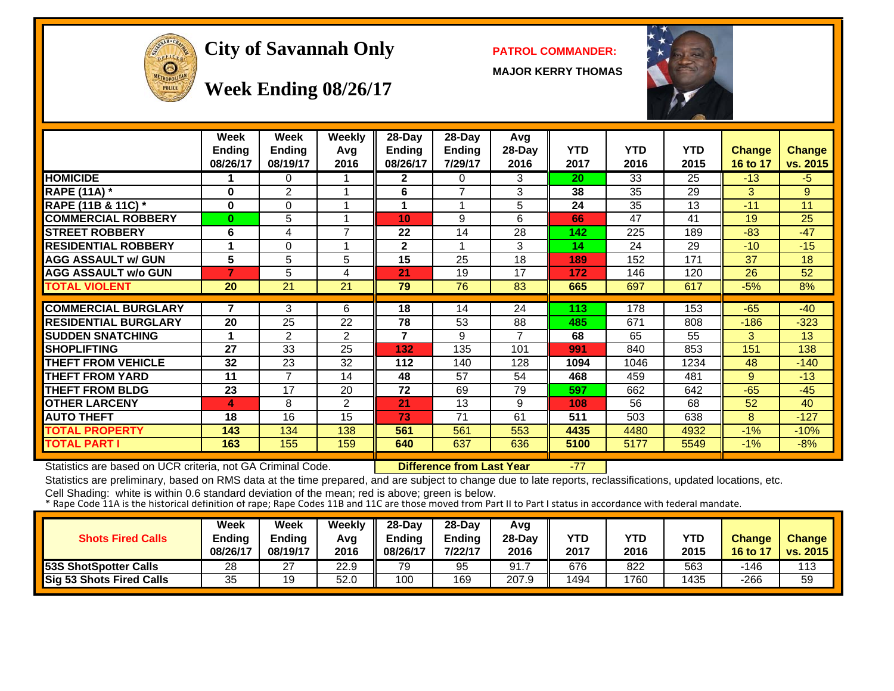# City of Savannah Only

## Week Ending 08/26/17

**PATROL COMMANDER:**

**MAJOR KERRY THOMAS**

| | Week Ending 08/26/17 | Week Ending 08/19/17 | Weekly Avg 2016 | 28-Day Ending 08/26/17 | 28-Day Ending 7/29/17 | Avg 28-Day 2016 | YTD 2017 | YTD 2016 | YTD 2015 | Change 16 to 17 | Change vs. 2015 |
|---|---|---|---|---|---|---|---|---|---|---|---|
| HOMICIDE | 1 | 0 | 1 | 2 | 0 | 3 | 20 | 33 | 25 | -13 | -5 |
| RAPE (11A) * | 0 | 2 | 1 | 6 | 7 | 3 | 38 | 35 | 29 | 3 | 9 |
| RAPE (11B & 11C) * | 0 | 0 | 1 | 1 | 1 | 5 | 24 | 35 | 13 | -11 | 11 |
| COMMERCIAL ROBBERY | 0 | 5 | 1 | 10 | 9 | 6 | 66 | 47 | 41 | 19 | 25 |
| STREET ROBBERY | 6 | 4 | 7 | 22 | 14 | 28 | 142 | 225 | 189 | -83 | -47 |
| RESIDENTIAL ROBBERY | 1 | 0 | 1 | 2 | 1 | 3 | 14 | 24 | 29 | -10 | -15 |
| AGG ASSAULT w/ GUN | 5 | 5 | 5 | 15 | 25 | 18 | 189 | 152 | 171 | 37 | 18 |
| AGG ASSAULT w/o GUN | 7 | 5 | 4 | 21 | 19 | 17 | 172 | 146 | 120 | 26 | 52 |
| TOTAL VIOLENT | 20 | 21 | 21 | 79 | 76 | 83 | 665 | 697 | 617 | -5% | 8% |
| COMMERCIAL BURGLARY | 7 | 3 | 6 | 18 | 14 | 24 | 113 | 178 | 153 | -65 | -40 |
| RESIDENTIAL BURGLARY | 20 | 25 | 22 | 78 | 53 | 88 | 485 | 671 | 808 | -186 | -323 |
| SUDDEN SNATCHING | 1 | 2 | 2 | 7 | 9 | 7 | 68 | 65 | 55 | 3 | 13 |
| SHOPLIFTING | 27 | 33 | 25 | 132 | 135 | 101 | 991 | 840 | 853 | 151 | 138 |
| THEFT FROM VEHICLE | 32 | 23 | 32 | 112 | 140 | 128 | 1094 | 1046 | 1234 | 48 | -140 |
| THEFT FROM YARD | 11 | 7 | 14 | 48 | 57 | 54 | 468 | 459 | 481 | 9 | -13 |
| THEFT FROM BLDG | 23 | 17 | 20 | 72 | 69 | 79 | 597 | 662 | 642 | -65 | -45 |
| OTHER LARCENY | 4 | 8 | 2 | 21 | 13 | 9 | 108 | 56 | 68 | 52 | 40 |
| AUTO THEFT | 18 | 16 | 15 | 73 | 71 | 61 | 511 | 503 | 638 | 8 | -127 |
| TOTAL PROPERTY | 143 | 134 | 138 | 561 | 561 | 553 | 4435 | 4480 | 4932 | -1% | -10% |
| TOTAL PART I | 163 | 155 | 159 | 640 | 637 | 636 | 5100 | 5177 | 5549 | -1% | -8% |

Statistics are based on UCR criteria, not GA Criminal Code. **Difference from Last Year** -77

Statistics are preliminary, based on RMS data at the time prepared, and are subject to change due to late reports, reclassifications, updated locations, etc.

Cell Shading: white is within 0.6 standard deviation of the mean; red is above; green is below.

* Rape Code 11A is the historical definition of rape; Rape Codes 11B and 11C are those moved from Part II to Part I status in accordance with federal mandate.

| Shots Fired Calls | Week Ending 08/26/17 | Week Ending 08/19/17 | Weekly Avg 2016 | 28-Day Ending 08/26/17 | 28-Day Ending 7/22/17 | Avg 28-Day 2016 | YTD 2017 | YTD 2016 | YTD 2015 | Change 16 to 17 | Change vs. 2015 |
|---|---|---|---|---|---|---|---|---|---|---|---|
| 53S ShotSpotter Calls | 28 | 27 | 22.9 | 79 | 95 | 91.7 | 676 | 822 | 563 | -146 | 113 |
| Sig 53 Shots Fired Calls | 35 | 19 | 52.0 | 100 | 169 | 207.9 | 1494 | 1760 | 1435 | -266 | 59 |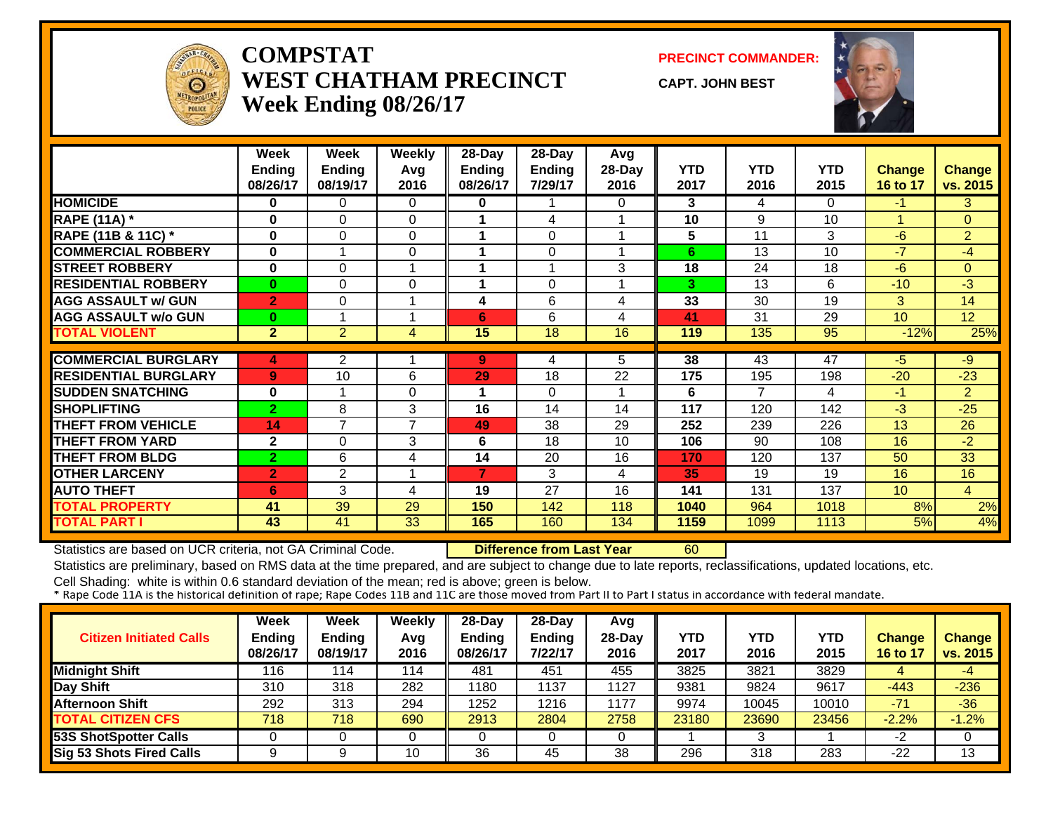# COMPSTAT
## WEST CHATHAM PRECINCT
### Week Ending 08/26/17

**PRECINCT COMMANDER:**

**CAPT. JOHN BEST**

| | Week Ending 08/26/17 | Week Ending 08/19/17 | Weekly Avg 2016 | 28-Day Ending 08/26/17 | 28-Day Ending 7/29/17 | Avg 28-Day 2016 | YTD 2017 | YTD 2016 | YTD 2015 | Change 16 to 17 | Change vs. 2015 |
|---|---|---|---|---|---|---|---|---|---|---|---|
| HOMICIDE | 0 | 0 | 0 | 0 | 1 | 0 | 3 | 4 | 0 | -1 | 3 |
| RAPE (11A) * | 0 | 0 | 0 | 1 | 4 | 1 | 10 | 9 | 10 | 1 | 0 |
| RAPE (11B & 11C) * | 0 | 0 | 0 | 1 | 0 | 1 | 5 | 11 | 3 | -6 | 2 |
| COMMERCIAL ROBBERY | 0 | 1 | 0 | 1 | 0 | 1 | 6 | 13 | 10 | -7 | -4 |
| STREET ROBBERY | 0 | 0 | 1 | 1 | 1 | 3 | 18 | 24 | 18 | -6 | 0 |
| RESIDENTIAL ROBBERY | 0 | 0 | 0 | 1 | 0 | 1 | 3 | 13 | 6 | -10 | -3 |
| AGG ASSAULT w/ GUN | 2 | 0 | 1 | 4 | 6 | 4 | 33 | 30 | 19 | 3 | 14 |
| AGG ASSAULT w/o GUN | 0 | 1 | 1 | 6 | 6 | 4 | 41 | 31 | 29 | 10 | 12 |
| TOTAL VIOLENT | 2 | 2 | 4 | 15 | 18 | 16 | 119 | 135 | 95 | -12% | 25% |
| COMMERCIAL BURGLARY | 4 | 2 | 1 | 9 | 4 | 5 | 38 | 43 | 47 | -5 | -9 |
| RESIDENTIAL BURGLARY | 9 | 10 | 6 | 29 | 18 | 22 | 175 | 195 | 198 | -20 | -23 |
| SUDDEN SNATCHING | 0 | 1 | 0 | 1 | 0 | 1 | 6 | 7 | 4 | -1 | 2 |
| SHOPLIFTING | 2 | 8 | 3 | 16 | 14 | 14 | 117 | 120 | 142 | -3 | -25 |
| THEFT FROM VEHICLE | 14 | 7 | 7 | 49 | 38 | 29 | 252 | 239 | 226 | 13 | 26 |
| THEFT FROM YARD | 2 | 0 | 3 | 6 | 18 | 10 | 106 | 90 | 108 | 16 | -2 |
| THEFT FROM BLDG | 2 | 6 | 4 | 14 | 20 | 16 | 170 | 120 | 137 | 50 | 33 |
| OTHER LARCENY | 2 | 2 | 1 | 7 | 3 | 4 | 35 | 19 | 19 | 16 | 16 |
| AUTO THEFT | 6 | 3 | 4 | 19 | 27 | 16 | 141 | 131 | 137 | 10 | 4 |
| TOTAL PROPERTY | 41 | 39 | 29 | 150 | 142 | 118 | 1040 | 964 | 1018 | 8% | 2% |
| TOTAL PART I | 43 | 41 | 33 | 165 | 160 | 134 | 1159 | 1099 | 1113 | 5% | 4% |

Statistics are based on UCR criteria, not GA Criminal Code. **Difference from Last Year** 60

Statistics are preliminary, based on RMS data at the time prepared, and are subject to change due to late reports, reclassifications, updated locations, etc.

Cell Shading: white is within 0.6 standard deviation of the mean; red is above; green is below.

* Rape Code 11A is the historical definition of rape; Rape Codes 11B and 11C are those moved from Part II to Part I status in accordance with federal mandate.

| Citizen Initiated Calls | Week Ending 08/26/17 | Week Ending 08/19/17 | Weekly Avg 2016 | 28-Day Ending 08/26/17 | 28-Day Ending 7/22/17 | Avg 28-Day 2016 | YTD 2017 | YTD 2016 | YTD 2015 | Change 16 to 17 | Change vs. 2015 |
|---|---|---|---|---|---|---|---|---|---|---|---|
| Midnight Shift | 116 | 114 | 114 | 481 | 451 | 455 | 3825 | 3821 | 3829 | 4 | -4 |
| Day Shift | 310 | 318 | 282 | 1180 | 1137 | 1127 | 9381 | 9824 | 9617 | -443 | -236 |
| Afternoon Shift | 292 | 313 | 294 | 1252 | 1216 | 1177 | 9974 | 10045 | 10010 | -71 | -36 |
| TOTAL CITIZEN CFS | 718 | 718 | 690 | 2913 | 2804 | 2758 | 23180 | 23690 | 23456 | -2.2% | -1.2% |
| 53S ShotSpotter Calls | 0 | 0 | 0 | 0 | 0 | 0 | 1 | 3 | 1 | -2 | 0 |
| Sig 53 Shots Fired Calls | 9 | 9 | 10 | 36 | 45 | 38 | 296 | 318 | 283 | -22 | 13 |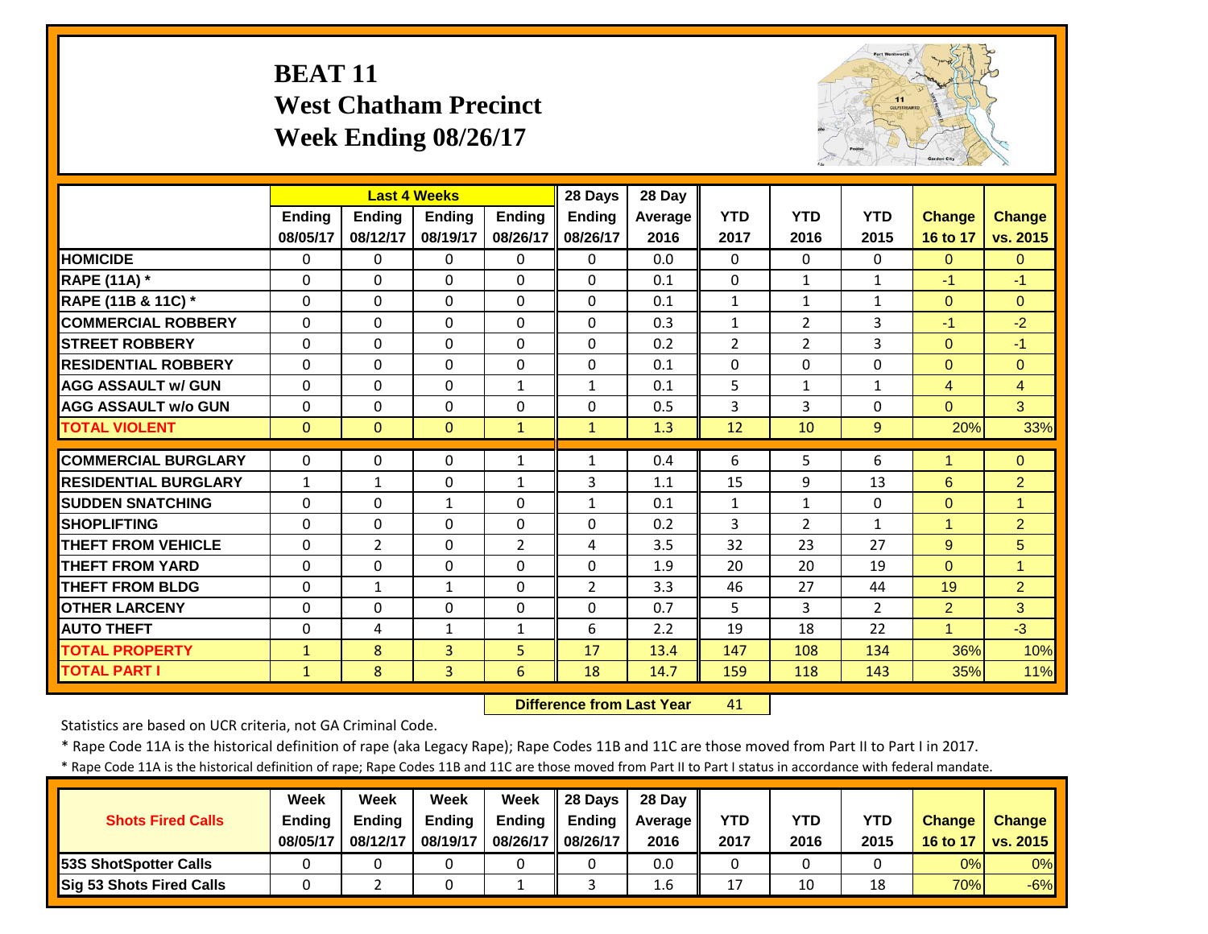# BEAT 11
## West Chatham Precinct
## Week Ending 08/26/17

| | Last 4 Weeks | | | | 28 Days | 28 Day | | | | | |
|---|---|---|---|---|---|---|---|---|---|---|---|
| | Ending 08/05/17 | Ending 08/12/17 | Ending 08/19/17 | Ending 08/26/17 | Ending 08/26/17 | Average 2016 | YTD 2017 | YTD 2016 | YTD 2015 | Change 16 to 17 | Change vs. 2015 |
| HOMICIDE | 0 | 0 | 0 | 0 | 0 | 0.0 | 0 | 0 | 0 | 0 | 0 |
| RAPE (11A) * | 0 | 0 | 0 | 0 | 0 | 0.1 | 0 | 1 | 1 | -1 | -1 |
| RAPE (11B & 11C) * | 0 | 0 | 0 | 0 | 0 | 0.1 | 1 | 1 | 1 | 0 | 0 |
| COMMERCIAL ROBBERY | 0 | 0 | 0 | 0 | 0 | 0.3 | 1 | 2 | 3 | -1 | -2 |
| STREET ROBBERY | 0 | 0 | 0 | 0 | 0 | 0.2 | 2 | 2 | 3 | 0 | -1 |
| RESIDENTIAL ROBBERY | 0 | 0 | 0 | 0 | 0 | 0.1 | 0 | 0 | 0 | 0 | 0 |
| AGG ASSAULT w/ GUN | 0 | 0 | 0 | 1 | 1 | 0.1 | 5 | 1 | 1 | 4 | 4 |
| AGG ASSAULT w/o GUN | 0 | 0 | 0 | 0 | 0 | 0.5 | 3 | 3 | 0 | 0 | 3 |
| TOTAL VIOLENT | 0 | 0 | 0 | 1 | 1 | 1.3 | 12 | 10 | 9 | 20% | 33% |
| COMMERCIAL BURGLARY | 0 | 0 | 0 | 1 | 1 | 0.4 | 6 | 5 | 6 | 1 | 0 |
| RESIDENTIAL BURGLARY | 1 | 1 | 0 | 1 | 3 | 1.1 | 15 | 9 | 13 | 6 | 2 |
| SUDDEN SNATCHING | 0 | 0 | 1 | 0 | 1 | 0.1 | 1 | 1 | 0 | 0 | 1 |
| SHOPLIFTING | 0 | 0 | 0 | 0 | 0 | 0.2 | 3 | 2 | 1 | 1 | 2 |
| THEFT FROM VEHICLE | 0 | 2 | 0 | 2 | 4 | 3.5 | 32 | 23 | 27 | 9 | 5 |
| THEFT FROM YARD | 0 | 0 | 0 | 0 | 0 | 1.9 | 20 | 20 | 19 | 0 | 1 |
| THEFT FROM BLDG | 0 | 1 | 1 | 0 | 2 | 3.3 | 46 | 27 | 44 | 19 | 2 |
| OTHER LARCENY | 0 | 0 | 0 | 0 | 0 | 0.7 | 5 | 3 | 2 | 2 | 3 |
| AUTO THEFT | 0 | 4 | 1 | 1 | 6 | 2.2 | 19 | 18 | 22 | 1 | -3 |
| TOTAL PROPERTY | 1 | 8 | 3 | 5 | 17 | 13.4 | 147 | 108 | 134 | 36% | 10% |
| TOTAL PART I | 1 | 8 | 3 | 6 | 18 | 14.7 | 159 | 118 | 143 | 35% | 11% |

**Difference from Last Year** 41

Statistics are based on UCR criteria, not GA Criminal Code.

\* Rape Code 11A is the historical definition of rape (aka Legacy Rape); Rape Codes 11B and 11C are those moved from Part II to Part I in 2017.

\* Rape Code 11A is the historical definition of rape; Rape Codes 11B and 11C are those moved from Part II to Part I status in accordance with federal mandate.

| Shots Fired Calls | Week Ending 08/05/17 | Week Ending 08/12/17 | Week Ending 08/19/17 | Week Ending 08/26/17 | 28 Days Ending 08/26/17 | 28 Day Average 2016 | YTD 2017 | YTD 2016 | YTD 2015 | Change 16 to 17 | Change vs. 2015 |
|---|---|---|---|---|---|---|---|---|---|---|---|
| 53S ShotSpotter Calls | 0 | 0 | 0 | 0 | 0 | 0.0 | 0 | 0 | 0 | 0% | 0% |
| Sig 53 Shots Fired Calls | 0 | 2 | 0 | 1 | 3 | 1.6 | 17 | 10 | 18 | 70% | -6% |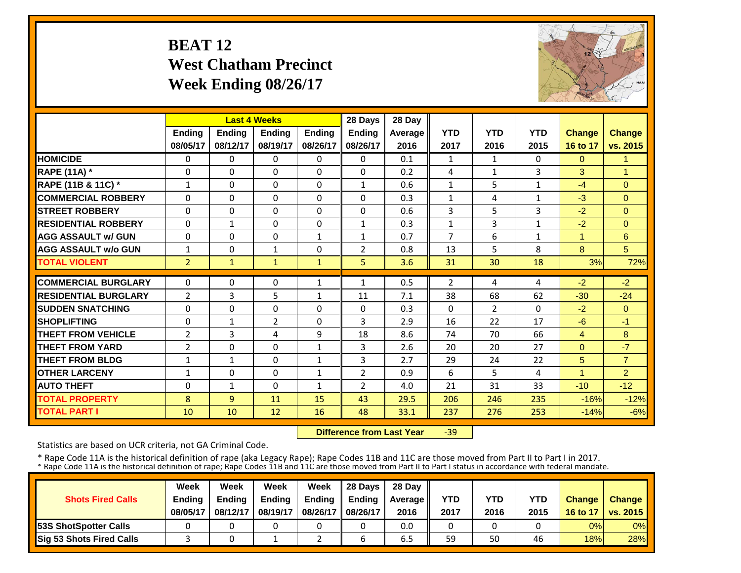# BEAT 12
## West Chatham Precinct
## Week Ending 08/26/17

| | Last 4 Weeks | | | | 28 Days | 28 Day | | | | | |
|---|---|---|---|---|---|---|---|---|---|---|---|
| | Ending 08/05/17 | Ending 08/12/17 | Ending 08/19/17 | Ending 08/26/17 | Ending 08/26/17 | Average 2016 | YTD 2017 | YTD 2016 | YTD 2015 | Change 16 to 17 | Change vs. 2015 |
| HOMICIDE | 0 | 0 | 0 | 0 | 0 | 0.1 | 1 | 1 | 0 | 0 | 1 |
| RAPE (11A) * | 0 | 0 | 0 | 0 | 0 | 0.2 | 4 | 1 | 3 | 3 | 1 |
| RAPE (11B & 11C) * | 1 | 0 | 0 | 0 | 1 | 0.6 | 1 | 5 | 1 | -4 | 0 |
| COMMERCIAL ROBBERY | 0 | 0 | 0 | 0 | 0 | 0.3 | 1 | 4 | 1 | -3 | 0 |
| STREET ROBBERY | 0 | 0 | 0 | 0 | 0 | 0.6 | 3 | 5 | 3 | -2 | 0 |
| RESIDENTIAL ROBBERY | 0 | 1 | 0 | 0 | 1 | 0.3 | 1 | 3 | 1 | -2 | 0 |
| AGG ASSAULT w/ GUN | 0 | 0 | 0 | 1 | 1 | 0.7 | 7 | 6 | 1 | 1 | 6 |
| AGG ASSAULT w/o GUN | 1 | 0 | 1 | 0 | 2 | 0.8 | 13 | 5 | 8 | 8 | 5 |
| TOTAL VIOLENT | 2 | 1 | 1 | 1 | 5 | 3.6 | 31 | 30 | 18 | 3% | 72% |
| COMMERCIAL BURGLARY | 0 | 0 | 0 | 1 | 1 | 0.5 | 2 | 4 | 4 | -2 | -2 |
| RESIDENTIAL BURGLARY | 2 | 3 | 5 | 1 | 11 | 7.1 | 38 | 68 | 62 | -30 | -24 |
| SUDDEN SNATCHING | 0 | 0 | 0 | 0 | 0 | 0.3 | 0 | 2 | 0 | -2 | 0 |
| SHOPLIFTING | 0 | 1 | 2 | 0 | 3 | 2.9 | 16 | 22 | 17 | -6 | -1 |
| THEFT FROM VEHICLE | 2 | 3 | 4 | 9 | 18 | 8.6 | 74 | 70 | 66 | 4 | 8 |
| THEFT FROM YARD | 2 | 0 | 0 | 1 | 3 | 2.6 | 20 | 20 | 27 | 0 | -7 |
| THEFT FROM BLDG | 1 | 1 | 0 | 1 | 3 | 2.7 | 29 | 24 | 22 | 5 | 7 |
| OTHER LARCENY | 1 | 0 | 0 | 1 | 2 | 0.9 | 6 | 5 | 4 | 1 | 2 |
| AUTO THEFT | 0 | 1 | 0 | 1 | 2 | 4.0 | 21 | 31 | 33 | -10 | -12 |
| TOTAL PROPERTY | 8 | 9 | 11 | 15 | 43 | 29.5 | 206 | 246 | 235 | -16% | -12% |
| TOTAL PART I | 10 | 10 | 12 | 16 | 48 | 33.1 | 237 | 276 | 253 | -14% | -6% |

**Difference from Last Year** -39

Statistics are based on UCR criteria, not GA Criminal Code.

\* Rape Code 11A is the historical definition of rape (aka Legacy Rape); Rape Codes 11B and 11C are those moved from Part II to Part I in 2017.
\* Rape Code 11A is the historical definition of rape; Rape Codes 11B and 11C are those moved from Part II to Part I status in accordance with federal mandate.

| Shots Fired Calls | Week Ending 08/05/17 | Week Ending 08/12/17 | Week Ending 08/19/17 | Week Ending 08/26/17 | 28 Days Ending 08/26/17 | 28 Day Average 2016 | YTD 2017 | YTD 2016 | YTD 2015 | Change 16 to 17 | Change vs. 2015 |
|---|---|---|---|---|---|---|---|---|---|---|---|
| 53S ShotSpotter Calls | 0 | 0 | 0 | 0 | 0 | 0.0 | 0 | 0 | 0 | 0% | 0% |
| Sig 53 Shots Fired Calls | 3 | 0 | 1 | 2 | 6 | 6.5 | 59 | 50 | 46 | 18% | 28% |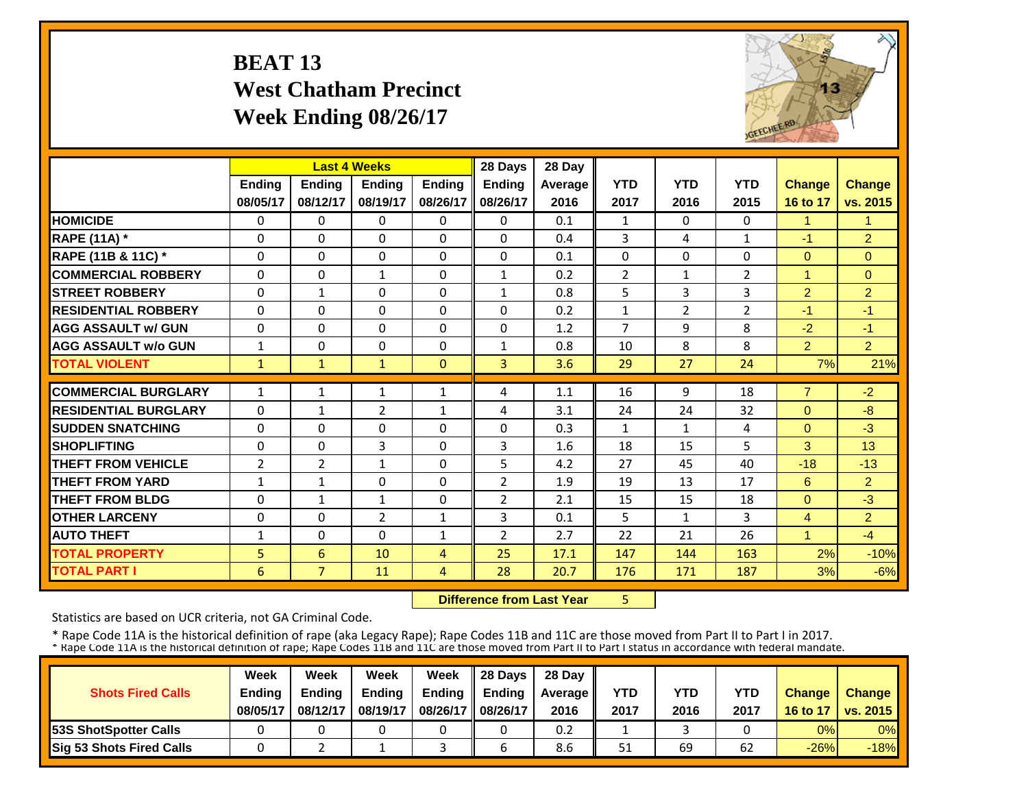# BEAT 13
## West Chatham Precinct
## Week Ending 08/26/17

| | Last 4 Weeks | | | | 28 Days | 28 Day | | | | | |
|---|---|---|---|---|---|---|---|---|---|---|---|
| | Ending 08/05/17 | Ending 08/12/17 | Ending 08/19/17 | Ending 08/26/17 | Ending 08/26/17 | Average 2016 | YTD 2017 | YTD 2016 | YTD 2015 | Change 16 to 17 | Change vs. 2015 |
| HOMICIDE | 0 | 0 | 0 | 0 | 0 | 0.1 | 1 | 0 | 0 | 1 | 1 |
| RAPE (11A) * | 0 | 0 | 0 | 0 | 0 | 0.4 | 3 | 4 | 1 | -1 | 2 |
| RAPE (11B & 11C) * | 0 | 0 | 0 | 0 | 0 | 0.1 | 0 | 0 | 0 | 0 | 0 |
| COMMERCIAL ROBBERY | 0 | 0 | 1 | 0 | 1 | 0.2 | 2 | 1 | 2 | 1 | 0 |
| STREET ROBBERY | 0 | 1 | 0 | 0 | 1 | 0.8 | 5 | 3 | 3 | 2 | 2 |
| RESIDENTIAL ROBBERY | 0 | 0 | 0 | 0 | 0 | 0.2 | 1 | 2 | 2 | -1 | -1 |
| AGG ASSAULT w/ GUN | 0 | 0 | 0 | 0 | 0 | 1.2 | 7 | 9 | 8 | -2 | -1 |
| AGG ASSAULT w/o GUN | 1 | 0 | 0 | 0 | 1 | 0.8 | 10 | 8 | 8 | 2 | 2 |
| TOTAL VIOLENT | 1 | 1 | 1 | 0 | 3 | 3.6 | 29 | 27 | 24 | 7% | 21% |
| COMMERCIAL BURGLARY | 1 | 1 | 1 | 1 | 4 | 1.1 | 16 | 9 | 18 | 7 | -2 |
| RESIDENTIAL BURGLARY | 0 | 1 | 2 | 1 | 4 | 3.1 | 24 | 24 | 32 | 0 | -8 |
| SUDDEN SNATCHING | 0 | 0 | 0 | 0 | 0 | 0.3 | 1 | 1 | 4 | 0 | -3 |
| SHOPLIFTING | 0 | 0 | 3 | 0 | 3 | 1.6 | 18 | 15 | 5 | 3 | 13 |
| THEFT FROM VEHICLE | 2 | 2 | 1 | 0 | 5 | 4.2 | 27 | 45 | 40 | -18 | -13 |
| THEFT FROM YARD | 1 | 1 | 0 | 0 | 2 | 1.9 | 19 | 13 | 17 | 6 | 2 |
| THEFT FROM BLDG | 0 | 1 | 1 | 0 | 2 | 2.1 | 15 | 15 | 18 | 0 | -3 |
| OTHER LARCENY | 0 | 0 | 2 | 1 | 3 | 0.1 | 5 | 1 | 3 | 4 | 2 |
| AUTO THEFT | 1 | 0 | 0 | 1 | 2 | 2.7 | 22 | 21 | 26 | 1 | -4 |
| TOTAL PROPERTY | 5 | 6 | 10 | 4 | 25 | 17.1 | 147 | 144 | 163 | 2% | -10% |
| TOTAL PART I | 6 | 7 | 11 | 4 | 28 | 20.7 | 176 | 171 | 187 | 3% | -6% |

**Difference from Last Year** 5

Statistics are based on UCR criteria, not GA Criminal Code.

\* Rape Code 11A is the historical definition of rape (aka Legacy Rape); Rape Codes 11B and 11C are those moved from Part II to Part I in 2017.
\* Rape Code 11A is the historical definition of rape; Rape Codes 11B and 11C are those moved from Part II to Part I status in accordance with federal mandate.

| Shots Fired Calls | Week Ending 08/05/17 | Week Ending 08/12/17 | Week Ending 08/19/17 | Week Ending 08/26/17 | 28 Days Ending 08/26/17 | 28 Day Average 2016 | YTD 2017 | YTD 2016 | YTD 2017 | Change 16 to 17 | Change vs. 2015 |
|---|---|---|---|---|---|---|---|---|---|---|---|
| 53S ShotSpotter Calls | 0 | 0 | 0 | 0 | 0 | 0.2 | 1 | 3 | 0 | 0% | 0% |
| Sig 53 Shots Fired Calls | 0 | 2 | 1 | 3 | 6 | 8.6 | 51 | 69 | 62 | -26% | -18% |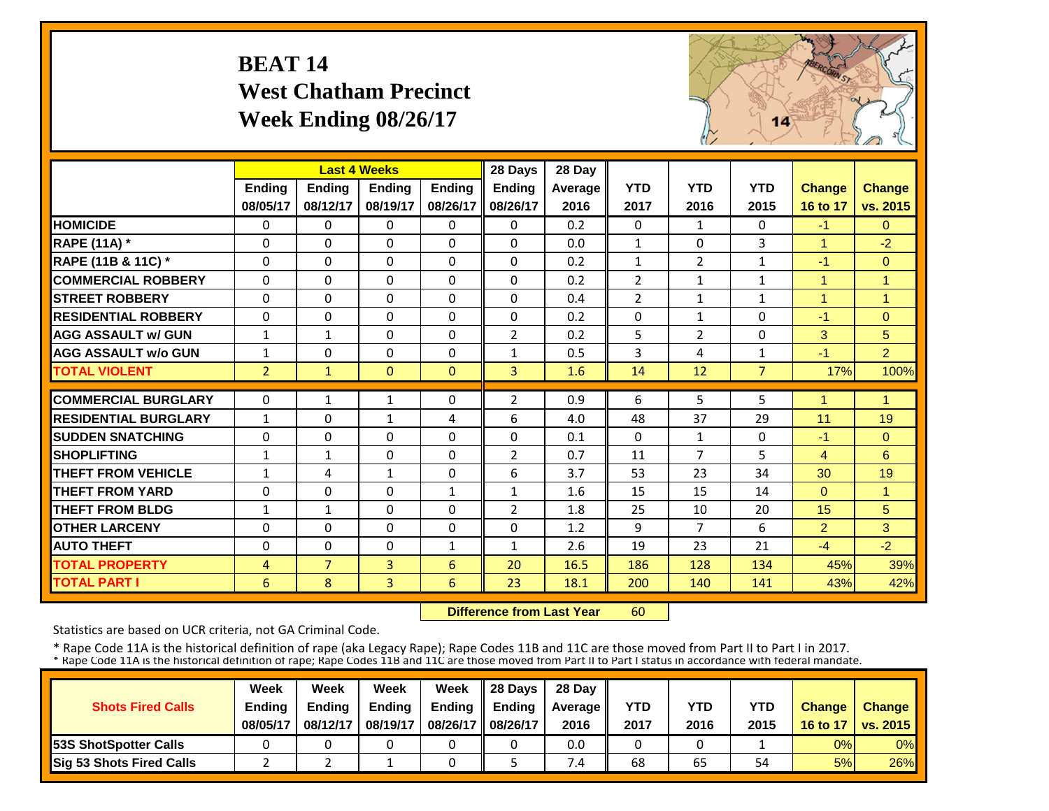# BEAT 14
## West Chatham Precinct
## Week Ending 08/26/17

| | Last 4 Weeks | | | | 28 Days | 28 Day | | | | | |
|---|---|---|---|---|---|---|---|---|---|---|---|
| | Ending 08/05/17 | Ending 08/12/17 | Ending 08/19/17 | Ending 08/26/17 | Ending 08/26/17 | Average 2016 | YTD 2017 | YTD 2016 | YTD 2015 | Change 16 to 17 | Change vs. 2015 |
| HOMICIDE | 0 | 0 | 0 | 0 | 0 | 0.2 | 0 | 1 | 0 | -1 | 0 |
| RAPE (11A) * | 0 | 0 | 0 | 0 | 0 | 0.0 | 1 | 0 | 3 | 1 | -2 |
| RAPE (11B & 11C) * | 0 | 0 | 0 | 0 | 0 | 0.2 | 1 | 2 | 1 | -1 | 0 |
| COMMERCIAL ROBBERY | 0 | 0 | 0 | 0 | 0 | 0.2 | 2 | 1 | 1 | 1 | 1 |
| STREET ROBBERY | 0 | 0 | 0 | 0 | 0 | 0.4 | 2 | 1 | 1 | 1 | 1 |
| RESIDENTIAL ROBBERY | 0 | 0 | 0 | 0 | 0 | 0.2 | 0 | 1 | 0 | -1 | 0 |
| AGG ASSAULT w/ GUN | 1 | 1 | 0 | 0 | 2 | 0.2 | 5 | 2 | 0 | 3 | 5 |
| AGG ASSAULT w/o GUN | 1 | 0 | 0 | 0 | 1 | 0.5 | 3 | 4 | 1 | -1 | 2 |
| TOTAL VIOLENT | 2 | 1 | 0 | 0 | 3 | 1.6 | 14 | 12 | 7 | 17% | 100% |
| COMMERCIAL BURGLARY | 0 | 1 | 1 | 0 | 2 | 0.9 | 6 | 5 | 5 | 1 | 1 |
| RESIDENTIAL BURGLARY | 1 | 0 | 1 | 4 | 6 | 4.0 | 48 | 37 | 29 | 11 | 19 |
| SUDDEN SNATCHING | 0 | 0 | 0 | 0 | 0 | 0.1 | 0 | 1 | 0 | -1 | 0 |
| SHOPLIFTING | 1 | 1 | 0 | 0 | 2 | 0.7 | 11 | 7 | 5 | 4 | 6 |
| THEFT FROM VEHICLE | 1 | 4 | 1 | 0 | 6 | 3.7 | 53 | 23 | 34 | 30 | 19 |
| THEFT FROM YARD | 0 | 0 | 0 | 1 | 1 | 1.6 | 15 | 15 | 14 | 0 | 1 |
| THEFT FROM BLDG | 1 | 1 | 0 | 0 | 2 | 1.8 | 25 | 10 | 20 | 15 | 5 |
| OTHER LARCENY | 0 | 0 | 0 | 0 | 0 | 1.2 | 9 | 7 | 6 | 2 | 3 |
| AUTO THEFT | 0 | 0 | 0 | 1 | 1 | 2.6 | 19 | 23 | 21 | -4 | -2 |
| TOTAL PROPERTY | 4 | 7 | 3 | 6 | 20 | 16.5 | 186 | 128 | 134 | 45% | 39% |
| TOTAL PART I | 6 | 8 | 3 | 6 | 23 | 18.1 | 200 | 140 | 141 | 43% | 42% |

**Difference from Last Year** 60

Statistics are based on UCR criteria, not GA Criminal Code.

\* Rape Code 11A is the historical definition of rape (aka Legacy Rape); Rape Codes 11B and 11C are those moved from Part II to Part I in 2017.
\* Rape Code 11A is the historical definition of rape; Rape Codes 11B and 11C are those moved from Part II to Part I status in accordance with federal mandate.

| Shots Fired Calls | Week Ending 08/05/17 | Week Ending 08/12/17 | Week Ending 08/19/17 | Week Ending 08/26/17 | 28 Days Ending 08/26/17 | 28 Day Average 2016 | YTD 2017 | YTD 2016 | YTD 2015 | Change 16 to 17 | Change vs. 2015 |
|---|---|---|---|---|---|---|---|---|---|---|---|
| 53S ShotSpotter Calls | 0 | 0 | 0 | 0 | 0 | 0.0 | 0 | 0 | 1 | 0% | 0% |
| Sig 53 Shots Fired Calls | 2 | 2 | 1 | 0 | 5 | 7.4 | 68 | 65 | 54 | 5% | 26% |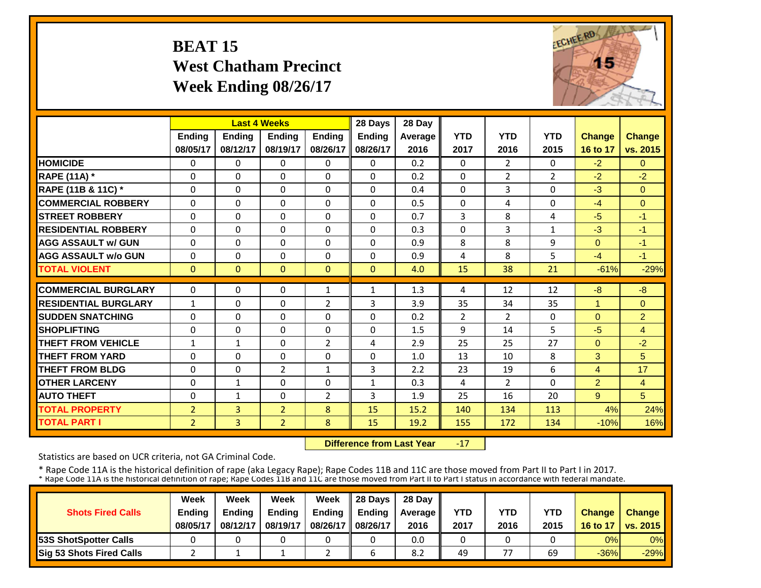# BEAT 15
# West Chatham Precinct
# Week Ending 08/26/17

| | Last 4 Weeks | | | | 28 Days | 28 Day | | | | | |
|---|---|---|---|---|---|---|---|---|---|---|---|
| | Ending 08/05/17 | Ending 08/12/17 | Ending 08/19/17 | Ending 08/26/17 | Ending 08/26/17 | Average 2016 | YTD 2017 | YTD 2016 | YTD 2015 | Change 16 to 17 | Change vs. 2015 |
| HOMICIDE | 0 | 0 | 0 | 0 | 0 | 0.2 | 0 | 2 | 0 | -2 | 0 |
| RAPE (11A) * | 0 | 0 | 0 | 0 | 0 | 0.2 | 0 | 2 | 2 | -2 | -2 |
| RAPE (11B & 11C) * | 0 | 0 | 0 | 0 | 0 | 0.4 | 0 | 3 | 0 | -3 | 0 |
| COMMERCIAL ROBBERY | 0 | 0 | 0 | 0 | 0 | 0.5 | 0 | 4 | 0 | -4 | 0 |
| STREET ROBBERY | 0 | 0 | 0 | 0 | 0 | 0.7 | 3 | 8 | 4 | -5 | -1 |
| RESIDENTIAL ROBBERY | 0 | 0 | 0 | 0 | 0 | 0.3 | 0 | 3 | 1 | -3 | -1 |
| AGG ASSAULT w/ GUN | 0 | 0 | 0 | 0 | 0 | 0.9 | 8 | 8 | 9 | 0 | -1 |
| AGG ASSAULT w/o GUN | 0 | 0 | 0 | 0 | 0 | 0.9 | 4 | 8 | 5 | -4 | -1 |
| TOTAL VIOLENT | 0 | 0 | 0 | 0 | 0 | 4.0 | 15 | 38 | 21 | -61% | -29% |
| COMMERCIAL BURGLARY | 0 | 0 | 0 | 1 | 1 | 1.3 | 4 | 12 | 12 | -8 | -8 |
| RESIDENTIAL BURGLARY | 1 | 0 | 0 | 2 | 3 | 3.9 | 35 | 34 | 35 | 1 | 0 |
| SUDDEN SNATCHING | 0 | 0 | 0 | 0 | 0 | 0.2 | 2 | 2 | 0 | 0 | 2 |
| SHOPLIFTING | 0 | 0 | 0 | 0 | 0 | 1.5 | 9 | 14 | 5 | -5 | 4 |
| THEFT FROM VEHICLE | 1 | 1 | 0 | 2 | 4 | 2.9 | 25 | 25 | 27 | 0 | -2 |
| THEFT FROM YARD | 0 | 0 | 0 | 0 | 0 | 1.0 | 13 | 10 | 8 | 3 | 5 |
| THEFT FROM BLDG | 0 | 0 | 2 | 1 | 3 | 2.2 | 23 | 19 | 6 | 4 | 17 |
| OTHER LARCENY | 0 | 1 | 0 | 0 | 1 | 0.3 | 4 | 2 | 0 | 2 | 4 |
| AUTO THEFT | 0 | 1 | 0 | 2 | 3 | 1.9 | 25 | 16 | 20 | 9 | 5 |
| TOTAL PROPERTY | 2 | 3 | 2 | 8 | 15 | 15.2 | 140 | 134 | 113 | 4% | 24% |
| TOTAL PART I | 2 | 3 | 2 | 8 | 15 | 19.2 | 155 | 172 | 134 | -10% | 16% |

**Difference from Last Year** -17

Statistics are based on UCR criteria, not GA Criminal Code.

* Rape Code 11A is the historical definition of rape (aka Legacy Rape); Rape Codes 11B and 11C are those moved from Part II to Part I in 2017.
* Rape Code 11A is the historical definition of rape; Rape Codes 11B and 11C are those moved from Part II to Part I status in accordance with federal mandate.

| Shots Fired Calls | Week Ending 08/05/17 | Week Ending 08/12/17 | Week Ending 08/19/17 | Week Ending 08/26/17 | 28 Days Ending 08/26/17 | 28 Day Average 2016 | YTD 2017 | YTD 2016 | YTD 2015 | Change 16 to 17 | Change vs. 2015 |
|---|---|---|---|---|---|---|---|---|---|---|---|
| 53S ShotSpotter Calls | 0 | 0 | 0 | 0 | 0 | 0.0 | 0 | 0 | 0 | 0% | 0% |
| Sig 53 Shots Fired Calls | 2 | 1 | 1 | 2 | 6 | 8.2 | 49 | 77 | 69 | -36% | -29% |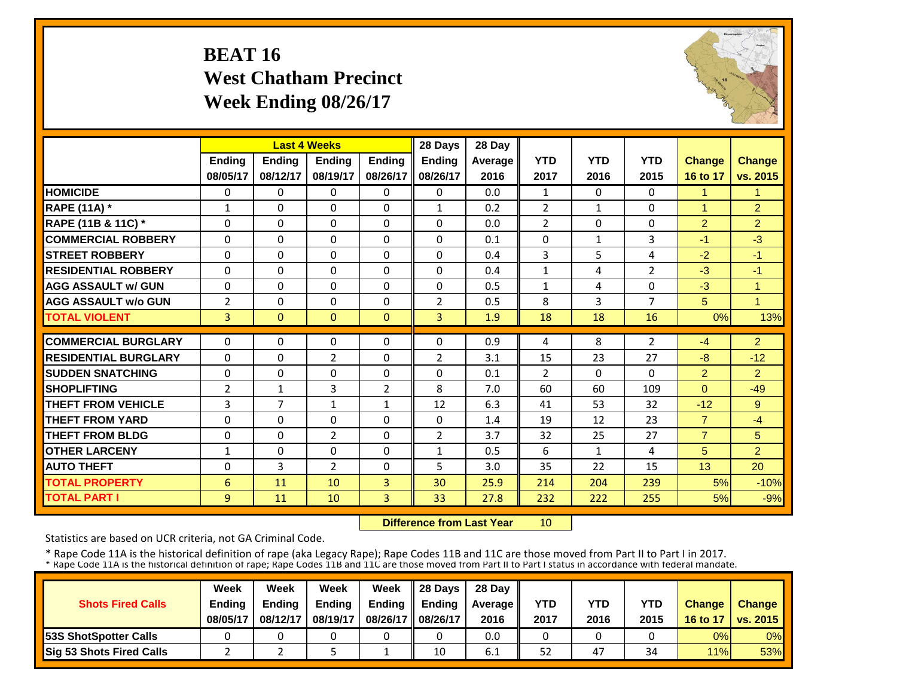# BEAT 16
## West Chatham Precinct
## Week Ending 08/26/17

| | Last 4 Weeks | | | | 28 Days | 28 Day | YTD | YTD | YTD | Change | Change |
|---|---|---|---|---|---|---|---|---|---|---|---|
| | Ending 08/05/17 | Ending 08/12/17 | Ending 08/19/17 | Ending 08/26/17 | Ending 08/26/17 | Average 2016 | 2017 | 2016 | 2015 | 16 to 17 | vs. 2015 |
| **HOMICIDE** | 0 | 0 | 0 | 0 | 0 | 0.0 | 1 | 0 | 0 | 1 | 1 |
| **RAPE (11A) *** | 1 | 0 | 0 | 0 | 1 | 0.2 | 2 | 1 | 0 | 1 | 2 |
| **RAPE (11B & 11C) *** | 0 | 0 | 0 | 0 | 0 | 0.0 | 2 | 0 | 0 | 2 | 2 |
| **COMMERCIAL ROBBERY** | 0 | 0 | 0 | 0 | 0 | 0.1 | 0 | 1 | 3 | -1 | -3 |
| **STREET ROBBERY** | 0 | 0 | 0 | 0 | 0 | 0.4 | 3 | 5 | 4 | -2 | -1 |
| **RESIDENTIAL ROBBERY** | 0 | 0 | 0 | 0 | 0 | 0.4 | 1 | 4 | 2 | -3 | -1 |
| **AGG ASSAULT w/ GUN** | 0 | 0 | 0 | 0 | 0 | 0.5 | 1 | 4 | 0 | -3 | 1 |
| **AGG ASSAULT w/o GUN** | 2 | 0 | 0 | 0 | 2 | 0.5 | 8 | 3 | 7 | 5 | 1 |
| **TOTAL VIOLENT** | 3 | 0 | 0 | 0 | 3 | 1.9 | 18 | 18 | 16 | 0% | 13% |
| **COMMERCIAL BURGLARY** | 0 | 0 | 0 | 0 | 0 | 0.9 | 4 | 8 | 2 | -4 | 2 |
| **RESIDENTIAL BURGLARY** | 0 | 0 | 2 | 0 | 2 | 3.1 | 15 | 23 | 27 | -8 | -12 |
| **SUDDEN SNATCHING** | 0 | 0 | 0 | 0 | 0 | 0.1 | 2 | 0 | 0 | 2 | 2 |
| **SHOPLIFTING** | 2 | 1 | 3 | 2 | 8 | 7.0 | 60 | 60 | 109 | 0 | -49 |
| **THEFT FROM VEHICLE** | 3 | 7 | 1 | 1 | 12 | 6.3 | 41 | 53 | 32 | -12 | 9 |
| **THEFT FROM YARD** | 0 | 0 | 0 | 0 | 0 | 1.4 | 19 | 12 | 23 | 7 | -4 |
| **THEFT FROM BLDG** | 0 | 0 | 2 | 0 | 2 | 3.7 | 32 | 25 | 27 | 7 | 5 |
| **OTHER LARCENY** | 1 | 0 | 0 | 0 | 1 | 0.5 | 6 | 1 | 4 | 5 | 2 |
| **AUTO THEFT** | 0 | 3 | 2 | 0 | 5 | 3.0 | 35 | 22 | 15 | 13 | 20 |
| **TOTAL PROPERTY** | 6 | 11 | 10 | 3 | 30 | 25.9 | 214 | 204 | 239 | 5% | -10% |
| **TOTAL PART I** | 9 | 11 | 10 | 3 | 33 | 27.8 | 232 | 222 | 255 | 5% | -9% |

**Difference from Last Year** 10

Statistics are based on UCR criteria, not GA Criminal Code.

* Rape Code 11A is the historical definition of rape (aka Legacy Rape); Rape Codes 11B and 11C are those moved from Part II to Part I in 2017.
* Rape Code 11A is the historical definition of rape; Rape Codes 11B and 11C are those moved from Part II to Part I status in accordance with federal mandate.

| Shots Fired Calls | Week Ending 08/05/17 | Week Ending 08/12/17 | Week Ending 08/19/17 | Week Ending 08/26/17 | 28 Days Ending 08/26/17 | 28 Day Average 2016 | YTD 2017 | YTD 2016 | YTD 2015 | Change 16 to 17 | Change vs. 2015 |
|---|---|---|---|---|---|---|---|---|---|---|---|
| **53S ShotSpotter Calls** | 0 | 0 | 0 | 0 | 0 | 0.0 | 0 | 0 | 0 | 0% | 0% |
| **Sig 53 Shots Fired Calls** | 2 | 2 | 5 | 1 | 10 | 6.1 | 52 | 47 | 34 | 11% | 53% |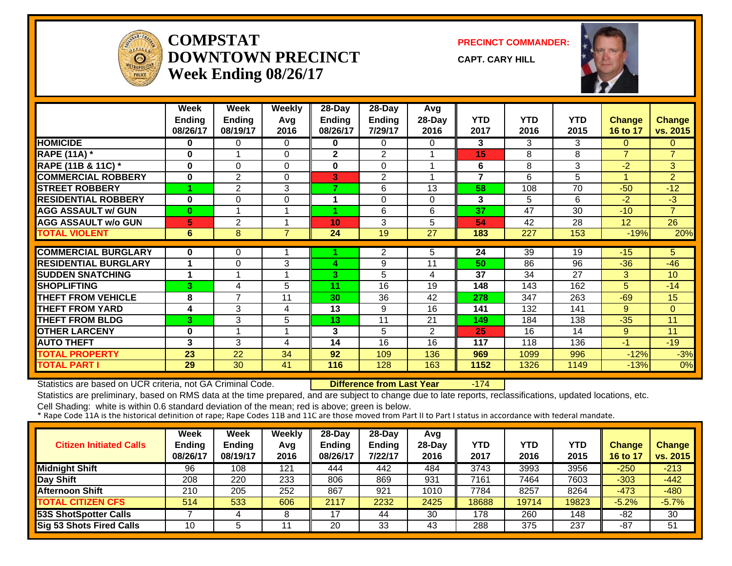# COMPSTAT
# DOWNTOWN PRECINCT
## Week Ending 08/26/17

**PRECINCT COMMANDER:**

**CAPT. CARY HILL**

| | Week Ending 08/26/17 | Week Ending 08/19/17 | Weekly Avg 2016 | 28-Day Ending 08/26/17 | 28-Day Ending 7/29/17 | Avg 28-Day 2016 | YTD 2017 | YTD 2016 | YTD 2015 | Change 16 to 17 | Change vs. 2015 |
|---|---|---|---|---|---|---|---|---|---|---|---|
| **HOMICIDE** | 0 | 0 | 0 | 0 | 0 | 0 | 3 | 3 | 3 | 0 | 0 |
| **RAPE (11A) *** | 0 | 1 | 0 | 2 | 2 | 1 | 15 | 8 | 8 | 7 | 7 |
| **RAPE (11B & 11C) *** | 0 | 0 | 0 | 0 | 0 | 1 | 6 | 8 | 3 | -2 | 3 |
| **COMMERCIAL ROBBERY** | 0 | 2 | 0 | 3 | 2 | 1 | 7 | 6 | 5 | 1 | 2 |
| **STREET ROBBERY** | 1 | 2 | 3 | 7 | 6 | 13 | 58 | 108 | 70 | -50 | -12 |
| **RESIDENTIAL ROBBERY** | 0 | 0 | 0 | 1 | 0 | 0 | 3 | 5 | 6 | -2 | -3 |
| **AGG ASSAULT w/ GUN** | 0 | 1 | 1 | 1 | 6 | 6 | 37 | 47 | 30 | -10 | 7 |
| **AGG ASSAULT w/o GUN** | 5 | 2 | 1 | 10 | 3 | 5 | 54 | 42 | 28 | 12 | 26 |
| **TOTAL VIOLENT** | 6 | 8 | 7 | 24 | 19 | 27 | 183 | 227 | 153 | -19% | 20% |
| **COMMERCIAL BURGLARY** | 0 | 0 | 1 | 1 | 2 | 5 | 24 | 39 | 19 | -15 | 5 |
| **RESIDENTIAL BURGLARY** | 1 | 0 | 3 | 4 | 9 | 11 | 50 | 86 | 96 | -36 | -46 |
| **SUDDEN SNATCHING** | 1 | 1 | 1 | 3 | 5 | 4 | 37 | 34 | 27 | 3 | 10 |
| **SHOPLIFTING** | 3 | 4 | 5 | 11 | 16 | 19 | 148 | 143 | 162 | 5 | -14 |
| **THEFT FROM VEHICLE** | 8 | 7 | 11 | 30 | 36 | 42 | 278 | 347 | 263 | -69 | 15 |
| **THEFT FROM YARD** | 4 | 3 | 4 | 13 | 9 | 16 | 141 | 132 | 141 | 9 | 0 |
| **THEFT FROM BLDG** | 3 | 3 | 5 | 13 | 11 | 21 | 149 | 184 | 138 | -35 | 11 |
| **OTHER LARCENY** | 0 | 1 | 1 | 3 | 5 | 2 | 25 | 16 | 14 | 9 | 11 |
| **AUTO THEFT** | 3 | 3 | 4 | 14 | 16 | 16 | 117 | 118 | 136 | -1 | -19 |
| **TOTAL PROPERTY** | 23 | 22 | 34 | 92 | 109 | 136 | 969 | 1099 | 996 | -12% | -3% |
| **TOTAL PART I** | 29 | 30 | 41 | 116 | 128 | 163 | 1152 | 1326 | 1149 | -13% | 0% |

Statistics are based on UCR criteria, not GA Criminal Code. **Difference from Last Year** -174

Statistics are preliminary, based on RMS data at the time prepared, and are subject to change due to late reports, reclassifications, updated locations, etc.

Cell Shading: white is within 0.6 standard deviation of the mean; red is above; green is below.

\* Rape Code 11A is the historical definition of rape; Rape Codes 11B and 11C are those moved from Part II to Part I status in accordance with federal mandate.

| Citizen Initiated Calls | Week Ending 08/26/17 | Week Ending 08/19/17 | Weekly Avg 2016 | 28-Day Ending 08/26/17 | 28-Day Ending 7/22/17 | Avg 28-Day 2016 | YTD 2017 | YTD 2016 | YTD 2015 | Change 16 to 17 | Change vs. 2015 |
|---|---|---|---|---|---|---|---|---|---|---|---|
| **Midnight Shift** | 96 | 108 | 121 | 444 | 442 | 484 | 3743 | 3993 | 3956 | -250 | -213 |
| **Day Shift** | 208 | 220 | 233 | 806 | 869 | 931 | 7161 | 7464 | 7603 | -303 | -442 |
| **Afternoon Shift** | 210 | 205 | 252 | 867 | 921 | 1010 | 7784 | 8257 | 8264 | -473 | -480 |
| **TOTAL CITIZEN CFS** | 514 | 533 | 606 | 2117 | 2232 | 2425 | 18688 | 19714 | 19823 | -5.2% | -5.7% |
| **53S ShotSpotter Calls** | 7 | 4 | 8 | 17 | 44 | 30 | 178 | 260 | 148 | -82 | 30 |
| **Sig 53 Shots Fired Calls** | 10 | 5 | 11 | 20 | 33 | 43 | 288 | 375 | 237 | -87 | 51 |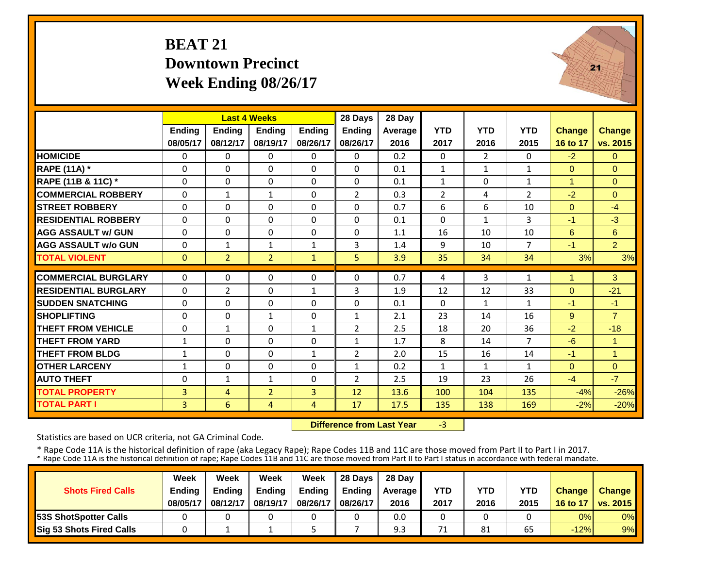# BEAT 21
## Downtown Precinct
## Week Ending 08/26/17

| | Last 4 Weeks | | | | 28 Days | 28 Day | | | | | |
|---|---|---|---|---|---|---|---|---|---|---|---|
| | Ending 08/05/17 | Ending 08/12/17 | Ending 08/19/17 | Ending 08/26/17 | Ending 08/26/17 | Average 2016 | YTD 2017 | YTD 2016 | YTD 2015 | Change 16 to 17 | Change vs. 2015 |
| HOMICIDE | 0 | 0 | 0 | 0 | 0 | 0.2 | 0 | 2 | 0 | -2 | 0 |
| RAPE (11A) * | 0 | 0 | 0 | 0 | 0 | 0.1 | 1 | 1 | 1 | 0 | 0 |
| RAPE (11B & 11C) * | 0 | 0 | 0 | 0 | 0 | 0.1 | 1 | 0 | 1 | 1 | 0 |
| COMMERCIAL ROBBERY | 0 | 1 | 1 | 0 | 2 | 0.3 | 2 | 4 | 2 | -2 | 0 |
| STREET ROBBERY | 0 | 0 | 0 | 0 | 0 | 0.7 | 6 | 6 | 10 | 0 | -4 |
| RESIDENTIAL ROBBERY | 0 | 0 | 0 | 0 | 0 | 0.1 | 0 | 1 | 3 | -1 | -3 |
| AGG ASSAULT w/ GUN | 0 | 0 | 0 | 0 | 0 | 1.1 | 16 | 10 | 10 | 6 | 6 |
| AGG ASSAULT w/o GUN | 0 | 1 | 1 | 1 | 3 | 1.4 | 9 | 10 | 7 | -1 | 2 |
| TOTAL VIOLENT | 0 | 2 | 2 | 1 | 5 | 3.9 | 35 | 34 | 34 | 3% | 3% |
| COMMERCIAL BURGLARY | 0 | 0 | 0 | 0 | 0 | 0.7 | 4 | 3 | 1 | 1 | 3 |
| RESIDENTIAL BURGLARY | 0 | 2 | 0 | 1 | 3 | 1.9 | 12 | 12 | 33 | 0 | -21 |
| SUDDEN SNATCHING | 0 | 0 | 0 | 0 | 0 | 0.1 | 0 | 1 | 1 | -1 | -1 |
| SHOPLIFTING | 0 | 0 | 1 | 0 | 1 | 2.1 | 23 | 14 | 16 | 9 | 7 |
| THEFT FROM VEHICLE | 0 | 1 | 0 | 1 | 2 | 2.5 | 18 | 20 | 36 | -2 | -18 |
| THEFT FROM YARD | 1 | 0 | 0 | 0 | 1 | 1.7 | 8 | 14 | 7 | -6 | 1 |
| THEFT FROM BLDG | 1 | 0 | 0 | 1 | 2 | 2.0 | 15 | 16 | 14 | -1 | 1 |
| OTHER LARCENY | 1 | 0 | 0 | 0 | 1 | 0.2 | 1 | 1 | 1 | 0 | 0 |
| AUTO THEFT | 0 | 1 | 1 | 0 | 2 | 2.5 | 19 | 23 | 26 | -4 | -7 |
| TOTAL PROPERTY | 3 | 4 | 2 | 3 | 12 | 13.6 | 100 | 104 | 135 | -4% | -26% |
| TOTAL PART I | 3 | 6 | 4 | 4 | 17 | 17.5 | 135 | 138 | 169 | -2% | -20% |

**Difference from Last Year** -3

Statistics are based on UCR criteria, not GA Criminal Code.

* Rape Code 11A is the historical definition of rape (aka Legacy Rape); Rape Codes 11B and 11C are those moved from Part II to Part I in 2017.

* Rape Code 11A is the historical definition of rape; Rape Codes 11B and 11C are those moved from Part II to Part I status in accordance with federal mandate.

| Shots Fired Calls | Week Ending 08/05/17 | Week Ending 08/12/17 | Week Ending 08/19/17 | Week Ending 08/26/17 | 28 Days Ending 08/26/17 | 28 Day Average 2016 | YTD 2017 | YTD 2016 | YTD 2015 | Change 16 to 17 | Change vs. 2015 |
|---|---|---|---|---|---|---|---|---|---|---|---|
| 53S ShotSpotter Calls | 0 | 0 | 0 | 0 | 0 | 0.0 | 0 | 0 | 0 | 0% | 0% |
| Sig 53 Shots Fired Calls | 0 | 1 | 1 | 5 | 7 | 9.3 | 71 | 81 | 65 | -12% | 9% |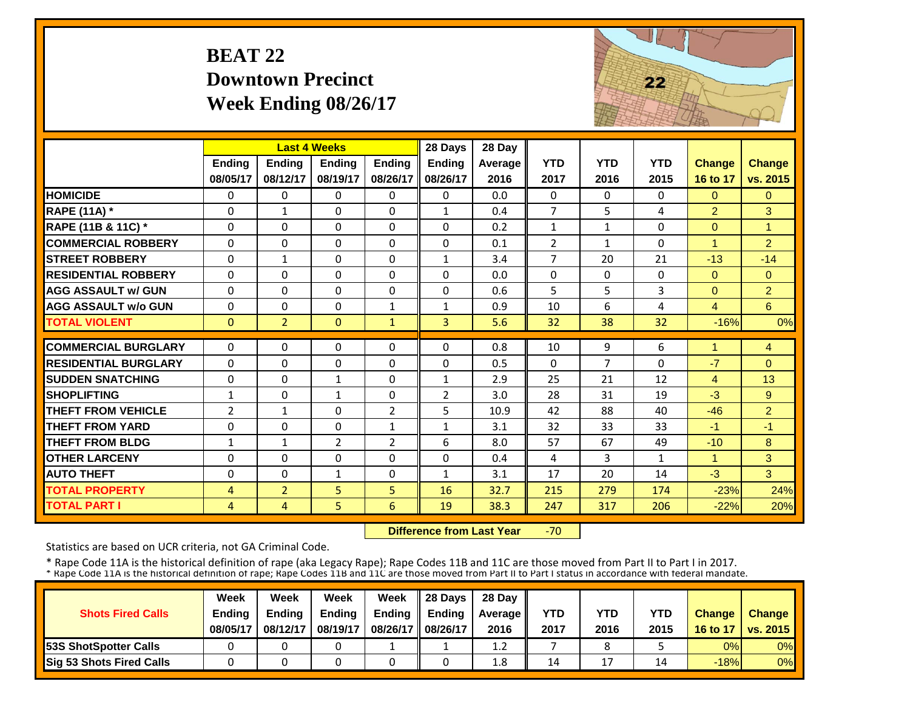# BEAT 22
## Downtown Precinct
## Week Ending 08/26/17

| | Last 4 Weeks | | | | 28 Days | 28 Day | | | | | |
|---|---|---|---|---|---|---|---|---|---|---|---|
| | Ending 08/05/17 | Ending 08/12/17 | Ending 08/19/17 | Ending 08/26/17 | Ending 08/26/17 | Average 2016 | YTD 2017 | YTD 2016 | YTD 2015 | Change 16 to 17 | Change vs. 2015 |
| **HOMICIDE** | 0 | 0 | 0 | 0 | 0 | 0.0 | 0 | 0 | 0 | 0 | 0 |
| **RAPE (11A) *** | 0 | 1 | 0 | 0 | 1 | 0.4 | 7 | 5 | 4 | 2 | 3 |
| **RAPE (11B & 11C) *** | 0 | 0 | 0 | 0 | 0 | 0.2 | 1 | 1 | 0 | 0 | 1 |
| **COMMERCIAL ROBBERY** | 0 | 0 | 0 | 0 | 0 | 0.1 | 2 | 1 | 0 | 1 | 2 |
| **STREET ROBBERY** | 0 | 1 | 0 | 0 | 1 | 3.4 | 7 | 20 | 21 | -13 | -14 |
| **RESIDENTIAL ROBBERY** | 0 | 0 | 0 | 0 | 0 | 0.0 | 0 | 0 | 0 | 0 | 0 |
| **AGG ASSAULT w/ GUN** | 0 | 0 | 0 | 0 | 0 | 0.6 | 5 | 5 | 3 | 0 | 2 |
| **AGG ASSAULT w/o GUN** | 0 | 0 | 0 | 1 | 1 | 0.9 | 10 | 6 | 4 | 4 | 6 |
| **TOTAL VIOLENT** | 0 | 2 | 0 | 1 | 3 | 5.6 | 32 | 38 | 32 | -16% | 0% |
| **COMMERCIAL BURGLARY** | 0 | 0 | 0 | 0 | 0 | 0.8 | 10 | 9 | 6 | 1 | 4 |
| **RESIDENTIAL BURGLARY** | 0 | 0 | 0 | 0 | 0 | 0.5 | 0 | 7 | 0 | -7 | 0 |
| **SUDDEN SNATCHING** | 0 | 0 | 1 | 0 | 1 | 2.9 | 25 | 21 | 12 | 4 | 13 |
| **SHOPLIFTING** | 1 | 0 | 1 | 0 | 2 | 3.0 | 28 | 31 | 19 | -3 | 9 |
| **THEFT FROM VEHICLE** | 2 | 1 | 0 | 2 | 5 | 10.9 | 42 | 88 | 40 | -46 | 2 |
| **THEFT FROM YARD** | 0 | 0 | 0 | 1 | 1 | 3.1 | 32 | 33 | 33 | -1 | -1 |
| **THEFT FROM BLDG** | 1 | 1 | 2 | 2 | 6 | 8.0 | 57 | 67 | 49 | -10 | 8 |
| **OTHER LARCENY** | 0 | 0 | 0 | 0 | 0 | 0.4 | 4 | 3 | 1 | 1 | 3 |
| **AUTO THEFT** | 0 | 0 | 1 | 0 | 1 | 3.1 | 17 | 20 | 14 | -3 | 3 |
| **TOTAL PROPERTY** | 4 | 2 | 5 | 5 | 16 | 32.7 | 215 | 279 | 174 | -23% | 24% |
| **TOTAL PART I** | 4 | 4 | 5 | 6 | 19 | 38.3 | 247 | 317 | 206 | -22% | 20% |

**Difference from Last Year** -70

Statistics are based on UCR criteria, not GA Criminal Code.

* Rape Code 11A is the historical definition of rape (aka Legacy Rape); Rape Codes 11B and 11C are those moved from Part II to Part I in 2017.
* Rape Code 11A is the historical definition of rape; Rape Codes 11B and 11C are those moved from Part II to Part I status in accordance with federal mandate.

| Shots Fired Calls | Week Ending 08/05/17 | Week Ending 08/12/17 | Week Ending 08/19/17 | Week Ending 08/26/17 | 28 Days Ending 08/26/17 | 28 Day Average 2016 | YTD 2017 | YTD 2016 | YTD 2015 | Change 16 to 17 | Change vs. 2015 |
|---|---|---|---|---|---|---|---|---|---|---|---|
| **53S ShotSpotter Calls** | 0 | 0 | 0 | 1 | 1 | 1.2 | 7 | 8 | 5 | 0% | 0% |
| **Sig 53 Shots Fired Calls** | 0 | 0 | 0 | 0 | 0 | 1.8 | 14 | 17 | 14 | -18% | 0% |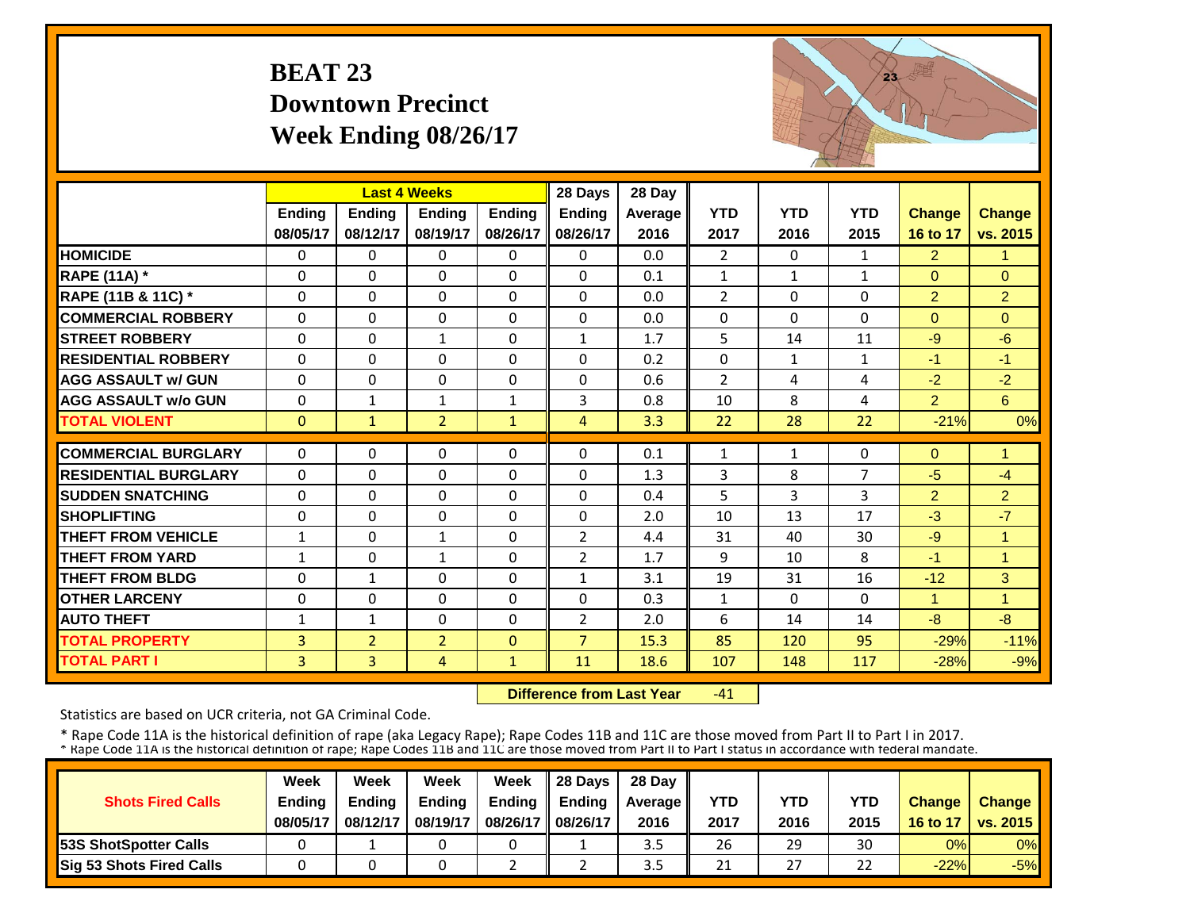# BEAT 23
## Downtown Precinct
## Week Ending 08/26/17

| | Last 4 Weeks | | | | 28 Days | 28 Day | | | | | |
|---|---|---|---|---|---|---|---|---|---|---|---|
| | Ending 08/05/17 | Ending 08/12/17 | Ending 08/19/17 | Ending 08/26/17 | Ending 08/26/17 | Average 2016 | YTD 2017 | YTD 2016 | YTD 2015 | Change 16 to 17 | Change vs. 2015 |
| **HOMICIDE** | 0 | 0 | 0 | 0 | 0 | 0.0 | 2 | 0 | 1 | 2 | 1 |
| **RAPE (11A) *** | 0 | 0 | 0 | 0 | 0 | 0.1 | 1 | 1 | 1 | 0 | 0 |
| **RAPE (11B & 11C) *** | 0 | 0 | 0 | 0 | 0 | 0.0 | 2 | 0 | 0 | 2 | 2 |
| **COMMERCIAL ROBBERY** | 0 | 0 | 0 | 0 | 0 | 0.0 | 0 | 0 | 0 | 0 | 0 |
| **STREET ROBBERY** | 0 | 0 | 1 | 0 | 1 | 1.7 | 5 | 14 | 11 | -9 | -6 |
| **RESIDENTIAL ROBBERY** | 0 | 0 | 0 | 0 | 0 | 0.2 | 0 | 1 | 1 | -1 | -1 |
| **AGG ASSAULT w/ GUN** | 0 | 0 | 0 | 0 | 0 | 0.6 | 2 | 4 | 4 | -2 | -2 |
| **AGG ASSAULT w/o GUN** | 0 | 1 | 1 | 1 | 3 | 0.8 | 10 | 8 | 4 | 2 | 6 |
| **TOTAL VIOLENT** | 0 | 1 | 2 | 1 | 4 | 3.3 | 22 | 28 | 22 | -21% | 0% |
| **COMMERCIAL BURGLARY** | 0 | 0 | 0 | 0 | 0 | 0.1 | 1 | 1 | 0 | 0 | 1 |
| **RESIDENTIAL BURGLARY** | 0 | 0 | 0 | 0 | 0 | 1.3 | 3 | 8 | 7 | -5 | -4 |
| **SUDDEN SNATCHING** | 0 | 0 | 0 | 0 | 0 | 0.4 | 5 | 3 | 3 | 2 | 2 |
| **SHOPLIFTING** | 0 | 0 | 0 | 0 | 0 | 2.0 | 10 | 13 | 17 | -3 | -7 |
| **THEFT FROM VEHICLE** | 1 | 0 | 1 | 0 | 2 | 4.4 | 31 | 40 | 30 | -9 | 1 |
| **THEFT FROM YARD** | 1 | 0 | 1 | 0 | 2 | 1.7 | 9 | 10 | 8 | -1 | 1 |
| **THEFT FROM BLDG** | 0 | 1 | 0 | 0 | 1 | 3.1 | 19 | 31 | 16 | -12 | 3 |
| **OTHER LARCENY** | 0 | 0 | 0 | 0 | 0 | 0.3 | 1 | 0 | 0 | 1 | 1 |
| **AUTO THEFT** | 1 | 1 | 0 | 0 | 2 | 2.0 | 6 | 14 | 14 | -8 | -8 |
| **TOTAL PROPERTY** | 3 | 2 | 2 | 0 | 7 | 15.3 | 85 | 120 | 95 | -29% | -11% |
| **TOTAL PART I** | 3 | 3 | 4 | 1 | 11 | 18.6 | 107 | 148 | 117 | -28% | -9% |

**Difference from Last Year** -41

Statistics are based on UCR criteria, not GA Criminal Code.

\* Rape Code 11A is the historical definition of rape (aka Legacy Rape); Rape Codes 11B and 11C are those moved from Part II to Part I in 2017.
\* Rape Code 11A is the historical definition of rape; Rape Codes 11B and 11C are those moved from Part II to Part I status in accordance with federal mandate.

| Shots Fired Calls | Week Ending 08/05/17 | Week Ending 08/12/17 | Week Ending 08/19/17 | Week Ending 08/26/17 | 28 Days Ending 08/26/17 | 28 Day Average 2016 | YTD 2017 | YTD 2016 | YTD 2015 | Change 16 to 17 | Change vs. 2015 |
|---|---|---|---|---|---|---|---|---|---|---|---|
| **53S ShotSpotter Calls** | 0 | 1 | 0 | 0 | 1 | 3.5 | 26 | 29 | 30 | 0% | 0% |
| **Sig 53 Shots Fired Calls** | 0 | 0 | 0 | 2 | 2 | 3.5 | 21 | 27 | 22 | -22% | -5% |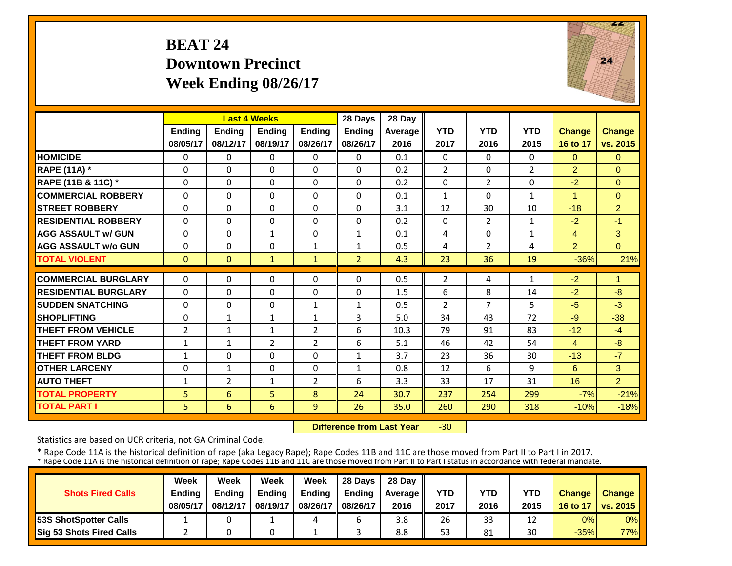# BEAT 24
## Downtown Precinct
## Week Ending 08/26/17

| | Last 4 Weeks | | | | 28 Days | 28 Day | | | | | |
|---|---|---|---|---|---|---|---|---|---|---|---|
| | Ending 08/05/17 | Ending 08/12/17 | Ending 08/19/17 | Ending 08/26/17 | Ending 08/26/17 | Average 2016 | YTD 2017 | YTD 2016 | YTD 2015 | Change 16 to 17 | Change vs. 2015 |
| HOMICIDE | 0 | 0 | 0 | 0 | 0 | 0.1 | 0 | 0 | 0 | 0 | 0 |
| RAPE (11A) * | 0 | 0 | 0 | 0 | 0 | 0.2 | 2 | 0 | 2 | 2 | 0 |
| RAPE (11B & 11C) * | 0 | 0 | 0 | 0 | 0 | 0.2 | 0 | 2 | 0 | -2 | 0 |
| COMMERCIAL ROBBERY | 0 | 0 | 0 | 0 | 0 | 0.1 | 1 | 0 | 1 | 1 | 0 |
| STREET ROBBERY | 0 | 0 | 0 | 0 | 0 | 3.1 | 12 | 30 | 10 | -18 | 2 |
| RESIDENTIAL ROBBERY | 0 | 0 | 0 | 0 | 0 | 0.2 | 0 | 2 | 1 | -2 | -1 |
| AGG ASSAULT w/ GUN | 0 | 0 | 1 | 0 | 1 | 0.1 | 4 | 0 | 1 | 4 | 3 |
| AGG ASSAULT w/o GUN | 0 | 0 | 0 | 1 | 1 | 0.5 | 4 | 2 | 4 | 2 | 0 |
| TOTAL VIOLENT | 0 | 0 | 1 | 1 | 2 | 4.3 | 23 | 36 | 19 | -36% | 21% |
| COMMERCIAL BURGLARY | 0 | 0 | 0 | 0 | 0 | 0.5 | 2 | 4 | 1 | -2 | 1 |
| RESIDENTIAL BURGLARY | 0 | 0 | 0 | 0 | 0 | 1.5 | 6 | 8 | 14 | -2 | -8 |
| SUDDEN SNATCHING | 0 | 0 | 0 | 1 | 1 | 0.5 | 2 | 7 | 5 | -5 | -3 |
| SHOPLIFTING | 0 | 1 | 1 | 1 | 3 | 5.0 | 34 | 43 | 72 | -9 | -38 |
| THEFT FROM VEHICLE | 2 | 1 | 1 | 2 | 6 | 10.3 | 79 | 91 | 83 | -12 | -4 |
| THEFT FROM YARD | 1 | 1 | 2 | 2 | 6 | 5.1 | 46 | 42 | 54 | 4 | -8 |
| THEFT FROM BLDG | 1 | 0 | 0 | 0 | 1 | 3.7 | 23 | 36 | 30 | -13 | -7 |
| OTHER LARCENY | 0 | 1 | 0 | 0 | 1 | 0.8 | 12 | 6 | 9 | 6 | 3 |
| AUTO THEFT | 1 | 2 | 1 | 2 | 6 | 3.3 | 33 | 17 | 31 | 16 | 2 |
| TOTAL PROPERTY | 5 | 6 | 5 | 8 | 24 | 30.7 | 237 | 254 | 299 | -7% | -21% |
| TOTAL PART I | 5 | 6 | 6 | 9 | 26 | 35.0 | 260 | 290 | 318 | -10% | -18% |

**Difference from Last Year** -30

Statistics are based on UCR criteria, not GA Criminal Code.

* Rape Code 11A is the historical definition of rape (aka Legacy Rape); Rape Codes 11B and 11C are those moved from Part II to Part I in 2017.
* Rape Code 11A is the historical definition of rape; Rape Codes 11B and 11C are those moved from Part II to Part I status in accordance with federal mandate.

| Shots Fired Calls | Week Ending 08/05/17 | Week Ending 08/12/17 | Week Ending 08/19/17 | Week Ending 08/26/17 | 28 Days Ending 08/26/17 | 28 Day Average 2016 | YTD 2017 | YTD 2016 | YTD 2015 | Change 16 to 17 | Change vs. 2015 |
|---|---|---|---|---|---|---|---|---|---|---|---|
| 53S ShotSpotter Calls | 1 | 0 | 1 | 4 | 6 | 3.8 | 26 | 33 | 12 | 0% | 0% |
| Sig 53 Shots Fired Calls | 2 | 0 | 0 | 1 | 3 | 8.8 | 53 | 81 | 30 | -35% | 77% |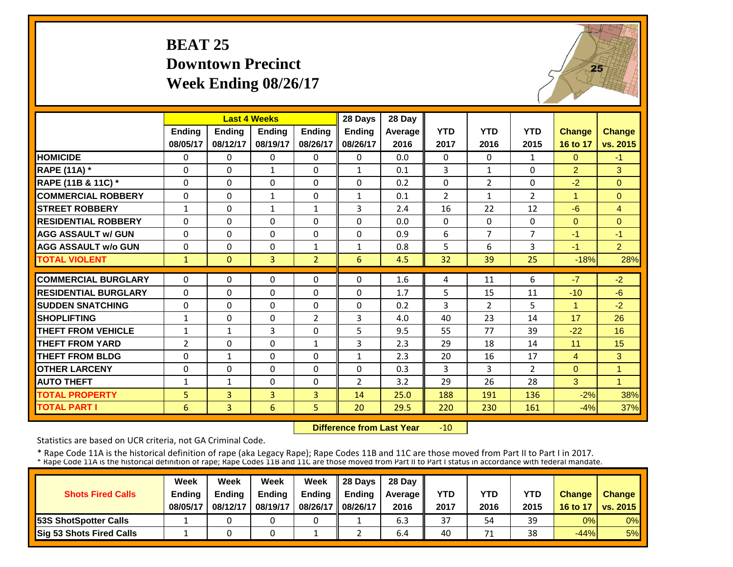# BEAT 25
## Downtown Precinct
## Week Ending 08/26/17

| | Last 4 Weeks | | | | 28 Days | 28 Day | | | | | |
|---|---|---|---|---|---|---|---|---|---|---|---|
| | Ending 08/05/17 | Ending 08/12/17 | Ending 08/19/17 | Ending 08/26/17 | Ending 08/26/17 | Average 2016 | YTD 2017 | YTD 2016 | YTD 2015 | Change 16 to 17 | Change vs. 2015 |
| **HOMICIDE** | 0 | 0 | 0 | 0 | 0 | 0.0 | 0 | 0 | 1 | 0 | -1 |
| **RAPE (11A) *** | 0 | 0 | 1 | 0 | 1 | 0.1 | 3 | 1 | 0 | 2 | 3 |
| **RAPE (11B & 11C) *** | 0 | 0 | 0 | 0 | 0 | 0.2 | 0 | 2 | 0 | -2 | 0 |
| **COMMERCIAL ROBBERY** | 0 | 0 | 1 | 0 | 1 | 0.1 | 2 | 1 | 2 | 1 | 0 |
| **STREET ROBBERY** | 1 | 0 | 1 | 1 | 3 | 2.4 | 16 | 22 | 12 | -6 | 4 |
| **RESIDENTIAL ROBBERY** | 0 | 0 | 0 | 0 | 0 | 0.0 | 0 | 0 | 0 | 0 | 0 |
| **AGG ASSAULT w/ GUN** | 0 | 0 | 0 | 0 | 0 | 0.9 | 6 | 7 | 7 | -1 | -1 |
| **AGG ASSAULT w/o GUN** | 0 | 0 | 0 | 1 | 1 | 0.8 | 5 | 6 | 3 | -1 | 2 |
| **TOTAL VIOLENT** | 1 | 0 | 3 | 2 | 6 | 4.5 | 32 | 39 | 25 | -18% | 28% |
| **COMMERCIAL BURGLARY** | 0 | 0 | 0 | 0 | 0 | 1.6 | 4 | 11 | 6 | -7 | -2 |
| **RESIDENTIAL BURGLARY** | 0 | 0 | 0 | 0 | 0 | 1.7 | 5 | 15 | 11 | -10 | -6 |
| **SUDDEN SNATCHING** | 0 | 0 | 0 | 0 | 0 | 0.2 | 3 | 2 | 5 | 1 | -2 |
| **SHOPLIFTING** | 1 | 0 | 0 | 2 | 3 | 4.0 | 40 | 23 | 14 | 17 | 26 |
| **THEFT FROM VEHICLE** | 1 | 1 | 3 | 0 | 5 | 9.5 | 55 | 77 | 39 | -22 | 16 |
| **THEFT FROM YARD** | 2 | 0 | 0 | 1 | 3 | 2.3 | 29 | 18 | 14 | 11 | 15 |
| **THEFT FROM BLDG** | 0 | 1 | 0 | 0 | 1 | 2.3 | 20 | 16 | 17 | 4 | 3 |
| **OTHER LARCENY** | 0 | 0 | 0 | 0 | 0 | 0.3 | 3 | 3 | 2 | 0 | 1 |
| **AUTO THEFT** | 1 | 1 | 0 | 0 | 2 | 3.2 | 29 | 26 | 28 | 3 | 1 |
| **TOTAL PROPERTY** | 5 | 3 | 3 | 3 | 14 | 25.0 | 188 | 191 | 136 | -2% | 38% |
| **TOTAL PART I** | 6 | 3 | 6 | 5 | 20 | 29.5 | 220 | 230 | 161 | -4% | 37% |

**Difference from Last Year** -10

Statistics are based on UCR criteria, not GA Criminal Code.

* Rape Code 11A is the historical definition of rape (aka Legacy Rape); Rape Codes 11B and 11C are those moved from Part II to Part I in 2017.
* Rape Code 11A is the historical definition of rape; Rape Codes 11B and 11C are those moved from Part II to Part I status in accordance with federal mandate.

| Shots Fired Calls | Week Ending 08/05/17 | Week Ending 08/12/17 | Week Ending 08/19/17 | Week Ending 08/26/17 | 28 Days Ending 08/26/17 | 28 Day Average 2016 | YTD 2017 | YTD 2016 | YTD 2015 | Change 16 to 17 | Change vs. 2015 |
|---|---|---|---|---|---|---|---|---|---|---|---|
| **53S ShotSpotter Calls** | 1 | 0 | 0 | 0 | 1 | 6.3 | 37 | 54 | 39 | 0% | 0% |
| **Sig 53 Shots Fired Calls** | 1 | 0 | 0 | 1 | 2 | 6.4 | 40 | 71 | 38 | -44% | 5% |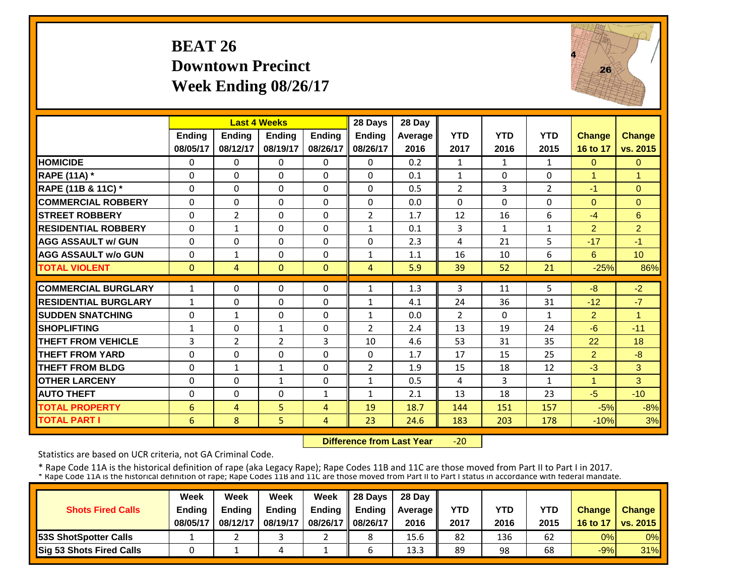# BEAT 26
## Downtown Precinct
## Week Ending 08/26/17

| | Last 4 Weeks | | | | 28 Days | 28 Day | | | | | |
|---|---|---|---|---|---|---|---|---|---|---|---|
| | Ending 08/05/17 | Ending 08/12/17 | Ending 08/19/17 | Ending 08/26/17 | Ending 08/26/17 | Average 2016 | YTD 2017 | YTD 2016 | YTD 2015 | Change 16 to 17 | Change vs. 2015 |
| **HOMICIDE** | 0 | 0 | 0 | 0 | 0 | 0.2 | 1 | 1 | 1 | 0 | 0 |
| **RAPE (11A) *** | 0 | 0 | 0 | 0 | 0 | 0.1 | 1 | 0 | 0 | 1 | 1 |
| **RAPE (11B & 11C) *** | 0 | 0 | 0 | 0 | 0 | 0.5 | 2 | 3 | 2 | -1 | 0 |
| **COMMERCIAL ROBBERY** | 0 | 0 | 0 | 0 | 0 | 0.0 | 0 | 0 | 0 | 0 | 0 |
| **STREET ROBBERY** | 0 | 2 | 0 | 0 | 2 | 1.7 | 12 | 16 | 6 | -4 | 6 |
| **RESIDENTIAL ROBBERY** | 0 | 1 | 0 | 0 | 1 | 0.1 | 3 | 1 | 1 | 2 | 2 |
| **AGG ASSAULT w/ GUN** | 0 | 0 | 0 | 0 | 0 | 2.3 | 4 | 21 | 5 | -17 | -1 |
| **AGG ASSAULT w/o GUN** | 0 | 1 | 0 | 0 | 1 | 1.1 | 16 | 10 | 6 | 6 | 10 |
| **TOTAL VIOLENT** | 0 | 4 | 0 | 0 | 4 | 5.9 | 39 | 52 | 21 | -25% | 86% |
| **COMMERCIAL BURGLARY** | 1 | 0 | 0 | 0 | 1 | 1.3 | 3 | 11 | 5 | -8 | -2 |
| **RESIDENTIAL BURGLARY** | 1 | 0 | 0 | 0 | 1 | 4.1 | 24 | 36 | 31 | -12 | -7 |
| **SUDDEN SNATCHING** | 0 | 1 | 0 | 0 | 1 | 0.0 | 2 | 0 | 1 | 2 | 1 |
| **SHOPLIFTING** | 1 | 0 | 1 | 0 | 2 | 2.4 | 13 | 19 | 24 | -6 | -11 |
| **THEFT FROM VEHICLE** | 3 | 2 | 2 | 3 | 10 | 4.6 | 53 | 31 | 35 | 22 | 18 |
| **THEFT FROM YARD** | 0 | 0 | 0 | 0 | 0 | 1.7 | 17 | 15 | 25 | 2 | -8 |
| **THEFT FROM BLDG** | 0 | 1 | 1 | 0 | 2 | 1.9 | 15 | 18 | 12 | -3 | 3 |
| **OTHER LARCENY** | 0 | 0 | 1 | 0 | 1 | 0.5 | 4 | 3 | 1 | 1 | 3 |
| **AUTO THEFT** | 0 | 0 | 0 | 1 | 1 | 2.1 | 13 | 18 | 23 | -5 | -10 |
| **TOTAL PROPERTY** | 6 | 4 | 5 | 4 | 19 | 18.7 | 144 | 151 | 157 | -5% | -8% |
| **TOTAL PART I** | 6 | 8 | 5 | 4 | 23 | 24.6 | 183 | 203 | 178 | -10% | 3% |

**Difference from Last Year** -20

Statistics are based on UCR criteria, not GA Criminal Code.

* Rape Code 11A is the historical definition of rape (aka Legacy Rape); Rape Codes 11B and 11C are those moved from Part II to Part I in 2017.
* Rape Code 11A is the historical definition of rape; Rape Codes 11B and 11C are those moved from Part II to Part I status in accordance with federal mandate.

| Shots Fired Calls | Week Ending 08/05/17 | Week Ending 08/12/17 | Week Ending 08/19/17 | Week Ending 08/26/17 | 28 Days Ending 08/26/17 | 28 Day Average 2016 | YTD 2017 | YTD 2016 | YTD 2015 | Change 16 to 17 | Change vs. 2015 |
|---|---|---|---|---|---|---|---|---|---|---|---|
| **53S ShotSpotter Calls** | 1 | 2 | 3 | 2 | 8 | 15.6 | 82 | 136 | 62 | 0% | 0% |
| **Sig 53 Shots Fired Calls** | 0 | 1 | 4 | 1 | 6 | 13.3 | 89 | 98 | 68 | -9% | 31% |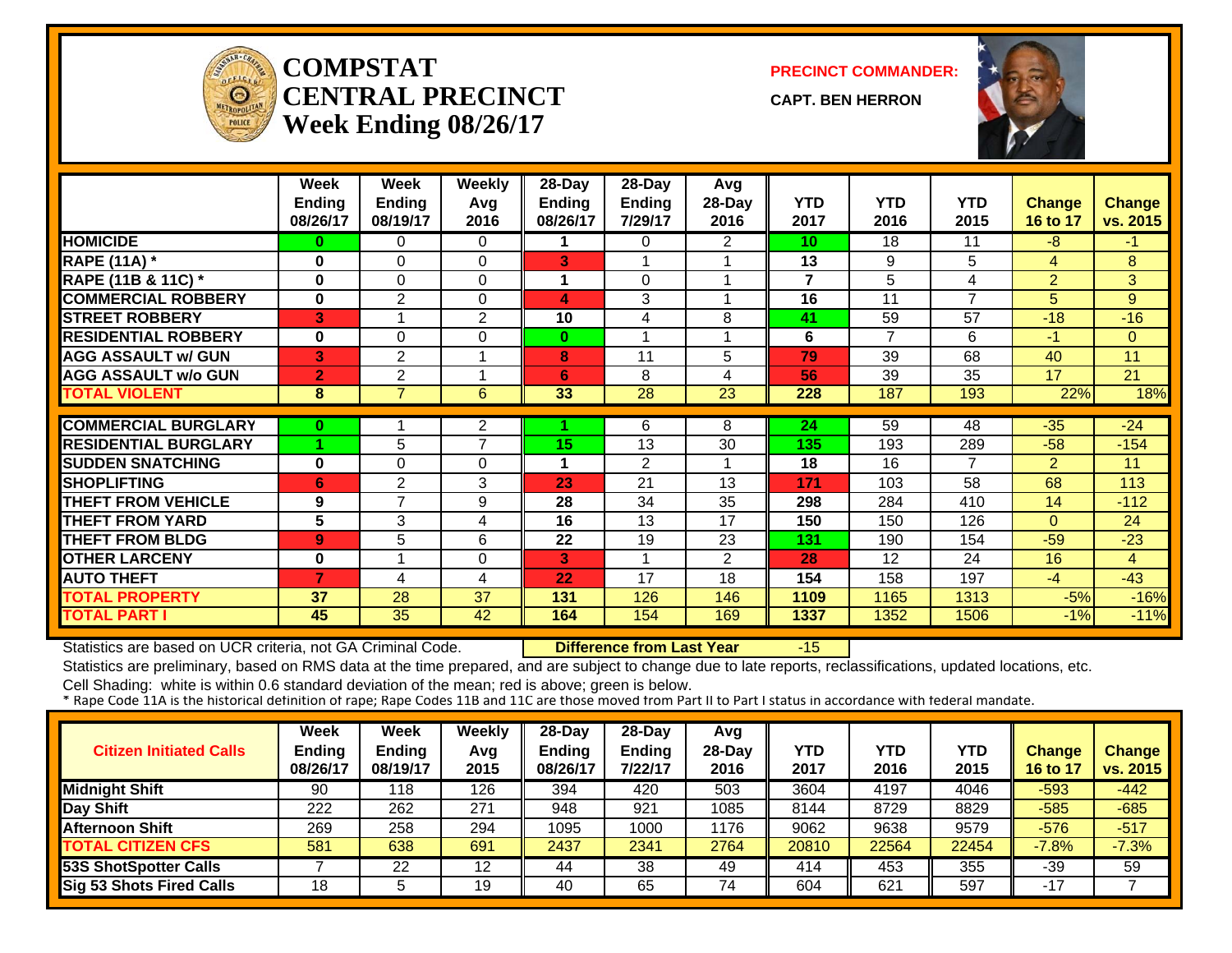# COMPSTAT CENTRAL PRECINCT
## Week Ending 08/26/17

**PRECINCT COMMANDER:**

**CAPT. BEN HERRON**

| | Week Ending 08/26/17 | Week Ending 08/19/17 | Weekly Avg 2016 | 28-Day Ending 08/26/17 | 28-Day Ending 7/29/17 | Avg 28-Day 2016 | YTD 2017 | YTD 2016 | YTD 2015 | Change 16 to 17 | Change vs. 2015 |
|---|---|---|---|---|---|---|---|---|---|---|---|
| **HOMICIDE** | 0 | 0 | 0 | 1 | 0 | 2 | 10 | 18 | 11 | -8 | -1 |
| **RAPE (11A) *** | 0 | 0 | 0 | 3 | 1 | 1 | 13 | 9 | 5 | 4 | 8 |
| **RAPE (11B & 11C) *** | 0 | 0 | 0 | 1 | 0 | 1 | 7 | 5 | 4 | 2 | 3 |
| **COMMERCIAL ROBBERY** | 0 | 2 | 0 | 4 | 3 | 1 | 16 | 11 | 7 | 5 | 9 |
| **STREET ROBBERY** | 3 | 1 | 2 | 10 | 4 | 8 | 41 | 59 | 57 | -18 | -16 |
| **RESIDENTIAL ROBBERY** | 0 | 0 | 0 | 0 | 1 | 1 | 6 | 7 | 6 | -1 | 0 |
| **AGG ASSAULT w/ GUN** | 3 | 2 | 1 | 8 | 11 | 5 | 79 | 39 | 68 | 40 | 11 |
| **AGG ASSAULT w/o GUN** | 2 | 2 | 1 | 6 | 8 | 4 | 56 | 39 | 35 | 17 | 21 |
| **TOTAL VIOLENT** | 8 | 7 | 6 | 33 | 28 | 23 | 228 | 187 | 193 | 22% | 18% |
| **COMMERCIAL BURGLARY** | 0 | 1 | 2 | 1 | 6 | 8 | 24 | 59 | 48 | -35 | -24 |
| **RESIDENTIAL BURGLARY** | 1 | 5 | 7 | 15 | 13 | 30 | 135 | 193 | 289 | -58 | -154 |
| **SUDDEN SNATCHING** | 0 | 0 | 0 | 1 | 2 | 1 | 18 | 16 | 7 | 2 | 11 |
| **SHOPLIFTING** | 6 | 2 | 3 | 23 | 21 | 13 | 171 | 103 | 58 | 68 | 113 |
| **THEFT FROM VEHICLE** | 9 | 7 | 9 | 28 | 34 | 35 | 298 | 284 | 410 | 14 | -112 |
| **THEFT FROM YARD** | 5 | 3 | 4 | 16 | 13 | 17 | 150 | 150 | 126 | 0 | 24 |
| **THEFT FROM BLDG** | 9 | 5 | 6 | 22 | 19 | 23 | 131 | 190 | 154 | -59 | -23 |
| **OTHER LARCENY** | 0 | 1 | 0 | 3 | 1 | 2 | 28 | 12 | 24 | 16 | 4 |
| **AUTO THEFT** | 7 | 4 | 4 | 22 | 17 | 18 | 154 | 158 | 197 | -4 | -43 |
| **TOTAL PROPERTY** | 37 | 28 | 37 | 131 | 126 | 146 | 1109 | 1165 | 1313 | -5% | -16% |
| **TOTAL PART I** | 45 | 35 | 42 | 164 | 154 | 169 | 1337 | 1352 | 1506 | -1% | -11% |

Statistics are based on UCR criteria, not GA Criminal Code. **Difference from Last Year** -15

Statistics are preliminary, based on RMS data at the time prepared, and are subject to change due to late reports, reclassifications, updated locations, etc.

Cell Shading: white is within 0.6 standard deviation of the mean; red is above; green is below.

* Rape Code 11A is the historical definition of rape; Rape Codes 11B and 11C are those moved from Part II to Part I status in accordance with federal mandate.

| Citizen Initiated Calls | Week Ending 08/26/17 | Week Ending 08/19/17 | Weekly Avg 2015 | 28-Day Ending 08/26/17 | 28-Day Ending 7/22/17 | Avg 28-Day 2016 | YTD 2017 | YTD 2016 | YTD 2015 | Change 16 to 17 | Change vs. 2015 |
|---|---|---|---|---|---|---|---|---|---|---|---|
| **Midnight Shift** | 90 | 118 | 126 | 394 | 420 | 503 | 3604 | 4197 | 4046 | -593 | -442 |
| **Day Shift** | 222 | 262 | 271 | 948 | 921 | 1085 | 8144 | 8729 | 8829 | -585 | -685 |
| **Afternoon Shift** | 269 | 258 | 294 | 1095 | 1000 | 1176 | 9062 | 9638 | 9579 | -576 | -517 |
| **TOTAL CITIZEN CFS** | 581 | 638 | 691 | 2437 | 2341 | 2764 | 20810 | 22564 | 22454 | -7.8% | -7.3% |
| **53S ShotSpotter Calls** | 7 | 22 | 12 | 44 | 38 | 49 | 414 | 453 | 355 | -39 | 59 |
| **Sig 53 Shots Fired Calls** | 18 | 5 | 19 | 40 | 65 | 74 | 604 | 621 | 597 | -17 | 7 |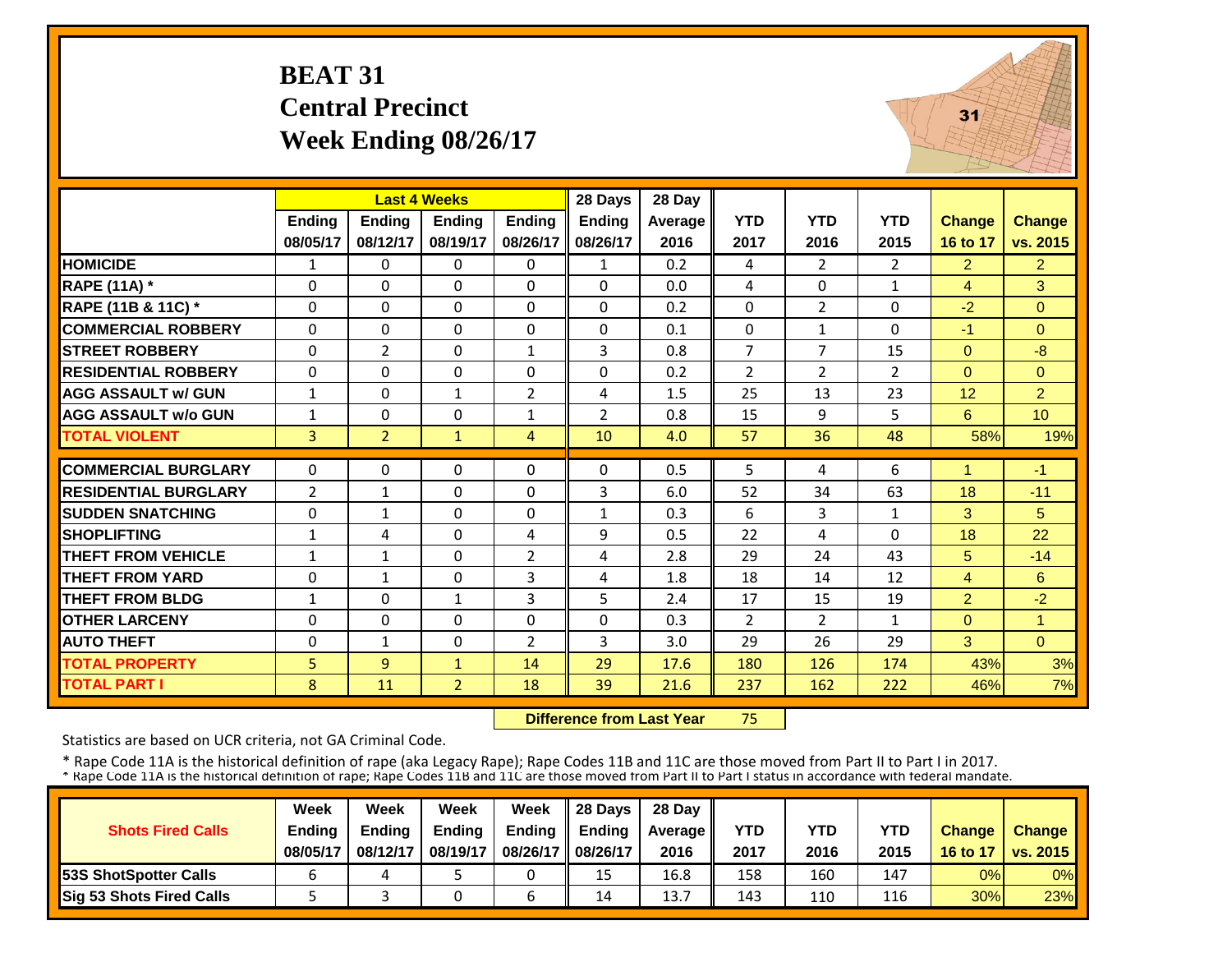# BEAT 31
# Central Precinct
# Week Ending 08/26/17

| | Last 4 Weeks | | | | 28 Days | 28 Day | | | | | |
|---|---|---|---|---|---|---|---|---|---|---|---|
| | Ending 08/05/17 | Ending 08/12/17 | Ending 08/19/17 | Ending 08/26/17 | Ending 08/26/17 | Average 2016 | YTD 2017 | YTD 2016 | YTD 2015 | Change 16 to 17 | Change vs. 2015 |
| HOMICIDE | 1 | 0 | 0 | 0 | 1 | 0.2 | 4 | 2 | 2 | 2 | 2 |
| RAPE (11A) * | 0 | 0 | 0 | 0 | 0 | 0.0 | 4 | 0 | 1 | 4 | 3 |
| RAPE (11B & 11C) * | 0 | 0 | 0 | 0 | 0 | 0.2 | 0 | 2 | 0 | -2 | 0 |
| COMMERCIAL ROBBERY | 0 | 0 | 0 | 0 | 0 | 0.1 | 0 | 1 | 0 | -1 | 0 |
| STREET ROBBERY | 0 | 2 | 0 | 1 | 3 | 0.8 | 7 | 7 | 15 | 0 | -8 |
| RESIDENTIAL ROBBERY | 0 | 0 | 0 | 0 | 0 | 0.2 | 2 | 2 | 2 | 0 | 0 |
| AGG ASSAULT w/ GUN | 1 | 0 | 1 | 2 | 4 | 1.5 | 25 | 13 | 23 | 12 | 2 |
| AGG ASSAULT w/o GUN | 1 | 0 | 0 | 1 | 2 | 0.8 | 15 | 9 | 5 | 6 | 10 |
| TOTAL VIOLENT | 3 | 2 | 1 | 4 | 10 | 4.0 | 57 | 36 | 48 | 58% | 19% |
| COMMERCIAL BURGLARY | 0 | 0 | 0 | 0 | 0 | 0.5 | 5 | 4 | 6 | 1 | -1 |
| RESIDENTIAL BURGLARY | 2 | 1 | 0 | 0 | 3 | 6.0 | 52 | 34 | 63 | 18 | -11 |
| SUDDEN SNATCHING | 0 | 1 | 0 | 0 | 1 | 0.3 | 6 | 3 | 1 | 3 | 5 |
| SHOPLIFTING | 1 | 4 | 0 | 4 | 9 | 0.5 | 22 | 4 | 0 | 18 | 22 |
| THEFT FROM VEHICLE | 1 | 1 | 0 | 2 | 4 | 2.8 | 29 | 24 | 43 | 5 | -14 |
| THEFT FROM YARD | 0 | 1 | 0 | 3 | 4 | 1.8 | 18 | 14 | 12 | 4 | 6 |
| THEFT FROM BLDG | 1 | 0 | 1 | 3 | 5 | 2.4 | 17 | 15 | 19 | 2 | -2 |
| OTHER LARCENY | 0 | 0 | 0 | 0 | 0 | 0.3 | 2 | 2 | 1 | 0 | 1 |
| AUTO THEFT | 0 | 1 | 0 | 2 | 3 | 3.0 | 29 | 26 | 29 | 3 | 0 |
| TOTAL PROPERTY | 5 | 9 | 1 | 14 | 29 | 17.6 | 180 | 126 | 174 | 43% | 3% |
| TOTAL PART I | 8 | 11 | 2 | 18 | 39 | 21.6 | 237 | 162 | 222 | 46% | 7% |

**Difference from Last Year** 75

Statistics are based on UCR criteria, not GA Criminal Code.

* Rape Code 11A is the historical definition of rape (aka Legacy Rape); Rape Codes 11B and 11C are those moved from Part II to Part I in 2017.
* Rape Code 11A is the historical definition of rape; Rape Codes 11B and 11C are those moved from Part II to Part I status in accordance with federal mandate.

| Shots Fired Calls | Week Ending 08/05/17 | Week Ending 08/12/17 | Week Ending 08/19/17 | Week Ending 08/26/17 | 28 Days Ending 08/26/17 | 28 Day Average 2016 | YTD 2017 | YTD 2016 | YTD 2015 | Change 16 to 17 | Change vs. 2015 |
|---|---|---|---|---|---|---|---|---|---|---|---|
| 53S ShotSpotter Calls | 6 | 4 | 5 | 0 | 15 | 16.8 | 158 | 160 | 147 | 0% | 0% |
| Sig 53 Shots Fired Calls | 5 | 3 | 0 | 6 | 14 | 13.7 | 143 | 110 | 116 | 30% | 23% |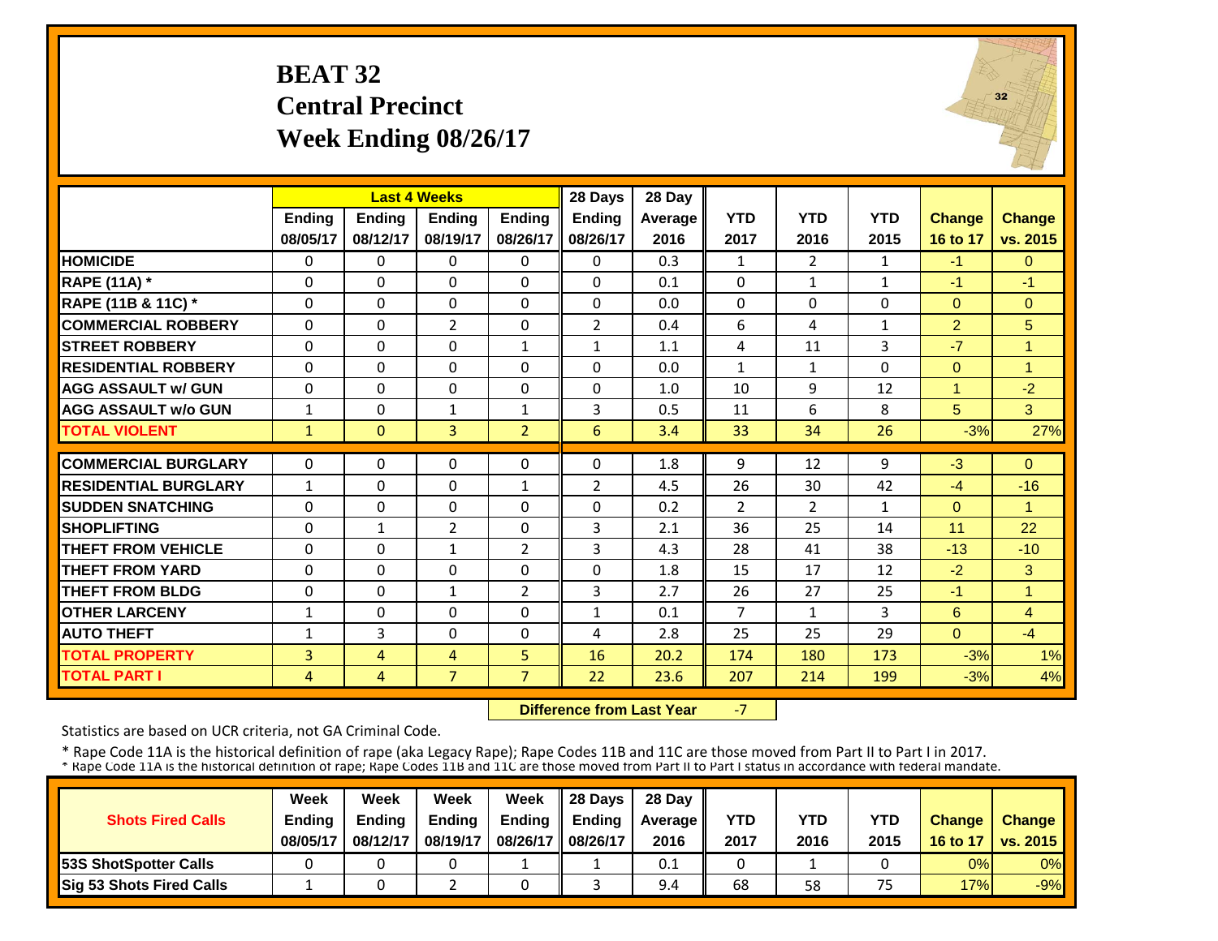# BEAT 32
## Central Precinct
## Week Ending 08/26/17

| | Last 4 Weeks | | | | 28 Days | 28 Day | | | | | |
|---|---|---|---|---|---|---|---|---|---|---|---|
| | Ending 08/05/17 | Ending 08/12/17 | Ending 08/19/17 | Ending 08/26/17 | Ending 08/26/17 | Average 2016 | YTD 2017 | YTD 2016 | YTD 2015 | Change 16 to 17 | Change vs. 2015 |
| HOMICIDE | 0 | 0 | 0 | 0 | 0 | 0.3 | 1 | 2 | 1 | -1 | 0 |
| RAPE (11A) * | 0 | 0 | 0 | 0 | 0 | 0.1 | 0 | 1 | 1 | -1 | -1 |
| RAPE (11B & 11C) * | 0 | 0 | 0 | 0 | 0 | 0.0 | 0 | 0 | 0 | 0 | 0 |
| COMMERCIAL ROBBERY | 0 | 0 | 2 | 0 | 2 | 0.4 | 6 | 4 | 1 | 2 | 5 |
| STREET ROBBERY | 0 | 0 | 0 | 1 | 1 | 1.1 | 4 | 11 | 3 | -7 | 1 |
| RESIDENTIAL ROBBERY | 0 | 0 | 0 | 0 | 0 | 0.0 | 1 | 1 | 0 | 0 | 1 |
| AGG ASSAULT w/ GUN | 0 | 0 | 0 | 0 | 0 | 1.0 | 10 | 9 | 12 | 1 | -2 |
| AGG ASSAULT w/o GUN | 1 | 0 | 1 | 1 | 3 | 0.5 | 11 | 6 | 8 | 5 | 3 |
| TOTAL VIOLENT | 1 | 0 | 3 | 2 | 6 | 3.4 | 33 | 34 | 26 | -3% | 27% |
| COMMERCIAL BURGLARY | 0 | 0 | 0 | 0 | 0 | 1.8 | 9 | 12 | 9 | -3 | 0 |
| RESIDENTIAL BURGLARY | 1 | 0 | 0 | 1 | 2 | 4.5 | 26 | 30 | 42 | -4 | -16 |
| SUDDEN SNATCHING | 0 | 0 | 0 | 0 | 0 | 0.2 | 2 | 2 | 1 | 0 | 1 |
| SHOPLIFTING | 0 | 1 | 2 | 0 | 3 | 2.1 | 36 | 25 | 14 | 11 | 22 |
| THEFT FROM VEHICLE | 0 | 0 | 1 | 2 | 3 | 4.3 | 28 | 41 | 38 | -13 | -10 |
| THEFT FROM YARD | 0 | 0 | 0 | 0 | 0 | 1.8 | 15 | 17 | 12 | -2 | 3 |
| THEFT FROM BLDG | 0 | 0 | 1 | 2 | 3 | 2.7 | 26 | 27 | 25 | -1 | 1 |
| OTHER LARCENY | 1 | 0 | 0 | 0 | 1 | 0.1 | 7 | 1 | 3 | 6 | 4 |
| AUTO THEFT | 1 | 3 | 0 | 0 | 4 | 2.8 | 25 | 25 | 29 | 0 | -4 |
| TOTAL PROPERTY | 3 | 4 | 4 | 5 | 16 | 20.2 | 174 | 180 | 173 | -3% | 1% |
| TOTAL PART I | 4 | 4 | 7 | 7 | 22 | 23.6 | 207 | 214 | 199 | -3% | 4% |

**Difference from Last Year** -7

Statistics are based on UCR criteria, not GA Criminal Code.

* Rape Code 11A is the historical definition of rape (aka Legacy Rape); Rape Codes 11B and 11C are those moved from Part II to Part I in 2017.
* Rape Code 11A is the historical definition of rape; Rape Codes 11B and 11C are those moved from Part II to Part I status in accordance with federal mandate.

| Shots Fired Calls | Week Ending 08/05/17 | Week Ending 08/12/17 | Week Ending 08/19/17 | Week Ending 08/26/17 | 28 Days Ending 08/26/17 | 28 Day Average 2016 | YTD 2017 | YTD 2016 | YTD 2015 | Change 16 to 17 | Change vs. 2015 |
|---|---|---|---|---|---|---|---|---|---|---|---|
| 53S ShotSpotter Calls | 0 | 0 | 0 | 1 | 1 | 0.1 | 0 | 1 | 0 | 0% | 0% |
| Sig 53 Shots Fired Calls | 1 | 0 | 2 | 0 | 3 | 9.4 | 68 | 58 | 75 | 17% | -9% |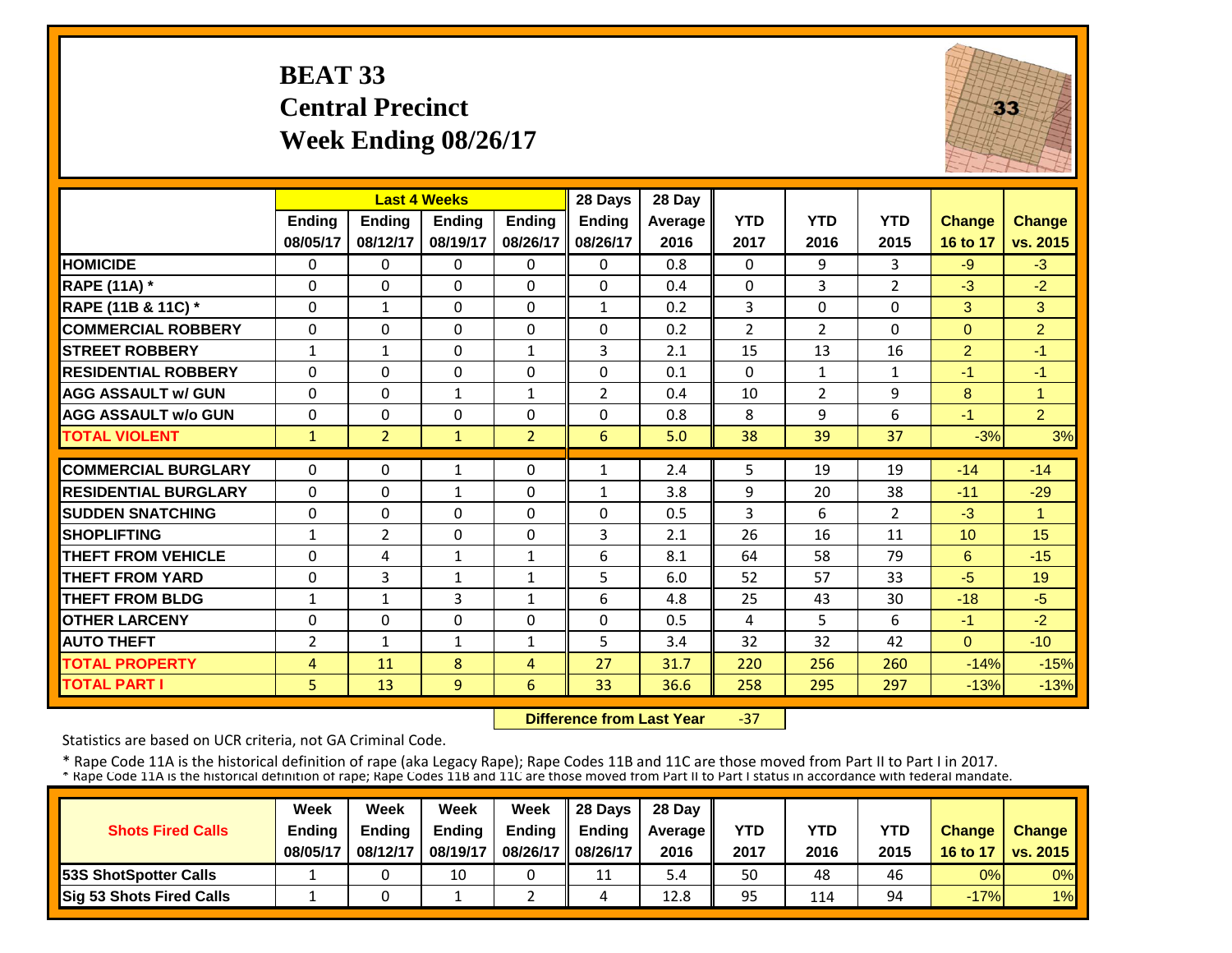# BEAT 33
## Central Precinct
## Week Ending 08/26/17

| | Last 4 Weeks | | | | 28 Days | 28 Day | | | | | |
|---|---|---|---|---|---|---|---|---|---|---|---|
| | Ending 08/05/17 | Ending 08/12/17 | Ending 08/19/17 | Ending 08/26/17 | Ending 08/26/17 | Average 2016 | YTD 2017 | YTD 2016 | YTD 2015 | Change 16 to 17 | Change vs. 2015 |
| HOMICIDE | 0 | 0 | 0 | 0 | 0 | 0.8 | 0 | 9 | 3 | -9 | -3 |
| RAPE (11A) * | 0 | 0 | 0 | 0 | 0 | 0.4 | 0 | 3 | 2 | -3 | -2 |
| RAPE (11B & 11C) * | 0 | 1 | 0 | 0 | 1 | 0.2 | 3 | 0 | 0 | 3 | 3 |
| COMMERCIAL ROBBERY | 0 | 0 | 0 | 0 | 0 | 0.2 | 2 | 2 | 0 | 0 | 2 |
| STREET ROBBERY | 1 | 1 | 0 | 1 | 3 | 2.1 | 15 | 13 | 16 | 2 | -1 |
| RESIDENTIAL ROBBERY | 0 | 0 | 0 | 0 | 0 | 0.1 | 0 | 1 | 1 | -1 | -1 |
| AGG ASSAULT w/ GUN | 0 | 0 | 1 | 1 | 2 | 0.4 | 10 | 2 | 9 | 8 | 1 |
| AGG ASSAULT w/o GUN | 0 | 0 | 0 | 0 | 0 | 0.8 | 8 | 9 | 6 | -1 | 2 |
| TOTAL VIOLENT | 1 | 2 | 1 | 2 | 6 | 5.0 | 38 | 39 | 37 | -3% | 3% |
| COMMERCIAL BURGLARY | 0 | 0 | 1 | 0 | 1 | 2.4 | 5 | 19 | 19 | -14 | -14 |
| RESIDENTIAL BURGLARY | 0 | 0 | 1 | 0 | 1 | 3.8 | 9 | 20 | 38 | -11 | -29 |
| SUDDEN SNATCHING | 0 | 0 | 0 | 0 | 0 | 0.5 | 3 | 6 | 2 | -3 | 1 |
| SHOPLIFTING | 1 | 2 | 0 | 0 | 3 | 2.1 | 26 | 16 | 11 | 10 | 15 |
| THEFT FROM VEHICLE | 0 | 4 | 1 | 1 | 6 | 8.1 | 64 | 58 | 79 | 6 | -15 |
| THEFT FROM YARD | 0 | 3 | 1 | 1 | 5 | 6.0 | 52 | 57 | 33 | -5 | 19 |
| THEFT FROM BLDG | 1 | 1 | 3 | 1 | 6 | 4.8 | 25 | 43 | 30 | -18 | -5 |
| OTHER LARCENY | 0 | 0 | 0 | 0 | 0 | 0.5 | 4 | 5 | 6 | -1 | -2 |
| AUTO THEFT | 2 | 1 | 1 | 1 | 5 | 3.4 | 32 | 32 | 42 | 0 | -10 |
| TOTAL PROPERTY | 4 | 11 | 8 | 4 | 27 | 31.7 | 220 | 256 | 260 | -14% | -15% |
| TOTAL PART I | 5 | 13 | 9 | 6 | 33 | 36.6 | 258 | 295 | 297 | -13% | -13% |

**Difference from Last Year** -37

Statistics are based on UCR criteria, not GA Criminal Code.

* Rape Code 11A is the historical definition of rape (aka Legacy Rape); Rape Codes 11B and 11C are those moved from Part II to Part I in 2017.
* Rape Code 11A is the historical definition of rape; Rape Codes 11B and 11C are those moved from Part II to Part I status in accordance with federal mandate.

| Shots Fired Calls | Week Ending 08/05/17 | Week Ending 08/12/17 | Week Ending 08/19/17 | Week Ending 08/26/17 | 28 Days Ending 08/26/17 | 28 Day Average 2016 | YTD 2017 | YTD 2016 | YTD 2015 | Change 16 to 17 | Change vs. 2015 |
|---|---|---|---|---|---|---|---|---|---|---|---|
| 53S ShotSpotter Calls | 1 | 0 | 10 | 0 | 11 | 5.4 | 50 | 48 | 46 | 0% | 0% |
| Sig 53 Shots Fired Calls | 1 | 0 | 1 | 2 | 4 | 12.8 | 95 | 114 | 94 | -17% | 1% |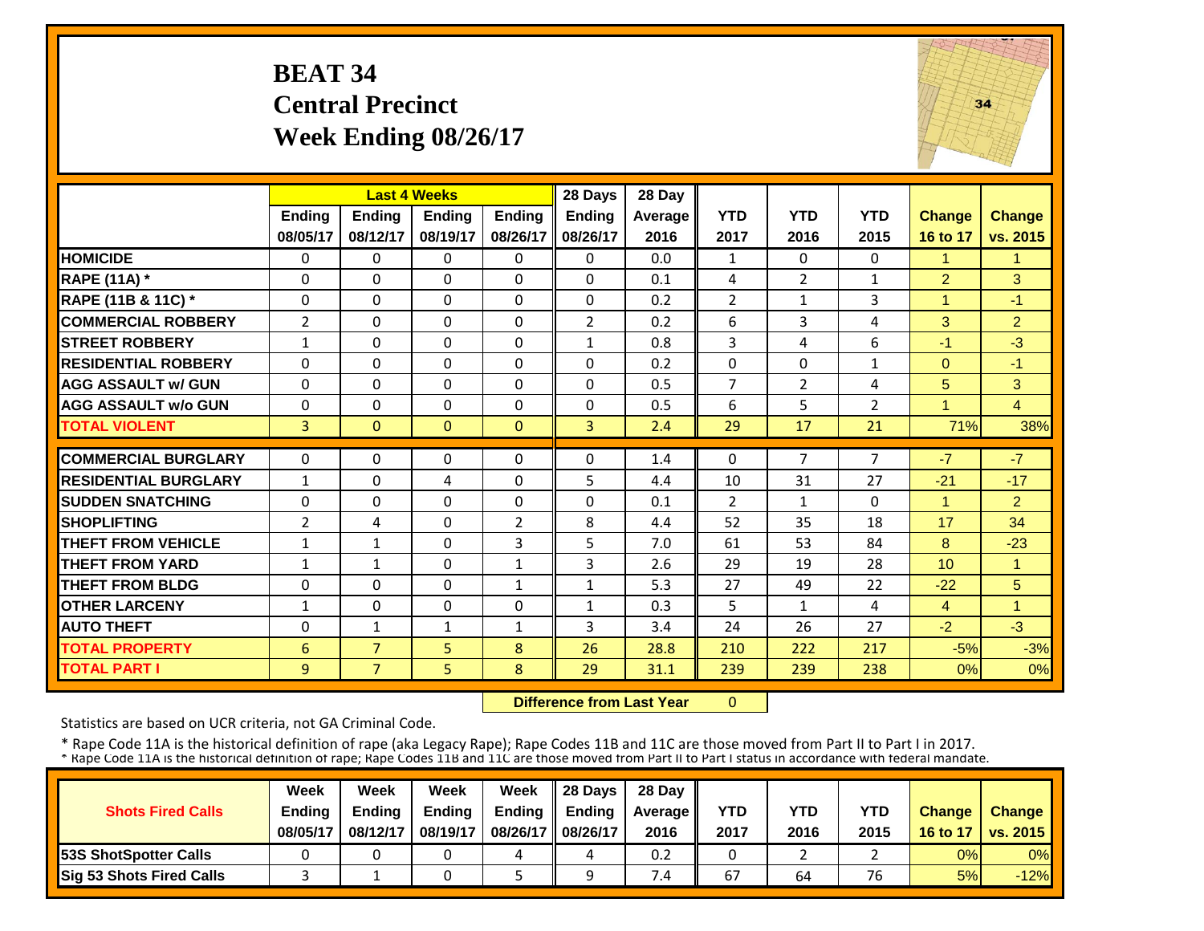# BEAT 34
## Central Precinct
## Week Ending 08/26/17

| | Last 4 Weeks | | | | 28 Days | 28 Day | | | | | |
|---|---|---|---|---|---|---|---|---|---|---|---|
| | Ending 08/05/17 | Ending 08/12/17 | Ending 08/19/17 | Ending 08/26/17 | Ending 08/26/17 | Average 2016 | YTD 2017 | YTD 2016 | YTD 2015 | Change 16 to 17 | Change vs. 2015 |
| HOMICIDE | 0 | 0 | 0 | 0 | 0 | 0.0 | 1 | 0 | 0 | 1 | 1 |
| RAPE (11A) * | 0 | 0 | 0 | 0 | 0 | 0.1 | 4 | 2 | 1 | 2 | 3 |
| RAPE (11B & 11C) * | 0 | 0 | 0 | 0 | 0 | 0.2 | 2 | 1 | 3 | 1 | -1 |
| COMMERCIAL ROBBERY | 2 | 0 | 0 | 0 | 2 | 0.2 | 6 | 3 | 4 | 3 | 2 |
| STREET ROBBERY | 1 | 0 | 0 | 0 | 1 | 0.8 | 3 | 4 | 6 | -1 | -3 |
| RESIDENTIAL ROBBERY | 0 | 0 | 0 | 0 | 0 | 0.2 | 0 | 0 | 1 | 0 | -1 |
| AGG ASSAULT w/ GUN | 0 | 0 | 0 | 0 | 0 | 0.5 | 7 | 2 | 4 | 5 | 3 |
| AGG ASSAULT w/o GUN | 0 | 0 | 0 | 0 | 0 | 0.5 | 6 | 5 | 2 | 1 | 4 |
| TOTAL VIOLENT | 3 | 0 | 0 | 0 | 3 | 2.4 | 29 | 17 | 21 | 71% | 38% |
| COMMERCIAL BURGLARY | 0 | 0 | 0 | 0 | 0 | 1.4 | 0 | 7 | 7 | -7 | -7 |
| RESIDENTIAL BURGLARY | 1 | 0 | 4 | 0 | 5 | 4.4 | 10 | 31 | 27 | -21 | -17 |
| SUDDEN SNATCHING | 0 | 0 | 0 | 0 | 0 | 0.1 | 2 | 1 | 0 | 1 | 2 |
| SHOPLIFTING | 2 | 4 | 0 | 2 | 8 | 4.4 | 52 | 35 | 18 | 17 | 34 |
| THEFT FROM VEHICLE | 1 | 1 | 0 | 3 | 5 | 7.0 | 61 | 53 | 84 | 8 | -23 |
| THEFT FROM YARD | 1 | 1 | 0 | 1 | 3 | 2.6 | 29 | 19 | 28 | 10 | 1 |
| THEFT FROM BLDG | 0 | 0 | 0 | 1 | 1 | 5.3 | 27 | 49 | 22 | -22 | 5 |
| OTHER LARCENY | 1 | 0 | 0 | 0 | 1 | 0.3 | 5 | 1 | 4 | 4 | 1 |
| AUTO THEFT | 0 | 1 | 1 | 1 | 3 | 3.4 | 24 | 26 | 27 | -2 | -3 |
| TOTAL PROPERTY | 6 | 7 | 5 | 8 | 26 | 28.8 | 210 | 222 | 217 | -5% | -3% |
| TOTAL PART I | 9 | 7 | 5 | 8 | 29 | 31.1 | 239 | 239 | 238 | 0% | 0% |

**Difference from Last Year** 0

Statistics are based on UCR criteria, not GA Criminal Code.

\* Rape Code 11A is the historical definition of rape (aka Legacy Rape); Rape Codes 11B and 11C are those moved from Part II to Part I in 2017.

| Shots Fired Calls | Week Ending 08/05/17 | Week Ending 08/12/17 | Week Ending 08/19/17 | Week Ending 08/26/17 | 28 Days Ending 08/26/17 | 28 Day Average 2016 | YTD 2017 | YTD 2016 | YTD 2015 | Change 16 to 17 | Change vs. 2015 |
|---|---|---|---|---|---|---|---|---|---|---|---|
| 53S ShotSpotter Calls | 0 | 0 | 0 | 4 | 4 | 0.2 | 0 | 2 | 2 | 0% | 0% |
| Sig 53 Shots Fired Calls | 3 | 1 | 0 | 5 | 9 | 7.4 | 67 | 64 | 76 | 5% | -12% |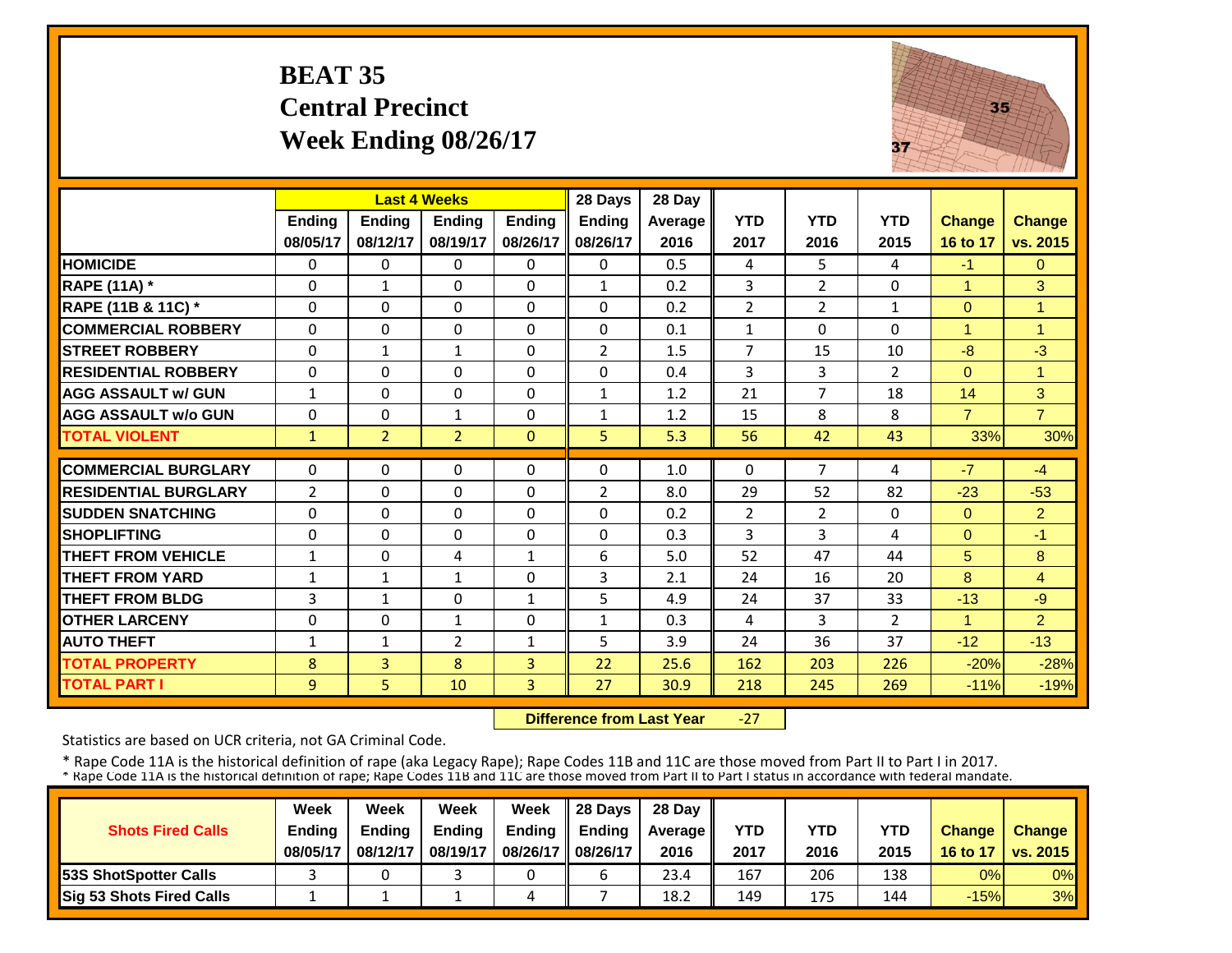# BEAT 35
## Central Precinct
## Week Ending 08/26/17

| | Last 4 Weeks | | | | 28 Days | 28 Day | | | | | |
|---|---|---|---|---|---|---|---|---|---|---|---|
| | Ending 08/05/17 | Ending 08/12/17 | Ending 08/19/17 | Ending 08/26/17 | Ending 08/26/17 | Average 2016 | YTD 2017 | YTD 2016 | YTD 2015 | Change 16 to 17 | Change vs. 2015 |
| HOMICIDE | 0 | 0 | 0 | 0 | 0 | 0.5 | 4 | 5 | 4 | -1 | 0 |
| RAPE (11A) * | 0 | 1 | 0 | 0 | 1 | 0.2 | 3 | 2 | 0 | 1 | 3 |
| RAPE (11B & 11C) * | 0 | 0 | 0 | 0 | 0 | 0.2 | 2 | 2 | 1 | 0 | 1 |
| COMMERCIAL ROBBERY | 0 | 0 | 0 | 0 | 0 | 0.1 | 1 | 0 | 0 | 1 | 1 |
| STREET ROBBERY | 0 | 1 | 1 | 0 | 2 | 1.5 | 7 | 15 | 10 | -8 | -3 |
| RESIDENTIAL ROBBERY | 0 | 0 | 0 | 0 | 0 | 0.4 | 3 | 3 | 2 | 0 | 1 |
| AGG ASSAULT w/ GUN | 1 | 0 | 0 | 0 | 1 | 1.2 | 21 | 7 | 18 | 14 | 3 |
| AGG ASSAULT w/o GUN | 0 | 0 | 1 | 0 | 1 | 1.2 | 15 | 8 | 8 | 7 | 7 |
| TOTAL VIOLENT | 1 | 2 | 2 | 0 | 5 | 5.3 | 56 | 42 | 43 | 33% | 30% |
| COMMERCIAL BURGLARY | 0 | 0 | 0 | 0 | 0 | 1.0 | 0 | 7 | 4 | -7 | -4 |
| RESIDENTIAL BURGLARY | 2 | 0 | 0 | 0 | 2 | 8.0 | 29 | 52 | 82 | -23 | -53 |
| SUDDEN SNATCHING | 0 | 0 | 0 | 0 | 0 | 0.2 | 2 | 2 | 0 | 0 | 2 |
| SHOPLIFTING | 0 | 0 | 0 | 0 | 0 | 0.3 | 3 | 3 | 4 | 0 | -1 |
| THEFT FROM VEHICLE | 1 | 0 | 4 | 1 | 6 | 5.0 | 52 | 47 | 44 | 5 | 8 |
| THEFT FROM YARD | 1 | 1 | 1 | 0 | 3 | 2.1 | 24 | 16 | 20 | 8 | 4 |
| THEFT FROM BLDG | 3 | 1 | 0 | 1 | 5 | 4.9 | 24 | 37 | 33 | -13 | -9 |
| OTHER LARCENY | 0 | 0 | 1 | 0 | 1 | 0.3 | 4 | 3 | 2 | 1 | 2 |
| AUTO THEFT | 1 | 1 | 2 | 1 | 5 | 3.9 | 24 | 36 | 37 | -12 | -13 |
| TOTAL PROPERTY | 8 | 3 | 8 | 3 | 22 | 25.6 | 162 | 203 | 226 | -20% | -28% |
| TOTAL PART I | 9 | 5 | 10 | 3 | 27 | 30.9 | 218 | 245 | 269 | -11% | -19% |

**Difference from Last Year** -27

Statistics are based on UCR criteria, not GA Criminal Code.

* Rape Code 11A is the historical definition of rape (aka Legacy Rape); Rape Codes 11B and 11C are those moved from Part II to Part I in 2017.
* Rape Code 11A is the historical definition of rape; Rape Codes 11B and 11C are those moved from Part II to Part I status in accordance with federal mandate.

| Shots Fired Calls | Week Ending 08/05/17 | Week Ending 08/12/17 | Week Ending 08/19/17 | Week Ending 08/26/17 | 28 Days Ending 08/26/17 | 28 Day Average 2016 | YTD 2017 | YTD 2016 | YTD 2015 | Change 16 to 17 | Change vs. 2015 |
|---|---|---|---|---|---|---|---|---|---|---|---|
| 53S ShotSpotter Calls | 3 | 0 | 3 | 0 | 6 | 23.4 | 167 | 206 | 138 | 0% | 0% |
| Sig 53 Shots Fired Calls | 1 | 1 | 1 | 4 | 7 | 18.2 | 149 | 175 | 144 | -15% | 3% |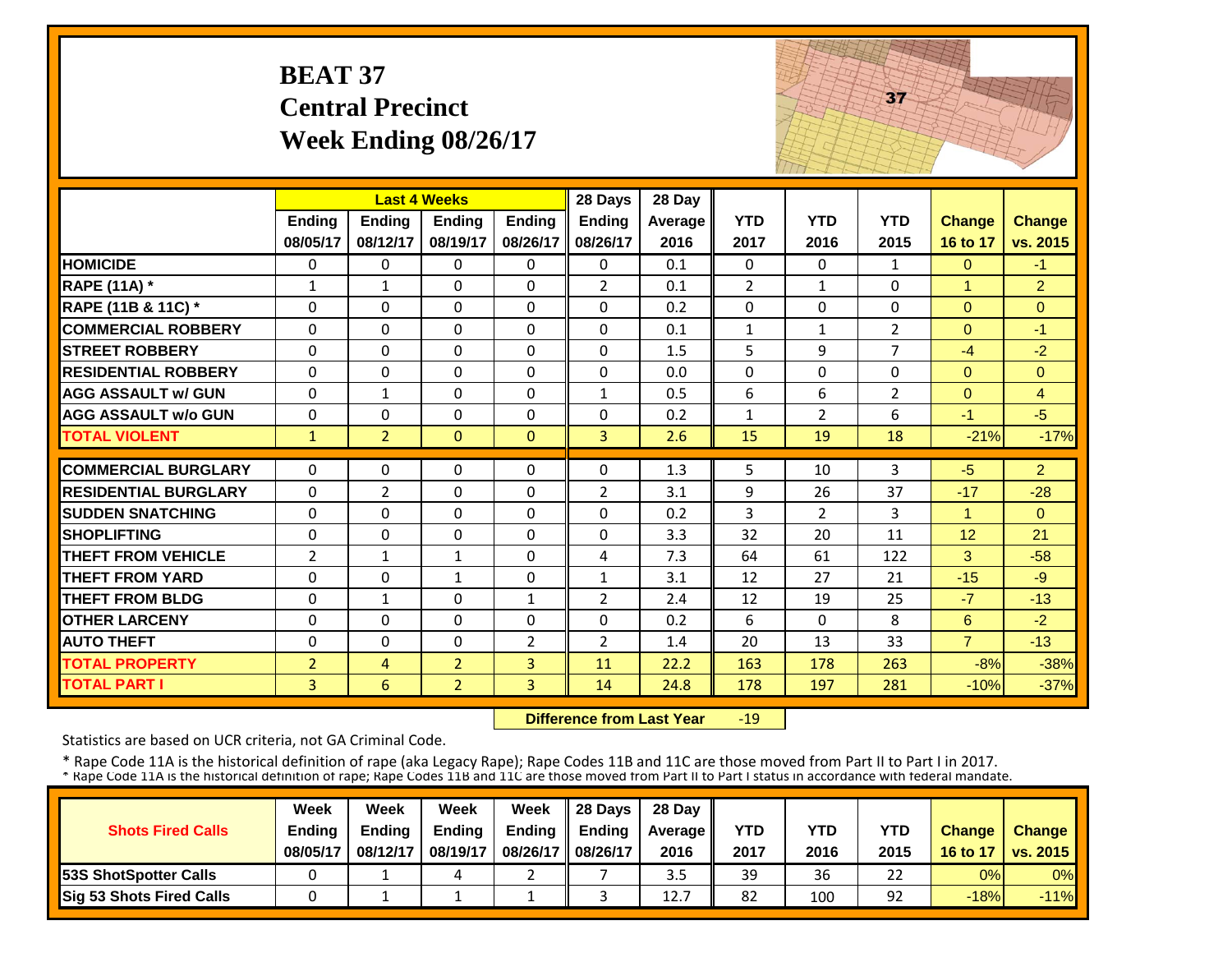# BEAT 37
# Central Precinct
# Week Ending 08/26/17

| | Last 4 Weeks | | | | 28 Days | 28 Day | | | | | |
|---|---|---|---|---|---|---|---|---|---|---|---|
| | Ending 08/05/17 | Ending 08/12/17 | Ending 08/19/17 | Ending 08/26/17 | Ending 08/26/17 | Average 2016 | YTD 2017 | YTD 2016 | YTD 2015 | Change 16 to 17 | Change vs. 2015 |
| HOMICIDE | 0 | 0 | 0 | 0 | 0 | 0.1 | 0 | 0 | 1 | 0 | -1 |
| RAPE (11A) * | 1 | 1 | 0 | 0 | 2 | 0.1 | 2 | 1 | 0 | 1 | 2 |
| RAPE (11B & 11C) * | 0 | 0 | 0 | 0 | 0 | 0.2 | 0 | 0 | 0 | 0 | 0 |
| COMMERCIAL ROBBERY | 0 | 0 | 0 | 0 | 0 | 0.1 | 1 | 1 | 2 | 0 | -1 |
| STREET ROBBERY | 0 | 0 | 0 | 0 | 0 | 1.5 | 5 | 9 | 7 | -4 | -2 |
| RESIDENTIAL ROBBERY | 0 | 0 | 0 | 0 | 0 | 0.0 | 0 | 0 | 0 | 0 | 0 |
| AGG ASSAULT w/ GUN | 0 | 1 | 0 | 0 | 1 | 0.5 | 6 | 6 | 2 | 0 | 4 |
| AGG ASSAULT w/o GUN | 0 | 0 | 0 | 0 | 0 | 0.2 | 1 | 2 | 6 | -1 | -5 |
| TOTAL VIOLENT | 1 | 2 | 0 | 0 | 3 | 2.6 | 15 | 19 | 18 | -21% | -17% |
| COMMERCIAL BURGLARY | 0 | 0 | 0 | 0 | 0 | 1.3 | 5 | 10 | 3 | -5 | 2 |
| RESIDENTIAL BURGLARY | 0 | 2 | 0 | 0 | 2 | 3.1 | 9 | 26 | 37 | -17 | -28 |
| SUDDEN SNATCHING | 0 | 0 | 0 | 0 | 0 | 0.2 | 3 | 2 | 3 | 1 | 0 |
| SHOPLIFTING | 0 | 0 | 0 | 0 | 0 | 3.3 | 32 | 20 | 11 | 12 | 21 |
| THEFT FROM VEHICLE | 2 | 1 | 1 | 0 | 4 | 7.3 | 64 | 61 | 122 | 3 | -58 |
| THEFT FROM YARD | 0 | 0 | 1 | 0 | 1 | 3.1 | 12 | 27 | 21 | -15 | -9 |
| THEFT FROM BLDG | 0 | 1 | 0 | 1 | 2 | 2.4 | 12 | 19 | 25 | -7 | -13 |
| OTHER LARCENY | 0 | 0 | 0 | 0 | 0 | 0.2 | 6 | 0 | 8 | 6 | -2 |
| AUTO THEFT | 0 | 0 | 0 | 2 | 2 | 1.4 | 20 | 13 | 33 | 7 | -13 |
| TOTAL PROPERTY | 2 | 4 | 2 | 3 | 11 | 22.2 | 163 | 178 | 263 | -8% | -38% |
| TOTAL PART I | 3 | 6 | 2 | 3 | 14 | 24.8 | 178 | 197 | 281 | -10% | -37% |

**Difference from Last Year** -19

Statistics are based on UCR criteria, not GA Criminal Code.

* Rape Code 11A is the historical definition of rape (aka Legacy Rape); Rape Codes 11B and 11C are those moved from Part II to Part I in 2017.
* Rape Code 11A is the historical definition of rape; Rape Codes 11B and 11C are those moved from Part II to Part I status in accordance with federal mandate.

| Shots Fired Calls | Week Ending 08/05/17 | Week Ending 08/12/17 | Week Ending 08/19/17 | Week Ending 08/26/17 | 28 Days Ending 08/26/17 | 28 Day Average 2016 | YTD 2017 | YTD 2016 | YTD 2015 | Change 16 to 17 | Change vs. 2015 |
|---|---|---|---|---|---|---|---|---|---|---|---|
| 53S ShotSpotter Calls | 0 | 1 | 4 | 2 | 7 | 3.5 | 39 | 36 | 22 | 0% | 0% |
| Sig 53 Shots Fired Calls | 0 | 1 | 1 | 1 | 3 | 12.7 | 82 | 100 | 92 | -18% | -11% |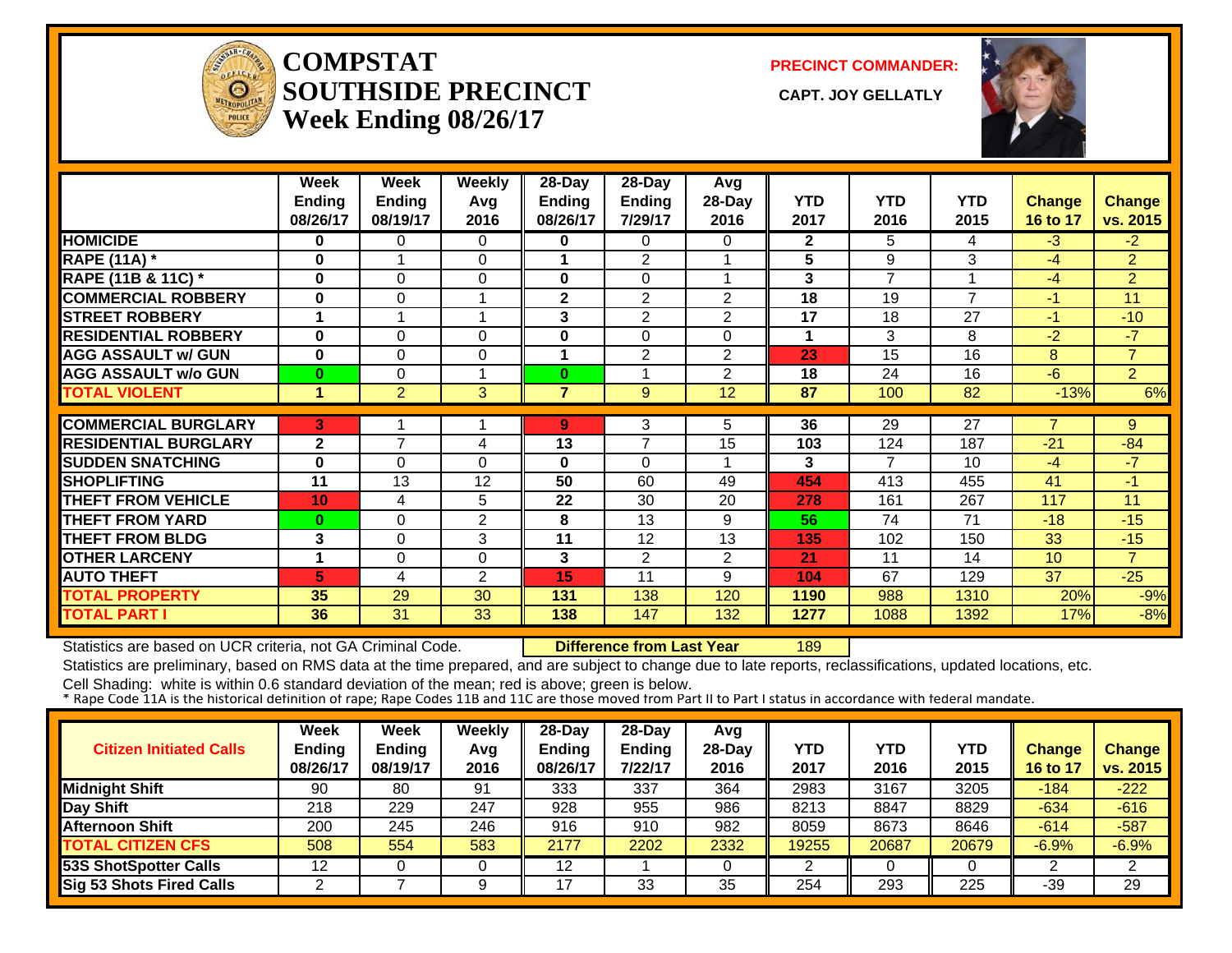# COMPSTAT SOUTHSIDE PRECINCT Week Ending 08/26/17

**PRECINCT COMMANDER:**

**CAPT. JOY GELLATLY**

| | Week Ending 08/26/17 | Week Ending 08/19/17 | Weekly Avg 2016 | 28-Day Ending 08/26/17 | 28-Day Ending 7/29/17 | Avg 28-Day 2016 | YTD 2017 | YTD 2016 | YTD 2015 | Change 16 to 17 | Change vs. 2015 |
|---|---|---|---|---|---|---|---|---|---|---|---|
| HOMICIDE | 0 | 0 | 0 | 0 | 0 | 0 | 2 | 5 | 4 | -3 | -2 |
| RAPE (11A) * | 0 | 1 | 0 | 1 | 2 | 1 | 5 | 9 | 3 | -4 | 2 |
| RAPE (11B & 11C) * | 0 | 0 | 0 | 0 | 0 | 1 | 3 | 7 | 1 | -4 | 2 |
| COMMERCIAL ROBBERY | 0 | 0 | 1 | 2 | 2 | 2 | 18 | 19 | 7 | -1 | 11 |
| STREET ROBBERY | 1 | 1 | 1 | 3 | 2 | 2 | 17 | 18 | 27 | -1 | -10 |
| RESIDENTIAL ROBBERY | 0 | 0 | 0 | 0 | 0 | 0 | 1 | 3 | 8 | -2 | -7 |
| AGG ASSAULT w/ GUN | 0 | 0 | 0 | 1 | 2 | 2 | 23 | 15 | 16 | 8 | 7 |
| AGG ASSAULT w/o GUN | 0 | 0 | 1 | 0 | 1 | 2 | 18 | 24 | 16 | -6 | 2 |
| TOTAL VIOLENT | 1 | 2 | 3 | 7 | 9 | 12 | 87 | 100 | 82 | -13% | 6% |
| COMMERCIAL BURGLARY | 3 | 1 | 1 | 9 | 3 | 5 | 36 | 29 | 27 | 7 | 9 |
| RESIDENTIAL BURGLARY | 2 | 7 | 4 | 13 | 7 | 15 | 103 | 124 | 187 | -21 | -84 |
| SUDDEN SNATCHING | 0 | 0 | 0 | 0 | 0 | 1 | 3 | 7 | 10 | -4 | -7 |
| SHOPLIFTING | 11 | 13 | 12 | 50 | 60 | 49 | 454 | 413 | 455 | 41 | -1 |
| THEFT FROM VEHICLE | 10 | 4 | 5 | 22 | 30 | 20 | 278 | 161 | 267 | 117 | 11 |
| THEFT FROM YARD | 0 | 0 | 2 | 8 | 13 | 9 | 56 | 74 | 71 | -18 | -15 |
| THEFT FROM BLDG | 3 | 0 | 3 | 11 | 12 | 13 | 135 | 102 | 150 | 33 | -15 |
| OTHER LARCENY | 1 | 0 | 0 | 3 | 2 | 2 | 21 | 11 | 14 | 10 | 7 |
| AUTO THEFT | 5 | 4 | 2 | 15 | 11 | 9 | 104 | 67 | 129 | 37 | -25 |
| TOTAL PROPERTY | 35 | 29 | 30 | 131 | 138 | 120 | 1190 | 988 | 1310 | 20% | -9% |
| TOTAL PART I | 36 | 31 | 33 | 138 | 147 | 132 | 1277 | 1088 | 1392 | 17% | -8% |

Statistics are based on UCR criteria, not GA Criminal Code. **Difference from Last Year** 189

Statistics are preliminary, based on RMS data at the time prepared, and are subject to change due to late reports, reclassifications, updated locations, etc.

Cell Shading: white is within 0.6 standard deviation of the mean; red is above; green is below.

* Rape Code 11A is the historical definition of rape; Rape Codes 11B and 11C are those moved from Part II to Part I status in accordance with federal mandate.

| Citizen Initiated Calls | Week Ending 08/26/17 | Week Ending 08/19/17 | Weekly Avg 2016 | 28-Day Ending 08/26/17 | 28-Day Ending 7/22/17 | Avg 28-Day 2016 | YTD 2017 | YTD 2016 | YTD 2015 | Change 16 to 17 | Change vs. 2015 |
|---|---|---|---|---|---|---|---|---|---|---|---|
| Midnight Shift | 90 | 80 | 91 | 333 | 337 | 364 | 2983 | 3167 | 3205 | -184 | -222 |
| Day Shift | 218 | 229 | 247 | 928 | 955 | 986 | 8213 | 8847 | 8829 | -634 | -616 |
| Afternoon Shift | 200 | 245 | 246 | 916 | 910 | 982 | 8059 | 8673 | 8646 | -614 | -587 |
| TOTAL CITIZEN CFS | 508 | 554 | 583 | 2177 | 2202 | 2332 | 19255 | 20687 | 20679 | -6.9% | -6.9% |
| 53S ShotSpotter Calls | 12 | 0 | 0 | 12 | 1 | 0 | 2 | 0 | 0 | 2 | 2 |
| Sig 53 Shots Fired Calls | 2 | 7 | 9 | 17 | 33 | 35 | 254 | 293 | 225 | -39 | 29 |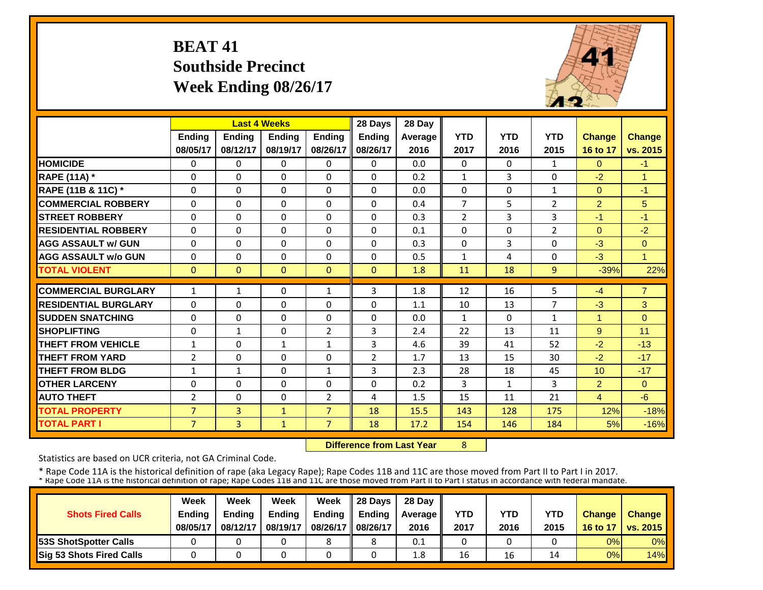# BEAT 41
## Southside Precinct
## Week Ending 08/26/17

| | Last 4 Weeks | | | | 28 Days | 28 Day | | | | | |
|---|---|---|---|---|---|---|---|---|---|---|---|
| | Ending 08/05/17 | Ending 08/12/17 | Ending 08/19/17 | Ending 08/26/17 | Ending 08/26/17 | Average 2016 | YTD 2017 | YTD 2016 | YTD 2015 | Change 16 to 17 | Change vs. 2015 |
| **HOMICIDE** | 0 | 0 | 0 | 0 | 0 | 0.0 | 0 | 0 | 1 | 0 | -1 |
| **RAPE (11A) *** | 0 | 0 | 0 | 0 | 0 | 0.2 | 1 | 3 | 0 | -2 | 1 |
| **RAPE (11B & 11C) *** | 0 | 0 | 0 | 0 | 0 | 0.0 | 0 | 0 | 1 | 0 | -1 |
| **COMMERCIAL ROBBERY** | 0 | 0 | 0 | 0 | 0 | 0.4 | 7 | 5 | 2 | 2 | 5 |
| **STREET ROBBERY** | 0 | 0 | 0 | 0 | 0 | 0.3 | 2 | 3 | 3 | -1 | -1 |
| **RESIDENTIAL ROBBERY** | 0 | 0 | 0 | 0 | 0 | 0.1 | 0 | 0 | 2 | 0 | -2 |
| **AGG ASSAULT w/ GUN** | 0 | 0 | 0 | 0 | 0 | 0.3 | 0 | 3 | 0 | -3 | 0 |
| **AGG ASSAULT w/o GUN** | 0 | 0 | 0 | 0 | 0 | 0.5 | 1 | 4 | 0 | -3 | 1 |
| **TOTAL VIOLENT** | 0 | 0 | 0 | 0 | 0 | 1.8 | 11 | 18 | 9 | -39% | 22% |
| **COMMERCIAL BURGLARY** | 1 | 1 | 0 | 1 | 3 | 1.8 | 12 | 16 | 5 | -4 | 7 |
| **RESIDENTIAL BURGLARY** | 0 | 0 | 0 | 0 | 0 | 1.1 | 10 | 13 | 7 | -3 | 3 |
| **SUDDEN SNATCHING** | 0 | 0 | 0 | 0 | 0 | 0.0 | 1 | 0 | 1 | 1 | 0 |
| **SHOPLIFTING** | 0 | 1 | 0 | 2 | 3 | 2.4 | 22 | 13 | 11 | 9 | 11 |
| **THEFT FROM VEHICLE** | 1 | 0 | 1 | 1 | 3 | 4.6 | 39 | 41 | 52 | -2 | -13 |
| **THEFT FROM YARD** | 2 | 0 | 0 | 0 | 2 | 1.7 | 13 | 15 | 30 | -2 | -17 |
| **THEFT FROM BLDG** | 1 | 1 | 0 | 1 | 3 | 2.3 | 28 | 18 | 45 | 10 | -17 |
| **OTHER LARCENY** | 0 | 0 | 0 | 0 | 0 | 0.2 | 3 | 1 | 3 | 2 | 0 |
| **AUTO THEFT** | 2 | 0 | 0 | 2 | 4 | 1.5 | 15 | 11 | 21 | 4 | -6 |
| **TOTAL PROPERTY** | 7 | 3 | 1 | 7 | 18 | 15.5 | 143 | 128 | 175 | 12% | -18% |
| **TOTAL PART I** | 7 | 3 | 1 | 7 | 18 | 17.2 | 154 | 146 | 184 | 5% | -16% |

**Difference from Last Year** 8

Statistics are based on UCR criteria, not GA Criminal Code.

* Rape Code 11A is the historical definition of rape (aka Legacy Rape); Rape Codes 11B and 11C are those moved from Part II to Part I in 2017.
* Rape Code 11A is the historical definition of rape; Rape Codes 11B and 11C are those moved from Part II to Part I status in accordance with federal mandate.

| Shots Fired Calls | Week Ending 08/05/17 | Week Ending 08/12/17 | Week Ending 08/19/17 | Week Ending 08/26/17 | 28 Days Ending 08/26/17 | 28 Day Average 2016 | YTD 2017 | YTD 2016 | YTD 2015 | Change 16 to 17 | Change vs. 2015 |
|---|---|---|---|---|---|---|---|---|---|---|---|
| **53S ShotSpotter Calls** | 0 | 0 | 0 | 8 | 8 | 0.1 | 0 | 0 | 0 | 0% | 0% |
| **Sig 53 Shots Fired Calls** | 0 | 0 | 0 | 0 | 0 | 1.8 | 16 | 16 | 14 | 0% | 14% |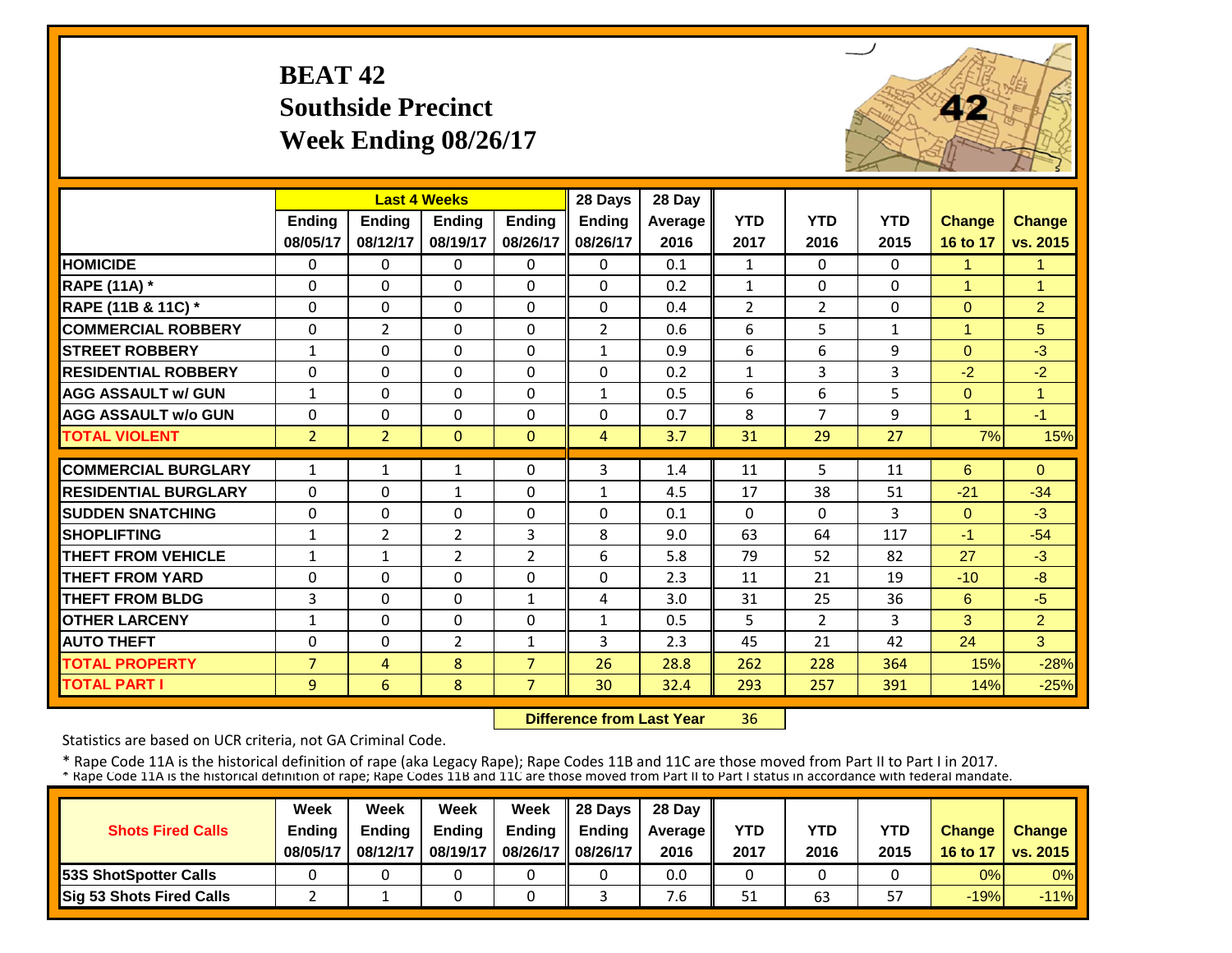# BEAT 42
## Southside Precinct
## Week Ending 08/26/17

| | Last 4 Weeks | | | | 28 Days | 28 Day | | | | | |
|---|---|---|---|---|---|---|---|---|---|---|---|
| | Ending 08/05/17 | Ending 08/12/17 | Ending 08/19/17 | Ending 08/26/17 | Ending 08/26/17 | Average 2016 | YTD 2017 | YTD 2016 | YTD 2015 | Change 16 to 17 | Change vs. 2015 |
| HOMICIDE | 0 | 0 | 0 | 0 | 0 | 0.1 | 1 | 0 | 0 | 1 | 1 |
| RAPE (11A) * | 0 | 0 | 0 | 0 | 0 | 0.2 | 1 | 0 | 0 | 1 | 1 |
| RAPE (11B & 11C) * | 0 | 0 | 0 | 0 | 0 | 0.4 | 2 | 2 | 0 | 0 | 2 |
| COMMERCIAL ROBBERY | 0 | 2 | 0 | 0 | 2 | 0.6 | 6 | 5 | 1 | 1 | 5 |
| STREET ROBBERY | 1 | 0 | 0 | 0 | 1 | 0.9 | 6 | 6 | 9 | 0 | -3 |
| RESIDENTIAL ROBBERY | 0 | 0 | 0 | 0 | 0 | 0.2 | 1 | 3 | 3 | -2 | -2 |
| AGG ASSAULT w/ GUN | 1 | 0 | 0 | 0 | 1 | 0.5 | 6 | 6 | 5 | 0 | 1 |
| AGG ASSAULT w/o GUN | 0 | 0 | 0 | 0 | 0 | 0.7 | 8 | 7 | 9 | 1 | -1 |
| TOTAL VIOLENT | 2 | 2 | 0 | 0 | 4 | 3.7 | 31 | 29 | 27 | 7% | 15% |
| COMMERCIAL BURGLARY | 1 | 1 | 1 | 0 | 3 | 1.4 | 11 | 5 | 11 | 6 | 0 |
| RESIDENTIAL BURGLARY | 0 | 0 | 1 | 0 | 1 | 4.5 | 17 | 38 | 51 | -21 | -34 |
| SUDDEN SNATCHING | 0 | 0 | 0 | 0 | 0 | 0.1 | 0 | 0 | 3 | 0 | -3 |
| SHOPLIFTING | 1 | 2 | 2 | 3 | 8 | 9.0 | 63 | 64 | 117 | -1 | -54 |
| THEFT FROM VEHICLE | 1 | 1 | 2 | 2 | 6 | 5.8 | 79 | 52 | 82 | 27 | -3 |
| THEFT FROM YARD | 0 | 0 | 0 | 0 | 0 | 2.3 | 11 | 21 | 19 | -10 | -8 |
| THEFT FROM BLDG | 3 | 0 | 0 | 1 | 4 | 3.0 | 31 | 25 | 36 | 6 | -5 |
| OTHER LARCENY | 1 | 0 | 0 | 0 | 1 | 0.5 | 5 | 2 | 3 | 3 | 2 |
| AUTO THEFT | 0 | 0 | 2 | 1 | 3 | 2.3 | 45 | 21 | 42 | 24 | 3 |
| TOTAL PROPERTY | 7 | 4 | 8 | 7 | 26 | 28.8 | 262 | 228 | 364 | 15% | -28% |
| TOTAL PART I | 9 | 6 | 8 | 7 | 30 | 32.4 | 293 | 257 | 391 | 14% | -25% |

**Difference from Last Year** 36

Statistics are based on UCR criteria, not GA Criminal Code.

* Rape Code 11A is the historical definition of rape (aka Legacy Rape); Rape Codes 11B and 11C are those moved from Part II to Part I in 2017.
* Rape Code 11A is the historical definition of rape; Rape Codes 11B and 11C are those moved from Part II to Part I status in accordance with federal mandate.

| Shots Fired Calls | Week Ending 08/05/17 | Week Ending 08/12/17 | Week Ending 08/19/17 | Week Ending 08/26/17 | 28 Days Ending 08/26/17 | 28 Day Average 2016 | YTD 2017 | YTD 2016 | YTD 2015 | Change 16 to 17 | Change vs. 2015 |
|---|---|---|---|---|---|---|---|---|---|---|---|
| 53S ShotSpotter Calls | 0 | 0 | 0 | 0 | 0 | 0.0 | 0 | 0 | 0 | 0% | 0% |
| Sig 53 Shots Fired Calls | 2 | 1 | 0 | 0 | 3 | 7.6 | 51 | 63 | 57 | -19% | -11% |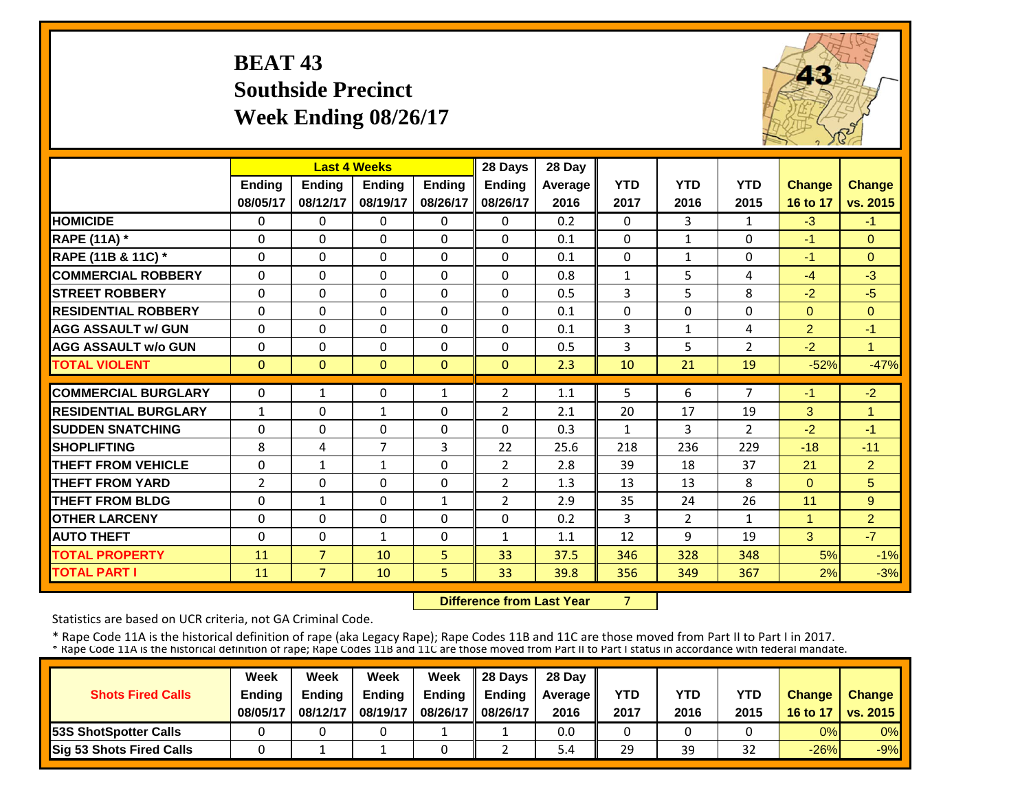# BEAT 43
## Southside Precinct
## Week Ending 08/26/17

| | Last 4 Weeks | | | | 28 Days | 28 Day | | | | | |
|---|---|---|---|---|---|---|---|---|---|---|---|
| | Ending 08/05/17 | Ending 08/12/17 | Ending 08/19/17 | Ending 08/26/17 | Ending 08/26/17 | Average 2016 | YTD 2017 | YTD 2016 | YTD 2015 | Change 16 to 17 | Change vs. 2015 |
| HOMICIDE | 0 | 0 | 0 | 0 | 0 | 0.2 | 0 | 3 | 1 | -3 | -1 |
| RAPE (11A) * | 0 | 0 | 0 | 0 | 0 | 0.1 | 0 | 1 | 0 | -1 | 0 |
| RAPE (11B & 11C) * | 0 | 0 | 0 | 0 | 0 | 0.1 | 0 | 1 | 0 | -1 | 0 |
| COMMERCIAL ROBBERY | 0 | 0 | 0 | 0 | 0 | 0.8 | 1 | 5 | 4 | -4 | -3 |
| STREET ROBBERY | 0 | 0 | 0 | 0 | 0 | 0.5 | 3 | 5 | 8 | -2 | -5 |
| RESIDENTIAL ROBBERY | 0 | 0 | 0 | 0 | 0 | 0.1 | 0 | 0 | 0 | 0 | 0 |
| AGG ASSAULT w/ GUN | 0 | 0 | 0 | 0 | 0 | 0.1 | 3 | 1 | 4 | 2 | -1 |
| AGG ASSAULT w/o GUN | 0 | 0 | 0 | 0 | 0 | 0.5 | 3 | 5 | 2 | -2 | 1 |
| TOTAL VIOLENT | 0 | 0 | 0 | 0 | 0 | 2.3 | 10 | 21 | 19 | -52% | -47% |
| COMMERCIAL BURGLARY | 0 | 1 | 0 | 1 | 2 | 1.1 | 5 | 6 | 7 | -1 | -2 |
| RESIDENTIAL BURGLARY | 1 | 0 | 1 | 0 | 2 | 2.1 | 20 | 17 | 19 | 3 | 1 |
| SUDDEN SNATCHING | 0 | 0 | 0 | 0 | 0 | 0.3 | 1 | 3 | 2 | -2 | -1 |
| SHOPLIFTING | 8 | 4 | 7 | 3 | 22 | 25.6 | 218 | 236 | 229 | -18 | -11 |
| THEFT FROM VEHICLE | 0 | 1 | 1 | 0 | 2 | 2.8 | 39 | 18 | 37 | 21 | 2 |
| THEFT FROM YARD | 2 | 0 | 0 | 0 | 2 | 1.3 | 13 | 13 | 8 | 0 | 5 |
| THEFT FROM BLDG | 0 | 1 | 0 | 1 | 2 | 2.9 | 35 | 24 | 26 | 11 | 9 |
| OTHER LARCENY | 0 | 0 | 0 | 0 | 0 | 0.2 | 3 | 2 | 1 | 1 | 2 |
| AUTO THEFT | 0 | 0 | 1 | 0 | 1 | 1.1 | 12 | 9 | 19 | 3 | -7 |
| TOTAL PROPERTY | 11 | 7 | 10 | 5 | 33 | 37.5 | 346 | 328 | 348 | 5% | -1% |
| TOTAL PART I | 11 | 7 | 10 | 5 | 33 | 39.8 | 356 | 349 | 367 | 2% | -3% |

**Difference from Last Year** 7

Statistics are based on UCR criteria, not GA Criminal Code.

* Rape Code 11A is the historical definition of rape (aka Legacy Rape); Rape Codes 11B and 11C are those moved from Part II to Part I in 2017.
* Rape Code 11A is the historical definition of rape; Rape Codes 11B and 11C are those moved from Part II to Part I status in accordance with federal mandate.

| Shots Fired Calls | Week Ending 08/05/17 | Week Ending 08/12/17 | Week Ending 08/19/17 | Week Ending 08/26/17 | 28 Days Ending 08/26/17 | 28 Day Average 2016 | YTD 2017 | YTD 2016 | YTD 2015 | Change 16 to 17 | Change vs. 2015 |
|---|---|---|---|---|---|---|---|---|---|---|---|
| 53S ShotSpotter Calls | 0 | 0 | 0 | 1 | 1 | 0.0 | 0 | 0 | 0 | 0% | 0% |
| Sig 53 Shots Fired Calls | 0 | 1 | 1 | 0 | 2 | 5.4 | 29 | 39 | 32 | -26% | -9% |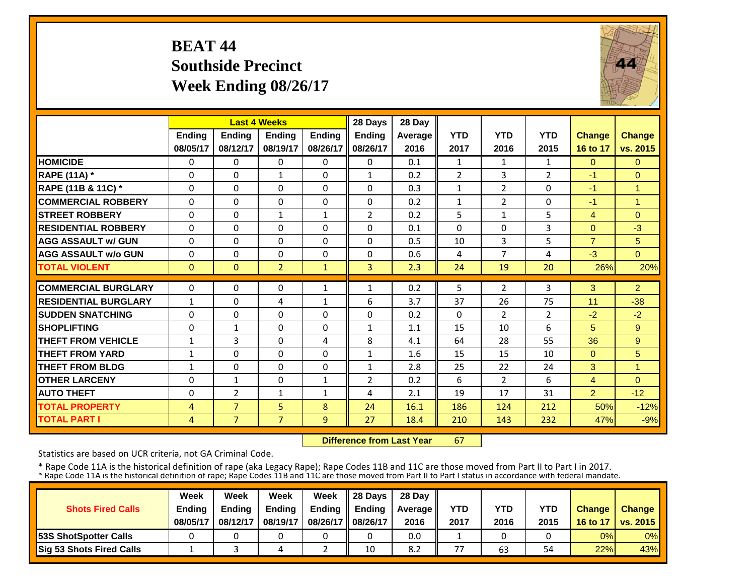# BEAT 44
## Southside Precinct
## Week Ending 08/26/17

| | Last 4 Weeks | | | | 28 Days | 28 Day | | | | | |
|---|---|---|---|---|---|---|---|---|---|---|---|
| | Ending 08/05/17 | Ending 08/12/17 | Ending 08/19/17 | Ending 08/26/17 | Ending 08/26/17 | Average 2016 | YTD 2017 | YTD 2016 | YTD 2015 | Change 16 to 17 | Change vs. 2015 |
| HOMICIDE | 0 | 0 | 0 | 0 | 0 | 0.1 | 1 | 1 | 1 | 0 | 0 |
| RAPE (11A) * | 0 | 0 | 1 | 0 | 1 | 0.2 | 2 | 3 | 2 | -1 | 0 |
| RAPE (11B & 11C) * | 0 | 0 | 0 | 0 | 0 | 0.3 | 1 | 2 | 0 | -1 | 1 |
| COMMERCIAL ROBBERY | 0 | 0 | 0 | 0 | 0 | 0.2 | 1 | 2 | 0 | -1 | 1 |
| STREET ROBBERY | 0 | 0 | 1 | 1 | 2 | 0.2 | 5 | 1 | 5 | 4 | 0 |
| RESIDENTIAL ROBBERY | 0 | 0 | 0 | 0 | 0 | 0.1 | 0 | 0 | 3 | 0 | -3 |
| AGG ASSAULT w/ GUN | 0 | 0 | 0 | 0 | 0 | 0.5 | 10 | 3 | 5 | 7 | 5 |
| AGG ASSAULT w/o GUN | 0 | 0 | 0 | 0 | 0 | 0.6 | 4 | 7 | 4 | -3 | 0 |
| TOTAL VIOLENT | 0 | 0 | 2 | 1 | 3 | 2.3 | 24 | 19 | 20 | 26% | 20% |
| COMMERCIAL BURGLARY | 0 | 0 | 0 | 1 | 1 | 0.2 | 5 | 2 | 3 | 3 | 2 |
| RESIDENTIAL BURGLARY | 1 | 0 | 4 | 1 | 6 | 3.7 | 37 | 26 | 75 | 11 | -38 |
| SUDDEN SNATCHING | 0 | 0 | 0 | 0 | 0 | 0.2 | 0 | 2 | 2 | -2 | -2 |
| SHOPLIFTING | 0 | 1 | 0 | 0 | 1 | 1.1 | 15 | 10 | 6 | 5 | 9 |
| THEFT FROM VEHICLE | 1 | 3 | 0 | 4 | 8 | 4.1 | 64 | 28 | 55 | 36 | 9 |
| THEFT FROM YARD | 1 | 0 | 0 | 0 | 1 | 1.6 | 15 | 15 | 10 | 0 | 5 |
| THEFT FROM BLDG | 1 | 0 | 0 | 0 | 1 | 2.8 | 25 | 22 | 24 | 3 | 1 |
| OTHER LARCENY | 0 | 1 | 0 | 1 | 2 | 0.2 | 6 | 2 | 6 | 4 | 0 |
| AUTO THEFT | 0 | 2 | 1 | 1 | 4 | 2.1 | 19 | 17 | 31 | 2 | -12 |
| TOTAL PROPERTY | 4 | 7 | 5 | 8 | 24 | 16.1 | 186 | 124 | 212 | 50% | -12% |
| TOTAL PART I | 4 | 7 | 7 | 9 | 27 | 18.4 | 210 | 143 | 232 | 47% | -9% |

**Difference from Last Year** 67

Statistics are based on UCR criteria, not GA Criminal Code.

\* Rape Code 11A is the historical definition of rape (aka Legacy Rape); Rape Codes 11B and 11C are those moved from Part II to Part I in 2017.
\* Rape Code 11A is the historical definition of rape; Rape Codes 11B and 11C are those moved from Part II to Part I status in accordance with federal mandate.

| Shots Fired Calls | Week Ending 08/05/17 | Week Ending 08/12/17 | Week Ending 08/19/17 | Week Ending 08/26/17 | 28 Days Ending 08/26/17 | 28 Day Average 2016 | YTD 2017 | YTD 2016 | YTD 2015 | Change 16 to 17 | Change vs. 2015 |
|---|---|---|---|---|---|---|---|---|---|---|---|
| 53S ShotSpotter Calls | 0 | 0 | 0 | 0 | 0 | 0.0 | 1 | 0 | 0 | 0% | 0% |
| Sig 53 Shots Fired Calls | 1 | 3 | 4 | 2 | 10 | 8.2 | 77 | 63 | 54 | 22% | 43% |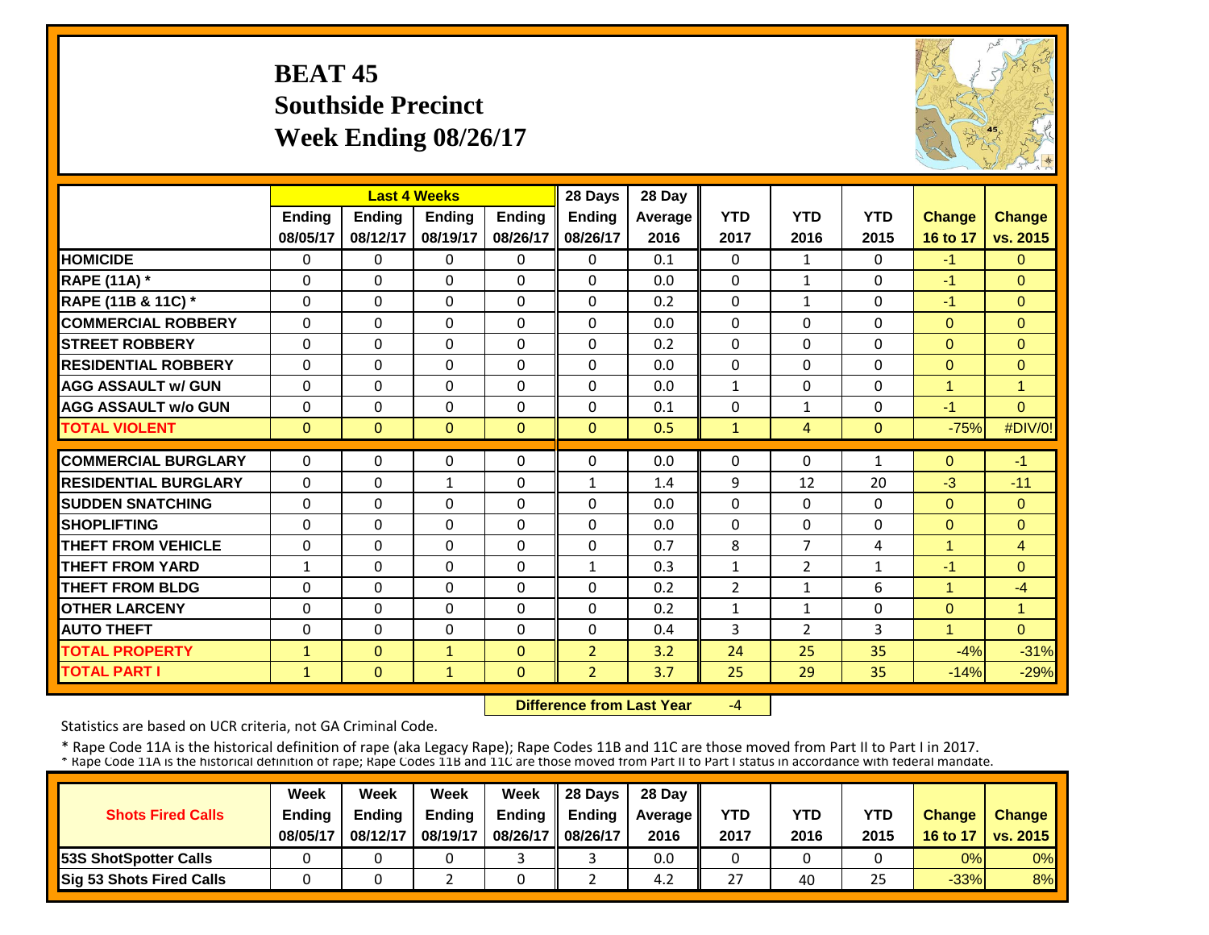# BEAT 45
## Southside Precinct
## Week Ending 08/26/17

| | Last 4 Weeks | | | | 28 Days | 28 Day | | | | | |
|---|---|---|---|---|---|---|---|---|---|---|---|
| | Ending 08/05/17 | Ending 08/12/17 | Ending 08/19/17 | Ending 08/26/17 | Ending 08/26/17 | Average 2016 | YTD 2017 | YTD 2016 | YTD 2015 | Change 16 to 17 | Change vs. 2015 |
| **HOMICIDE** | 0 | 0 | 0 | 0 | 0 | 0.1 | 0 | 1 | 0 | -1 | 0 |
| **RAPE (11A) *** | 0 | 0 | 0 | 0 | 0 | 0.0 | 0 | 1 | 0 | -1 | 0 |
| **RAPE (11B & 11C) *** | 0 | 0 | 0 | 0 | 0 | 0.2 | 0 | 1 | 0 | -1 | 0 |
| **COMMERCIAL ROBBERY** | 0 | 0 | 0 | 0 | 0 | 0.0 | 0 | 0 | 0 | 0 | 0 |
| **STREET ROBBERY** | 0 | 0 | 0 | 0 | 0 | 0.2 | 0 | 0 | 0 | 0 | 0 |
| **RESIDENTIAL ROBBERY** | 0 | 0 | 0 | 0 | 0 | 0.0 | 0 | 0 | 0 | 0 | 0 |
| **AGG ASSAULT w/ GUN** | 0 | 0 | 0 | 0 | 0 | 0.0 | 1 | 0 | 0 | 1 | 1 |
| **AGG ASSAULT w/o GUN** | 0 | 0 | 0 | 0 | 0 | 0.1 | 0 | 1 | 0 | -1 | 0 |
| **TOTAL VIOLENT** | 0 | 0 | 0 | 0 | 0 | 0.5 | 1 | 4 | 0 | -75% | #DIV/0! |
| **COMMERCIAL BURGLARY** | 0 | 0 | 0 | 0 | 0 | 0.0 | 0 | 0 | 1 | 0 | -1 |
| **RESIDENTIAL BURGLARY** | 0 | 0 | 1 | 0 | 1 | 1.4 | 9 | 12 | 20 | -3 | -11 |
| **SUDDEN SNATCHING** | 0 | 0 | 0 | 0 | 0 | 0.0 | 0 | 0 | 0 | 0 | 0 |
| **SHOPLIFTING** | 0 | 0 | 0 | 0 | 0 | 0.0 | 0 | 0 | 0 | 0 | 0 |
| **THEFT FROM VEHICLE** | 0 | 0 | 0 | 0 | 0 | 0.7 | 8 | 7 | 4 | 1 | 4 |
| **THEFT FROM YARD** | 1 | 0 | 0 | 0 | 1 | 0.3 | 1 | 2 | 1 | -1 | 0 |
| **THEFT FROM BLDG** | 0 | 0 | 0 | 0 | 0 | 0.2 | 2 | 1 | 6 | 1 | -4 |
| **OTHER LARCENY** | 0 | 0 | 0 | 0 | 0 | 0.2 | 1 | 1 | 0 | 0 | 1 |
| **AUTO THEFT** | 0 | 0 | 0 | 0 | 0 | 0.4 | 3 | 2 | 3 | 1 | 0 |
| **TOTAL PROPERTY** | 1 | 0 | 1 | 0 | 2 | 3.2 | 24 | 25 | 35 | -4% | -31% |
| **TOTAL PART I** | 1 | 0 | 1 | 0 | 2 | 3.7 | 25 | 29 | 35 | -14% | -29% |

**Difference from Last Year** -4

Statistics are based on UCR criteria, not GA Criminal Code.

* Rape Code 11A is the historical definition of rape (aka Legacy Rape); Rape Codes 11B and 11C are those moved from Part II to Part I in 2017.
* Rape Code 11A is the historical definition of rape; Rape Codes 11B and 11C are those moved from Part II to Part I status in accordance with federal mandate.

| Shots Fired Calls | Week Ending 08/05/17 | Week Ending 08/12/17 | Week Ending 08/19/17 | Week Ending 08/26/17 | 28 Days Ending 08/26/17 | 28 Day Average 2016 | YTD 2017 | YTD 2016 | YTD 2015 | Change 16 to 17 | Change vs. 2015 |
|---|---|---|---|---|---|---|---|---|---|---|---|
| **53S ShotSpotter Calls** | 0 | 0 | 0 | 3 | 3 | 0.0 | 0 | 0 | 0 | 0% | 0% |
| **Sig 53 Shots Fired Calls** | 0 | 0 | 2 | 0 | 2 | 4.2 | 27 | 40 | 25 | -33% | 8% |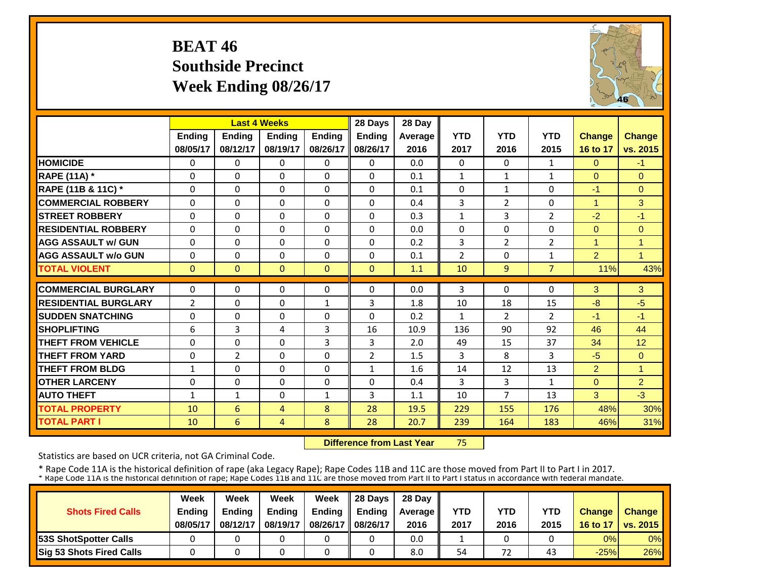# BEAT 46
## Southside Precinct
## Week Ending 08/26/17

| | Last 4 Weeks | | | | 28 Days | 28 Day | | | | | |
|---|---|---|---|---|---|---|---|---|---|---|---|
| | Ending 08/05/17 | Ending 08/12/17 | Ending 08/19/17 | Ending 08/26/17 | Ending 08/26/17 | Average 2016 | YTD 2017 | YTD 2016 | YTD 2015 | Change 16 to 17 | Change vs. 2015 |
| HOMICIDE | 0 | 0 | 0 | 0 | 0 | 0.0 | 0 | 0 | 1 | 0 | -1 |
| RAPE (11A) * | 0 | 0 | 0 | 0 | 0 | 0.1 | 1 | 1 | 1 | 0 | 0 |
| RAPE (11B & 11C) * | 0 | 0 | 0 | 0 | 0 | 0.1 | 0 | 1 | 0 | -1 | 0 |
| COMMERCIAL ROBBERY | 0 | 0 | 0 | 0 | 0 | 0.4 | 3 | 2 | 0 | 1 | 3 |
| STREET ROBBERY | 0 | 0 | 0 | 0 | 0 | 0.3 | 1 | 3 | 2 | -2 | -1 |
| RESIDENTIAL ROBBERY | 0 | 0 | 0 | 0 | 0 | 0.0 | 0 | 0 | 0 | 0 | 0 |
| AGG ASSAULT w/ GUN | 0 | 0 | 0 | 0 | 0 | 0.2 | 3 | 2 | 2 | 1 | 1 |
| AGG ASSAULT w/o GUN | 0 | 0 | 0 | 0 | 0 | 0.1 | 2 | 0 | 1 | 2 | 1 |
| TOTAL VIOLENT | 0 | 0 | 0 | 0 | 0 | 1.1 | 10 | 9 | 7 | 11% | 43% |
| COMMERCIAL BURGLARY | 0 | 0 | 0 | 0 | 0 | 0.0 | 3 | 0 | 0 | 3 | 3 |
| RESIDENTIAL BURGLARY | 2 | 0 | 0 | 1 | 3 | 1.8 | 10 | 18 | 15 | -8 | -5 |
| SUDDEN SNATCHING | 0 | 0 | 0 | 0 | 0 | 0.2 | 1 | 2 | 2 | -1 | -1 |
| SHOPLIFTING | 6 | 3 | 4 | 3 | 16 | 10.9 | 136 | 90 | 92 | 46 | 44 |
| THEFT FROM VEHICLE | 0 | 0 | 0 | 3 | 3 | 2.0 | 49 | 15 | 37 | 34 | 12 |
| THEFT FROM YARD | 0 | 2 | 0 | 0 | 2 | 1.5 | 3 | 8 | 3 | -5 | 0 |
| THEFT FROM BLDG | 1 | 0 | 0 | 0 | 1 | 1.6 | 14 | 12 | 13 | 2 | 1 |
| OTHER LARCENY | 0 | 0 | 0 | 0 | 0 | 0.4 | 3 | 3 | 1 | 0 | 2 |
| AUTO THEFT | 1 | 1 | 0 | 1 | 3 | 1.1 | 10 | 7 | 13 | 3 | -3 |
| TOTAL PROPERTY | 10 | 6 | 4 | 8 | 28 | 19.5 | 229 | 155 | 176 | 48% | 30% |
| TOTAL PART I | 10 | 6 | 4 | 8 | 28 | 20.7 | 239 | 164 | 183 | 46% | 31% |

**Difference from Last Year** 75

Statistics are based on UCR criteria, not GA Criminal Code.

\* Rape Code 11A is the historical definition of rape (aka Legacy Rape); Rape Codes 11B and 11C are those moved from Part II to Part I in 2017.
\* Rape Code 11A is the historical definition of rape; Rape Codes 11B and 11C are those moved from Part II to Part I status in accordance with federal mandate.

| Shots Fired Calls | Week Ending 08/05/17 | Week Ending 08/12/17 | Week Ending 08/19/17 | Week Ending 08/26/17 | 28 Days Ending 08/26/17 | 28 Day Average 2016 | YTD 2017 | YTD 2016 | YTD 2015 | Change 16 to 17 | Change vs. 2015 |
|---|---|---|---|---|---|---|---|---|---|---|---|
| 53S ShotSpotter Calls | 0 | 0 | 0 | 0 | 0 | 0.0 | 1 | 0 | 0 | 0% | 0% |
| Sig 53 Shots Fired Calls | 0 | 0 | 0 | 0 | 0 | 8.0 | 54 | 72 | 43 | -25% | 26% |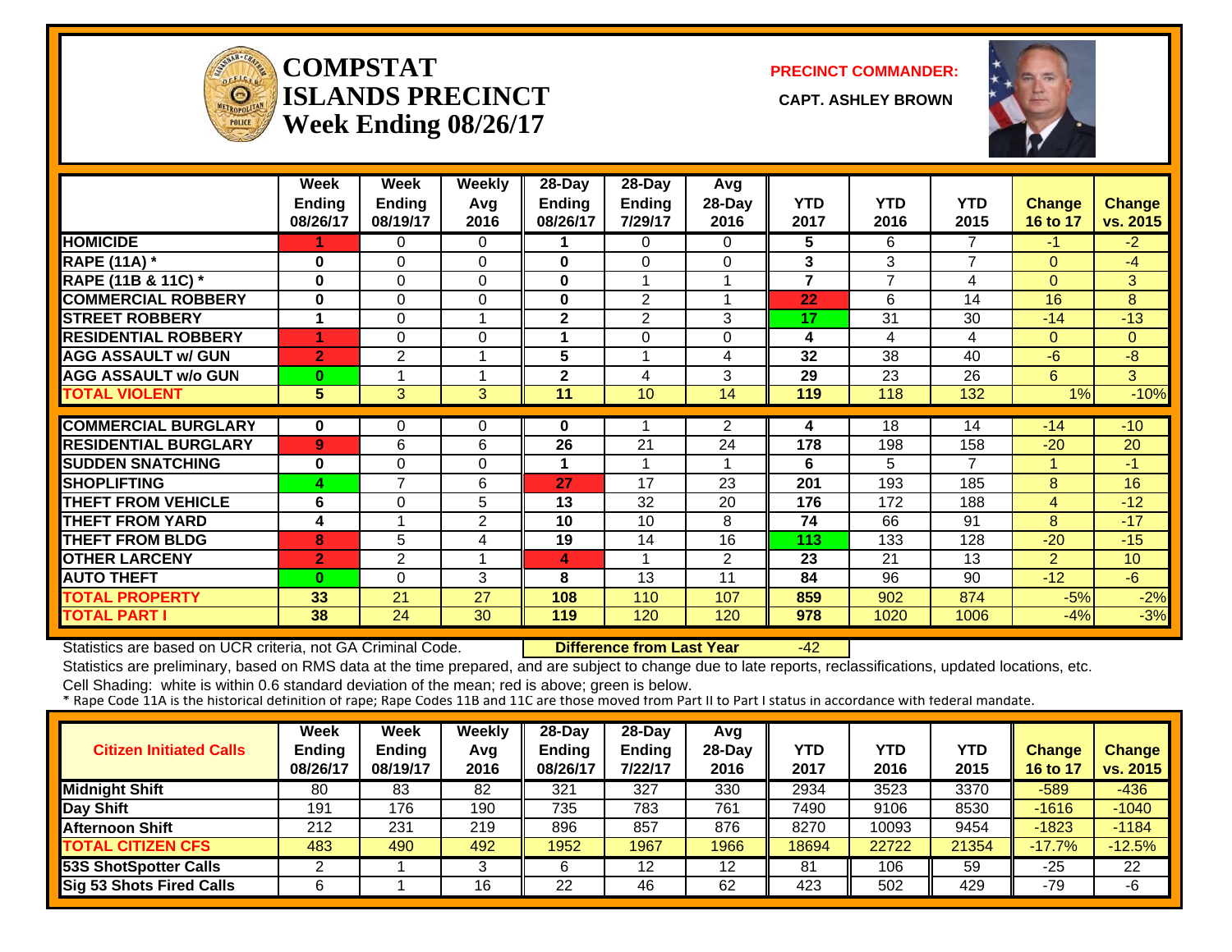# COMPSTAT ISLANDS PRECINCT Week Ending 08/26/17

**PRECINCT COMMANDER:**

**CAPT. ASHLEY BROWN**

| | Week Ending 08/26/17 | Week Ending 08/19/17 | Weekly Avg 2016 | 28-Day Ending 08/26/17 | 28-Day Ending 7/29/17 | Avg 28-Day 2016 | YTD 2017 | YTD 2016 | YTD 2015 | Change 16 to 17 | Change vs. 2015 |
|---|---|---|---|---|---|---|---|---|---|---|---|
| HOMICIDE | 1 | 0 | 0 | 1 | 0 | 0 | 5 | 6 | 7 | -1 | -2 |
| RAPE (11A) * | 0 | 0 | 0 | 0 | 0 | 0 | 3 | 3 | 7 | 0 | -4 |
| RAPE (11B & 11C) * | 0 | 0 | 0 | 0 | 1 | 1 | 7 | 7 | 4 | 0 | 3 |
| COMMERCIAL ROBBERY | 0 | 0 | 0 | 0 | 2 | 1 | 22 | 6 | 14 | 16 | 8 |
| STREET ROBBERY | 1 | 0 | 1 | 2 | 2 | 3 | 17 | 31 | 30 | -14 | -13 |
| RESIDENTIAL ROBBERY | 1 | 0 | 0 | 1 | 0 | 0 | 4 | 4 | 4 | 0 | 0 |
| AGG ASSAULT w/ GUN | 2 | 2 | 1 | 5 | 1 | 4 | 32 | 38 | 40 | -6 | -8 |
| AGG ASSAULT w/o GUN | 0 | 1 | 1 | 2 | 4 | 3 | 29 | 23 | 26 | 6 | 3 |
| TOTAL VIOLENT | 5 | 3 | 3 | 11 | 10 | 14 | 119 | 118 | 132 | 1% | -10% |
| COMMERCIAL BURGLARY | 0 | 0 | 0 | 0 | 1 | 2 | 4 | 18 | 14 | -14 | -10 |
| RESIDENTIAL BURGLARY | 9 | 6 | 6 | 26 | 21 | 24 | 178 | 198 | 158 | -20 | 20 |
| SUDDEN SNATCHING | 0 | 0 | 0 | 1 | 1 | 1 | 6 | 5 | 7 | 1 | -1 |
| SHOPLIFTING | 4 | 7 | 6 | 27 | 17 | 23 | 201 | 193 | 185 | 8 | 16 |
| THEFT FROM VEHICLE | 6 | 0 | 5 | 13 | 32 | 20 | 176 | 172 | 188 | 4 | -12 |
| THEFT FROM YARD | 4 | 1 | 2 | 10 | 10 | 8 | 74 | 66 | 91 | 8 | -17 |
| THEFT FROM BLDG | 8 | 5 | 4 | 19 | 14 | 16 | 113 | 133 | 128 | -20 | -15 |
| OTHER LARCENY | 2 | 2 | 1 | 4 | 1 | 2 | 23 | 21 | 13 | 2 | 10 |
| AUTO THEFT | 0 | 0 | 3 | 8 | 13 | 11 | 84 | 96 | 90 | -12 | -6 |
| TOTAL PROPERTY | 33 | 21 | 27 | 108 | 110 | 107 | 859 | 902 | 874 | -5% | -2% |
| TOTAL PART I | 38 | 24 | 30 | 119 | 120 | 120 | 978 | 1020 | 1006 | -4% | -3% |

Statistics are based on UCR criteria, not GA Criminal Code. **Difference from Last Year** -42

Statistics are preliminary, based on RMS data at the time prepared, and are subject to change due to late reports, reclassifications, updated locations, etc.

Cell Shading: white is within 0.6 standard deviation of the mean; red is above; green is below.

* Rape Code 11A is the historical definition of rape; Rape Codes 11B and 11C are those moved from Part II to Part I status in accordance with federal mandate.

| Citizen Initiated Calls | Week Ending 08/26/17 | Week Ending 08/19/17 | Weekly Avg 2016 | 28-Day Ending 08/26/17 | 28-Day Ending 7/22/17 | Avg 28-Day 2016 | YTD 2017 | YTD 2016 | YTD 2015 | Change 16 to 17 | Change vs. 2015 |
|---|---|---|---|---|---|---|---|---|---|---|---|
| Midnight Shift | 80 | 83 | 82 | 321 | 327 | 330 | 2934 | 3523 | 3370 | -589 | -436 |
| Day Shift | 191 | 176 | 190 | 735 | 783 | 761 | 7490 | 9106 | 8530 | -1616 | -1040 |
| Afternoon Shift | 212 | 231 | 219 | 896 | 857 | 876 | 8270 | 10093 | 9454 | -1823 | -1184 |
| TOTAL CITIZEN CFS | 483 | 490 | 492 | 1952 | 1967 | 1966 | 18694 | 22722 | 21354 | -17.7% | -12.5% |
| 53S ShotSpotter Calls | 2 | 1 | 3 | 6 | 12 | 12 | 81 | 106 | 59 | -25 | 22 |
| Sig 53 Shots Fired Calls | 6 | 1 | 16 | 22 | 46 | 62 | 423 | 502 | 429 | -79 | -6 |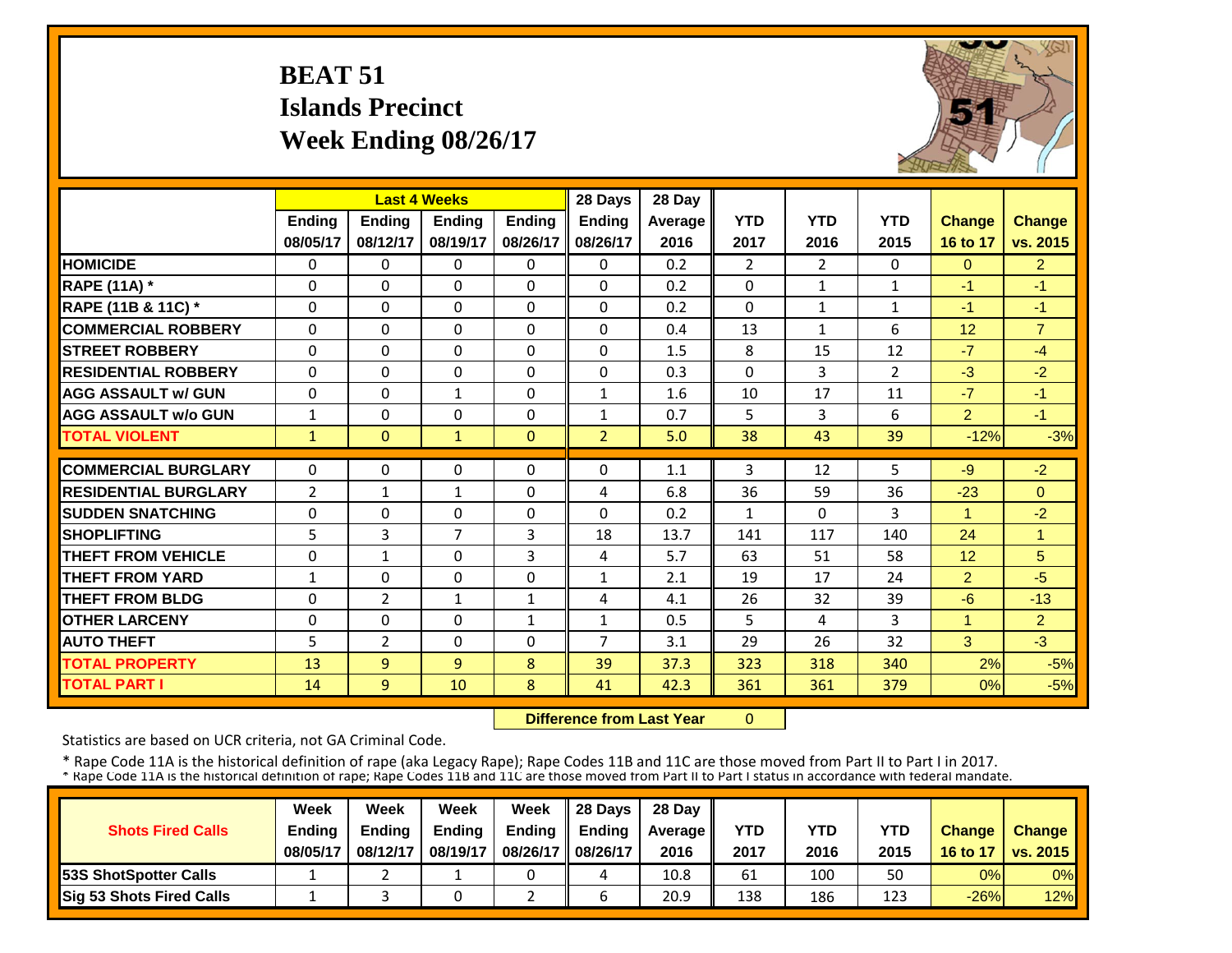# BEAT 51
## Islands Precinct
## Week Ending 08/26/17

| | Last 4 Weeks | | | | 28 Days | 28 Day | | | | | |
|---|---|---|---|---|---|---|---|---|---|---|---|
| | Ending 08/05/17 | Ending 08/12/17 | Ending 08/19/17 | Ending 08/26/17 | Ending 08/26/17 | Average 2016 | YTD 2017 | YTD 2016 | YTD 2015 | Change 16 to 17 | Change vs. 2015 |
| HOMICIDE | 0 | 0 | 0 | 0 | 0 | 0.2 | 2 | 2 | 0 | 0 | 2 |
| RAPE (11A) * | 0 | 0 | 0 | 0 | 0 | 0.2 | 0 | 1 | 1 | -1 | -1 |
| RAPE (11B & 11C) * | 0 | 0 | 0 | 0 | 0 | 0.2 | 0 | 1 | 1 | -1 | -1 |
| COMMERCIAL ROBBERY | 0 | 0 | 0 | 0 | 0 | 0.4 | 13 | 1 | 6 | 12 | 7 |
| STREET ROBBERY | 0 | 0 | 0 | 0 | 0 | 1.5 | 8 | 15 | 12 | -7 | -4 |
| RESIDENTIAL ROBBERY | 0 | 0 | 0 | 0 | 0 | 0.3 | 0 | 3 | 2 | -3 | -2 |
| AGG ASSAULT w/ GUN | 0 | 0 | 1 | 0 | 1 | 1.6 | 10 | 17 | 11 | -7 | -1 |
| AGG ASSAULT w/o GUN | 1 | 0 | 0 | 0 | 1 | 0.7 | 5 | 3 | 6 | 2 | -1 |
| TOTAL VIOLENT | 1 | 0 | 1 | 0 | 2 | 5.0 | 38 | 43 | 39 | -12% | -3% |
| COMMERCIAL BURGLARY | 0 | 0 | 0 | 0 | 0 | 1.1 | 3 | 12 | 5 | -9 | -2 |
| RESIDENTIAL BURGLARY | 2 | 1 | 1 | 0 | 4 | 6.8 | 36 | 59 | 36 | -23 | 0 |
| SUDDEN SNATCHING | 0 | 0 | 0 | 0 | 0 | 0.2 | 1 | 0 | 3 | 1 | -2 |
| SHOPLIFTING | 5 | 3 | 7 | 3 | 18 | 13.7 | 141 | 117 | 140 | 24 | 1 |
| THEFT FROM VEHICLE | 0 | 1 | 0 | 3 | 4 | 5.7 | 63 | 51 | 58 | 12 | 5 |
| THEFT FROM YARD | 1 | 0 | 0 | 0 | 1 | 2.1 | 19 | 17 | 24 | 2 | -5 |
| THEFT FROM BLDG | 0 | 2 | 1 | 1 | 4 | 4.1 | 26 | 32 | 39 | -6 | -13 |
| OTHER LARCENY | 0 | 0 | 0 | 1 | 1 | 0.5 | 5 | 4 | 3 | 1 | 2 |
| AUTO THEFT | 5 | 2 | 0 | 0 | 7 | 3.1 | 29 | 26 | 32 | 3 | -3 |
| TOTAL PROPERTY | 13 | 9 | 9 | 8 | 39 | 37.3 | 323 | 318 | 340 | 2% | -5% |
| TOTAL PART I | 14 | 9 | 10 | 8 | 41 | 42.3 | 361 | 361 | 379 | 0% | -5% |

**Difference from Last Year** 0

Statistics are based on UCR criteria, not GA Criminal Code.

* Rape Code 11A is the historical definition of rape (aka Legacy Rape); Rape Codes 11B and 11C are those moved from Part II to Part I in 2017.
* Rape Code 11A is the historical definition of rape; Rape Codes 11B and 11C are those moved from Part II to Part I status in accordance with federal mandate.

| Shots Fired Calls | Week Ending 08/05/17 | Week Ending 08/12/17 | Week Ending 08/19/17 | Week Ending 08/26/17 | 28 Days Ending 08/26/17 | 28 Day Average 2016 | YTD 2017 | YTD 2016 | YTD 2015 | Change 16 to 17 | Change vs. 2015 |
|---|---|---|---|---|---|---|---|---|---|---|---|
| 53S ShotSpotter Calls | 1 | 2 | 1 | 0 | 4 | 10.8 | 61 | 100 | 50 | 0% | 0% |
| Sig 53 Shots Fired Calls | 1 | 3 | 0 | 2 | 6 | 20.9 | 138 | 186 | 123 | -26% | 12% |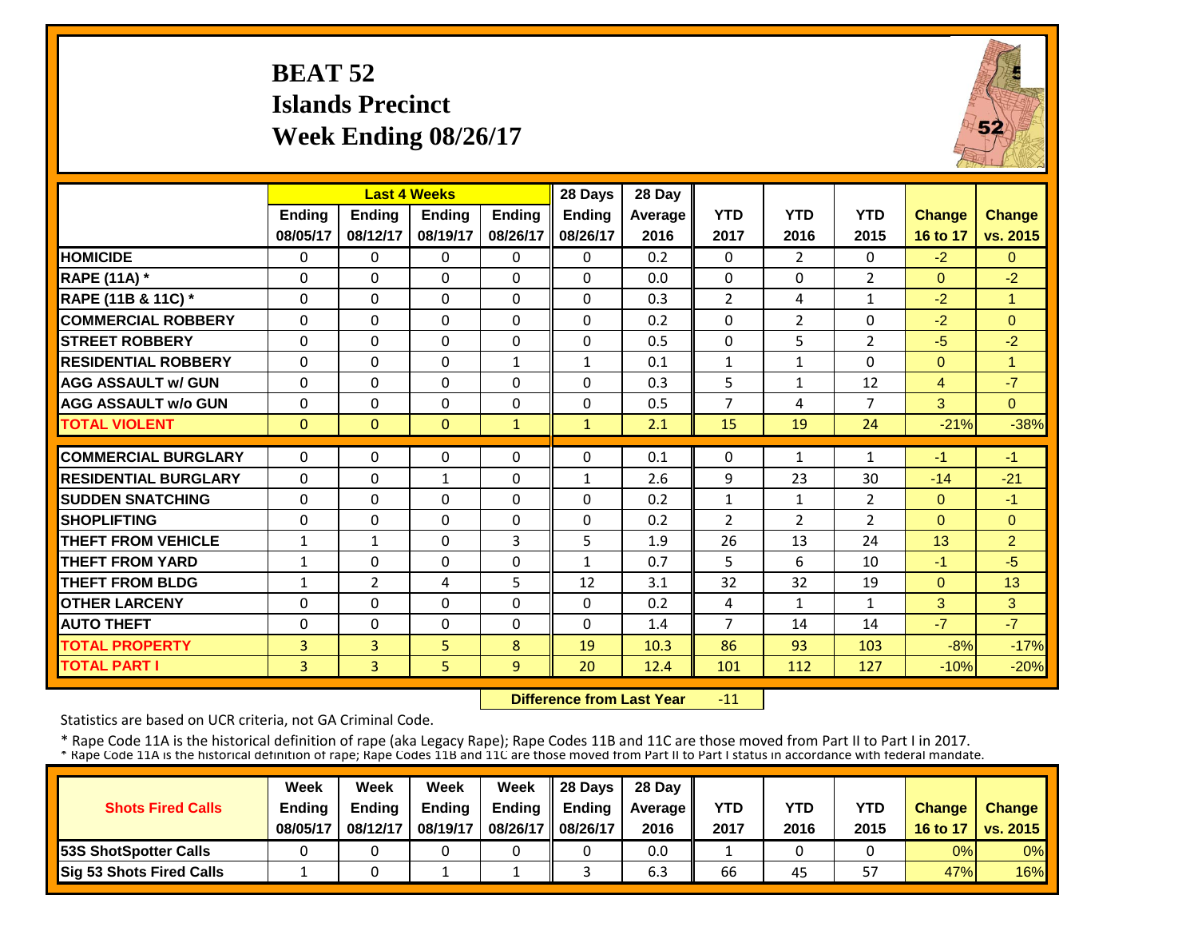# BEAT 52
## Islands Precinct
## Week Ending 08/26/17

| | Last 4 Weeks | | | | 28 Days | 28 Day | | | | | |
|---|---|---|---|---|---|---|---|---|---|---|---|
| | Ending 08/05/17 | Ending 08/12/17 | Ending 08/19/17 | Ending 08/26/17 | Ending 08/26/17 | Average 2016 | YTD 2017 | YTD 2016 | YTD 2015 | Change 16 to 17 | Change vs. 2015 |
| HOMICIDE | 0 | 0 | 0 | 0 | 0 | 0.2 | 0 | 2 | 0 | -2 | 0 |
| RAPE (11A) * | 0 | 0 | 0 | 0 | 0 | 0.0 | 0 | 0 | 2 | 0 | -2 |
| RAPE (11B & 11C) * | 0 | 0 | 0 | 0 | 0 | 0.3 | 2 | 4 | 1 | -2 | 1 |
| COMMERCIAL ROBBERY | 0 | 0 | 0 | 0 | 0 | 0.2 | 0 | 2 | 0 | -2 | 0 |
| STREET ROBBERY | 0 | 0 | 0 | 0 | 0 | 0.5 | 0 | 5 | 2 | -5 | -2 |
| RESIDENTIAL ROBBERY | 0 | 0 | 0 | 1 | 1 | 0.1 | 1 | 1 | 0 | 0 | 1 |
| AGG ASSAULT w/ GUN | 0 | 0 | 0 | 0 | 0 | 0.3 | 5 | 1 | 12 | 4 | -7 |
| AGG ASSAULT w/o GUN | 0 | 0 | 0 | 0 | 0 | 0.5 | 7 | 4 | 7 | 3 | 0 |
| TOTAL VIOLENT | 0 | 0 | 0 | 1 | 1 | 2.1 | 15 | 19 | 24 | -21% | -38% |
| COMMERCIAL BURGLARY | 0 | 0 | 0 | 0 | 0 | 0.1 | 0 | 1 | 1 | -1 | -1 |
| RESIDENTIAL BURGLARY | 0 | 0 | 1 | 0 | 1 | 2.6 | 9 | 23 | 30 | -14 | -21 |
| SUDDEN SNATCHING | 0 | 0 | 0 | 0 | 0 | 0.2 | 1 | 1 | 2 | 0 | -1 |
| SHOPLIFTING | 0 | 0 | 0 | 0 | 0 | 0.2 | 2 | 2 | 2 | 0 | 0 |
| THEFT FROM VEHICLE | 1 | 1 | 0 | 3 | 5 | 1.9 | 26 | 13 | 24 | 13 | 2 |
| THEFT FROM YARD | 1 | 0 | 0 | 0 | 1 | 0.7 | 5 | 6 | 10 | -1 | -5 |
| THEFT FROM BLDG | 1 | 2 | 4 | 5 | 12 | 3.1 | 32 | 32 | 19 | 0 | 13 |
| OTHER LARCENY | 0 | 0 | 0 | 0 | 0 | 0.2 | 4 | 1 | 1 | 3 | 3 |
| AUTO THEFT | 0 | 0 | 0 | 0 | 0 | 1.4 | 7 | 14 | 14 | -7 | -7 |
| TOTAL PROPERTY | 3 | 3 | 5 | 8 | 19 | 10.3 | 86 | 93 | 103 | -8% | -17% |
| TOTAL PART I | 3 | 3 | 5 | 9 | 20 | 12.4 | 101 | 112 | 127 | -10% | -20% |

**Difference from Last Year** -11

Statistics are based on UCR criteria, not GA Criminal Code.

* Rape Code 11A is the historical definition of rape (aka Legacy Rape); Rape Codes 11B and 11C are those moved from Part II to Part I in 2017.
* Rape Code 11A is the historical definition of rape; Rape Codes 11B and 11C are those moved from Part II to Part I status in accordance with federal mandate.

| Shots Fired Calls | Week Ending 08/05/17 | Week Ending 08/12/17 | Week Ending 08/19/17 | Week Ending 08/26/17 | 28 Days Ending 08/26/17 | 28 Day Average 2016 | YTD 2017 | YTD 2016 | YTD 2015 | Change 16 to 17 | Change vs. 2015 |
|---|---|---|---|---|---|---|---|---|---|---|---|
| 53S ShotSpotter Calls | 0 | 0 | 0 | 0 | 0 | 0.0 | 1 | 0 | 0 | 0% | 0% |
| Sig 53 Shots Fired Calls | 1 | 0 | 1 | 1 | 3 | 6.3 | 66 | 45 | 57 | 47% | 16% |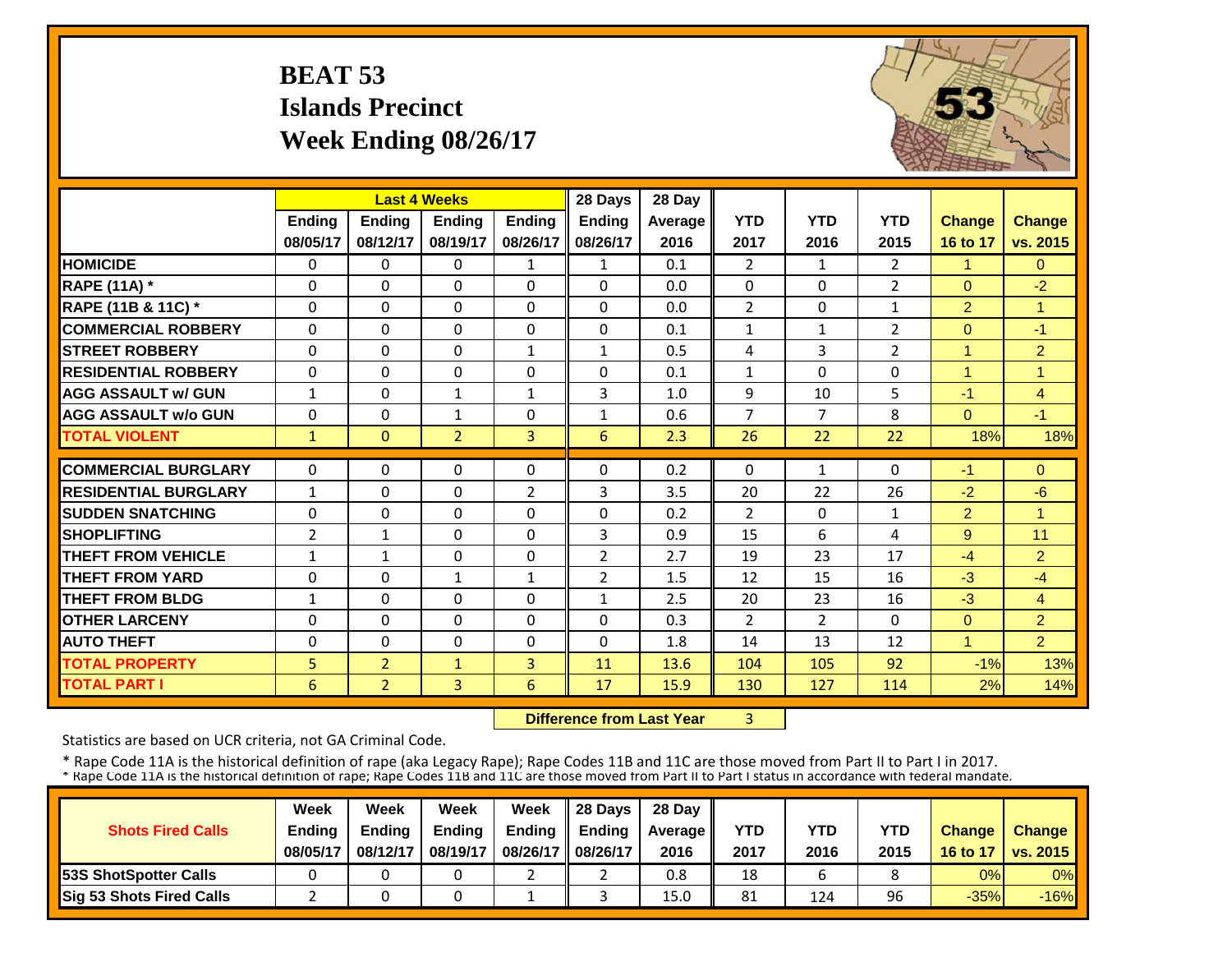# BEAT 53
## Islands Precinct
## Week Ending 08/26/17

| | Last 4 Weeks | | | | 28 Days | 28 Day | | | | | |
|---|---|---|---|---|---|---|---|---|---|---|---|
| | Ending 08/05/17 | Ending 08/12/17 | Ending 08/19/17 | Ending 08/26/17 | Ending 08/26/17 | Average 2016 | YTD 2017 | YTD 2016 | YTD 2015 | Change 16 to 17 | Change vs. 2015 |
| **HOMICIDE** | 0 | 0 | 0 | 1 | 1 | 0.1 | 2 | 1 | 2 | 1 | 0 |
| **RAPE (11A) *** | 0 | 0 | 0 | 0 | 0 | 0.0 | 0 | 0 | 2 | 0 | -2 |
| **RAPE (11B & 11C) *** | 0 | 0 | 0 | 0 | 0 | 0.0 | 2 | 0 | 1 | 2 | 1 |
| **COMMERCIAL ROBBERY** | 0 | 0 | 0 | 0 | 0 | 0.1 | 1 | 1 | 2 | 0 | -1 |
| **STREET ROBBERY** | 0 | 0 | 0 | 1 | 1 | 0.5 | 4 | 3 | 2 | 1 | 2 |
| **RESIDENTIAL ROBBERY** | 0 | 0 | 0 | 0 | 0 | 0.1 | 1 | 0 | 0 | 1 | 1 |
| **AGG ASSAULT w/ GUN** | 1 | 0 | 1 | 1 | 3 | 1.0 | 9 | 10 | 5 | -1 | 4 |
| **AGG ASSAULT w/o GUN** | 0 | 0 | 1 | 0 | 1 | 0.6 | 7 | 7 | 8 | 0 | -1 |
| **TOTAL VIOLENT** | 1 | 0 | 2 | 3 | 6 | 2.3 | 26 | 22 | 22 | 18% | 18% |
| **COMMERCIAL BURGLARY** | 0 | 0 | 0 | 0 | 0 | 0.2 | 0 | 1 | 0 | -1 | 0 |
| **RESIDENTIAL BURGLARY** | 1 | 0 | 0 | 2 | 3 | 3.5 | 20 | 22 | 26 | -2 | -6 |
| **SUDDEN SNATCHING** | 0 | 0 | 0 | 0 | 0 | 0.2 | 2 | 0 | 1 | 2 | 1 |
| **SHOPLIFTING** | 2 | 1 | 0 | 0 | 3 | 0.9 | 15 | 6 | 4 | 9 | 11 |
| **THEFT FROM VEHICLE** | 1 | 1 | 0 | 0 | 2 | 2.7 | 19 | 23 | 17 | -4 | 2 |
| **THEFT FROM YARD** | 0 | 0 | 1 | 1 | 2 | 1.5 | 12 | 15 | 16 | -3 | -4 |
| **THEFT FROM BLDG** | 1 | 0 | 0 | 0 | 1 | 2.5 | 20 | 23 | 16 | -3 | 4 |
| **OTHER LARCENY** | 0 | 0 | 0 | 0 | 0 | 0.3 | 2 | 2 | 0 | 0 | 2 |
| **AUTO THEFT** | 0 | 0 | 0 | 0 | 0 | 1.8 | 14 | 13 | 12 | 1 | 2 |
| **TOTAL PROPERTY** | 5 | 2 | 1 | 3 | 11 | 13.6 | 104 | 105 | 92 | -1% | 13% |
| **TOTAL PART I** | 6 | 2 | 3 | 6 | 17 | 15.9 | 130 | 127 | 114 | 2% | 14% |

**Difference from Last Year** 3

Statistics are based on UCR criteria, not GA Criminal Code.

* Rape Code 11A is the historical definition of rape (aka Legacy Rape); Rape Codes 11B and 11C are those moved from Part II to Part I in 2017.
* Rape Code 11A is the historical definition of rape; Rape Codes 11B and 11C are those moved from Part II to Part I status in accordance with federal mandate.

| Shots Fired Calls | Week Ending 08/05/17 | Week Ending 08/12/17 | Week Ending 08/19/17 | Week Ending 08/26/17 | 28 Days Ending 08/26/17 | 28 Day Average 2016 | YTD 2017 | YTD 2016 | YTD 2015 | Change 16 to 17 | Change vs. 2015 |
|---|---|---|---|---|---|---|---|---|---|---|---|
| **53S ShotSpotter Calls** | 0 | 0 | 0 | 2 | 2 | 0.8 | 18 | 6 | 8 | 0% | 0% |
| **Sig 53 Shots Fired Calls** | 2 | 0 | 0 | 1 | 3 | 15.0 | 81 | 124 | 96 | -35% | -16% |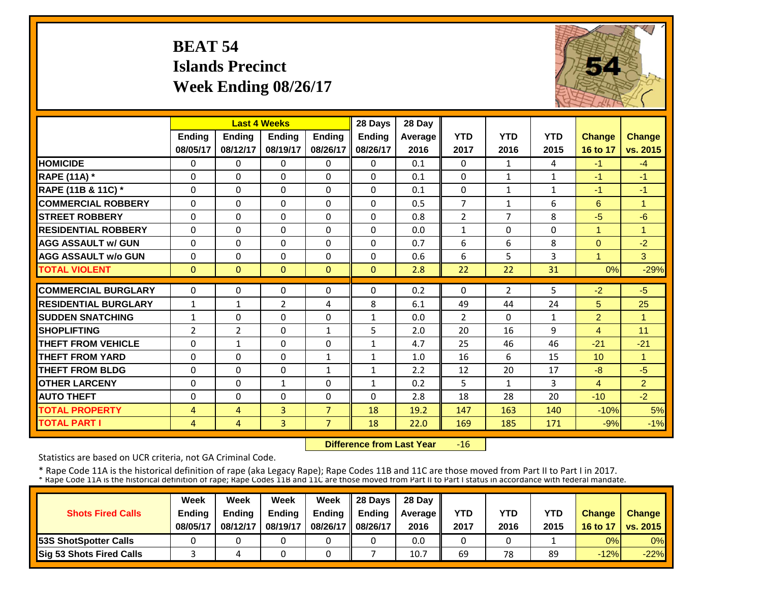# BEAT 54
## Islands Precinct
## Week Ending 08/26/17

| | Last 4 Weeks | | | | 28 Days | 28 Day | | | | | |
|---|---|---|---|---|---|---|---|---|---|---|---|
| | Ending 08/05/17 | Ending 08/12/17 | Ending 08/19/17 | Ending 08/26/17 | Ending 08/26/17 | Average 2016 | YTD 2017 | YTD 2016 | YTD 2015 | Change 16 to 17 | Change vs. 2015 |
| HOMICIDE | 0 | 0 | 0 | 0 | 0 | 0.1 | 0 | 1 | 4 | -1 | -4 |
| RAPE (11A) * | 0 | 0 | 0 | 0 | 0 | 0.1 | 0 | 1 | 1 | -1 | -1 |
| RAPE (11B & 11C) * | 0 | 0 | 0 | 0 | 0 | 0.1 | 0 | 1 | 1 | -1 | -1 |
| COMMERCIAL ROBBERY | 0 | 0 | 0 | 0 | 0 | 0.5 | 7 | 1 | 6 | 6 | 1 |
| STREET ROBBERY | 0 | 0 | 0 | 0 | 0 | 0.8 | 2 | 7 | 8 | -5 | -6 |
| RESIDENTIAL ROBBERY | 0 | 0 | 0 | 0 | 0 | 0.0 | 1 | 0 | 0 | 1 | 1 |
| AGG ASSAULT w/ GUN | 0 | 0 | 0 | 0 | 0 | 0.7 | 6 | 6 | 8 | 0 | -2 |
| AGG ASSAULT w/o GUN | 0 | 0 | 0 | 0 | 0 | 0.6 | 6 | 5 | 3 | 1 | 3 |
| TOTAL VIOLENT | 0 | 0 | 0 | 0 | 0 | 2.8 | 22 | 22 | 31 | 0% | -29% |
| COMMERCIAL BURGLARY | 0 | 0 | 0 | 0 | 0 | 0.2 | 0 | 2 | 5 | -2 | -5 |
| RESIDENTIAL BURGLARY | 1 | 1 | 2 | 4 | 8 | 6.1 | 49 | 44 | 24 | 5 | 25 |
| SUDDEN SNATCHING | 1 | 0 | 0 | 0 | 1 | 0.0 | 2 | 0 | 1 | 2 | 1 |
| SHOPLIFTING | 2 | 2 | 0 | 1 | 5 | 2.0 | 20 | 16 | 9 | 4 | 11 |
| THEFT FROM VEHICLE | 0 | 1 | 0 | 0 | 1 | 4.7 | 25 | 46 | 46 | -21 | -21 |
| THEFT FROM YARD | 0 | 0 | 0 | 1 | 1 | 1.0 | 16 | 6 | 15 | 10 | 1 |
| THEFT FROM BLDG | 0 | 0 | 0 | 1 | 1 | 2.2 | 12 | 20 | 17 | -8 | -5 |
| OTHER LARCENY | 0 | 0 | 1 | 0 | 1 | 0.2 | 5 | 1 | 3 | 4 | 2 |
| AUTO THEFT | 0 | 0 | 0 | 0 | 0 | 2.8 | 18 | 28 | 20 | -10 | -2 |
| TOTAL PROPERTY | 4 | 4 | 3 | 7 | 18 | 19.2 | 147 | 163 | 140 | -10% | 5% |
| TOTAL PART I | 4 | 4 | 3 | 7 | 18 | 22.0 | 169 | 185 | 171 | -9% | -1% |

**Difference from Last Year** -16

Statistics are based on UCR criteria, not GA Criminal Code.

* Rape Code 11A is the historical definition of rape (aka Legacy Rape); Rape Codes 11B and 11C are those moved from Part II to Part I in 2017.
* Rape Code 11A is the historical definition of rape; Rape Codes 11B and 11C are those moved from Part II to Part I status in accordance with federal mandate.

| Shots Fired Calls | Week Ending 08/05/17 | Week Ending 08/12/17 | Week Ending 08/19/17 | Week Ending 08/26/17 | 28 Days Ending 08/26/17 | 28 Day Average 2016 | YTD 2017 | YTD 2016 | YTD 2015 | Change 16 to 17 | Change vs. 2015 |
|---|---|---|---|---|---|---|---|---|---|---|---|
| 53S ShotSpotter Calls | 0 | 0 | 0 | 0 | 0 | 0.0 | 0 | 0 | 1 | 0% | 0% |
| Sig 53 Shots Fired Calls | 3 | 4 | 0 | 0 | 7 | 10.7 | 69 | 78 | 89 | -12% | -22% |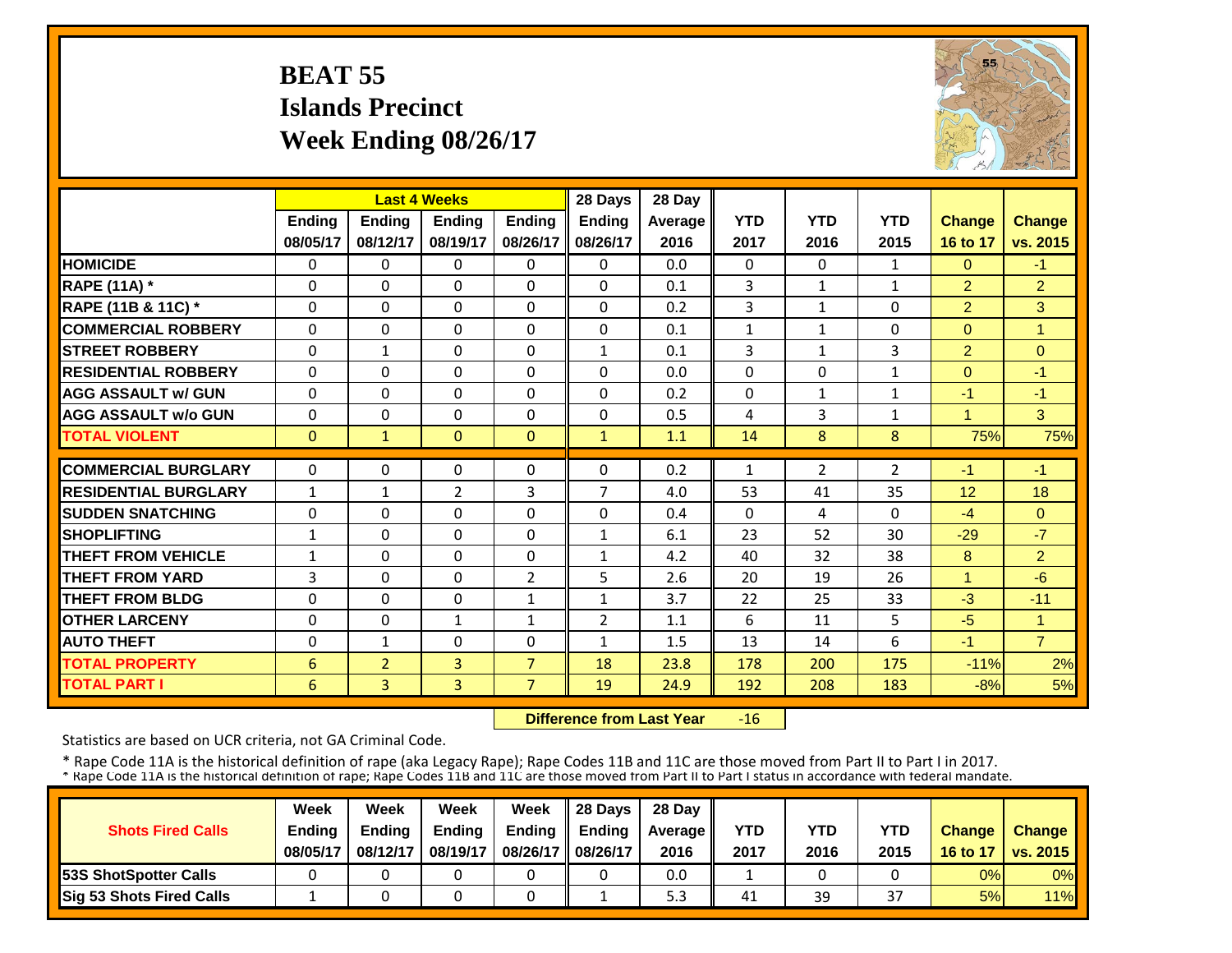# BEAT 55
# Islands Precinct
# Week Ending 08/26/17

| | Last 4 Weeks | | | | 28 Days | 28 Day | | | | | |
|---|---|---|---|---|---|---|---|---|---|---|---|
| | Ending 08/05/17 | Ending 08/12/17 | Ending 08/19/17 | Ending 08/26/17 | Ending 08/26/17 | Average 2016 | YTD 2017 | YTD 2016 | YTD 2015 | Change 16 to 17 | Change vs. 2015 |
| **HOMICIDE** | 0 | 0 | 0 | 0 | 0 | 0.0 | 0 | 0 | 1 | 0 | -1 |
| **RAPE (11A) *** | 0 | 0 | 0 | 0 | 0 | 0.1 | 3 | 1 | 1 | 2 | 2 |
| **RAPE (11B & 11C) *** | 0 | 0 | 0 | 0 | 0 | 0.2 | 3 | 1 | 0 | 2 | 3 |
| **COMMERCIAL ROBBERY** | 0 | 0 | 0 | 0 | 0 | 0.1 | 1 | 1 | 0 | 0 | 1 |
| **STREET ROBBERY** | 0 | 1 | 0 | 0 | 1 | 0.1 | 3 | 1 | 3 | 2 | 0 |
| **RESIDENTIAL ROBBERY** | 0 | 0 | 0 | 0 | 0 | 0.0 | 0 | 0 | 1 | 0 | -1 |
| **AGG ASSAULT w/ GUN** | 0 | 0 | 0 | 0 | 0 | 0.2 | 0 | 1 | 1 | -1 | -1 |
| **AGG ASSAULT w/o GUN** | 0 | 0 | 0 | 0 | 0 | 0.5 | 4 | 3 | 1 | 1 | 3 |
| **TOTAL VIOLENT** | 0 | 1 | 0 | 0 | 1 | 1.1 | 14 | 8 | 8 | 75% | 75% |
| **COMMERCIAL BURGLARY** | 0 | 0 | 0 | 0 | 0 | 0.2 | 1 | 2 | 2 | -1 | -1 |
| **RESIDENTIAL BURGLARY** | 1 | 1 | 2 | 3 | 7 | 4.0 | 53 | 41 | 35 | 12 | 18 |
| **SUDDEN SNATCHING** | 0 | 0 | 0 | 0 | 0 | 0.4 | 0 | 4 | 0 | -4 | 0 |
| **SHOPLIFTING** | 1 | 0 | 0 | 0 | 1 | 6.1 | 23 | 52 | 30 | -29 | -7 |
| **THEFT FROM VEHICLE** | 1 | 0 | 0 | 0 | 1 | 4.2 | 40 | 32 | 38 | 8 | 2 |
| **THEFT FROM YARD** | 3 | 0 | 0 | 2 | 5 | 2.6 | 20 | 19 | 26 | 1 | -6 |
| **THEFT FROM BLDG** | 0 | 0 | 0 | 1 | 1 | 3.7 | 22 | 25 | 33 | -3 | -11 |
| **OTHER LARCENY** | 0 | 0 | 1 | 1 | 2 | 1.1 | 6 | 11 | 5 | -5 | 1 |
| **AUTO THEFT** | 0 | 1 | 0 | 0 | 1 | 1.5 | 13 | 14 | 6 | -1 | 7 |
| **TOTAL PROPERTY** | 6 | 2 | 3 | 7 | 18 | 23.8 | 178 | 200 | 175 | -11% | 2% |
| **TOTAL PART I** | 6 | 3 | 3 | 7 | 19 | 24.9 | 192 | 208 | 183 | -8% | 5% |

**Difference from Last Year** -16

Statistics are based on UCR criteria, not GA Criminal Code.

* Rape Code 11A is the historical definition of rape (aka Legacy Rape); Rape Codes 11B and 11C are those moved from Part II to Part I in 2017.
* Rape Code 11A is the historical definition of rape; Rape Codes 11B and 11C are those moved from Part II to Part I status in accordance with federal mandate.

| Shots Fired Calls | Week Ending 08/05/17 | Week Ending 08/12/17 | Week Ending 08/19/17 | Week Ending 08/26/17 | 28 Days Ending 08/26/17 | 28 Day Average 2016 | YTD 2017 | YTD 2016 | YTD 2015 | Change 16 to 17 | Change vs. 2015 |
|---|---|---|---|---|---|---|---|---|---|---|---|
| **53S ShotSpotter Calls** | 0 | 0 | 0 | 0 | 0 | 0.0 | 1 | 0 | 0 | 0% | 0% |
| **Sig 53 Shots Fired Calls** | 1 | 0 | 0 | 0 | 1 | 5.3 | 41 | 39 | 37 | 5% | 11% |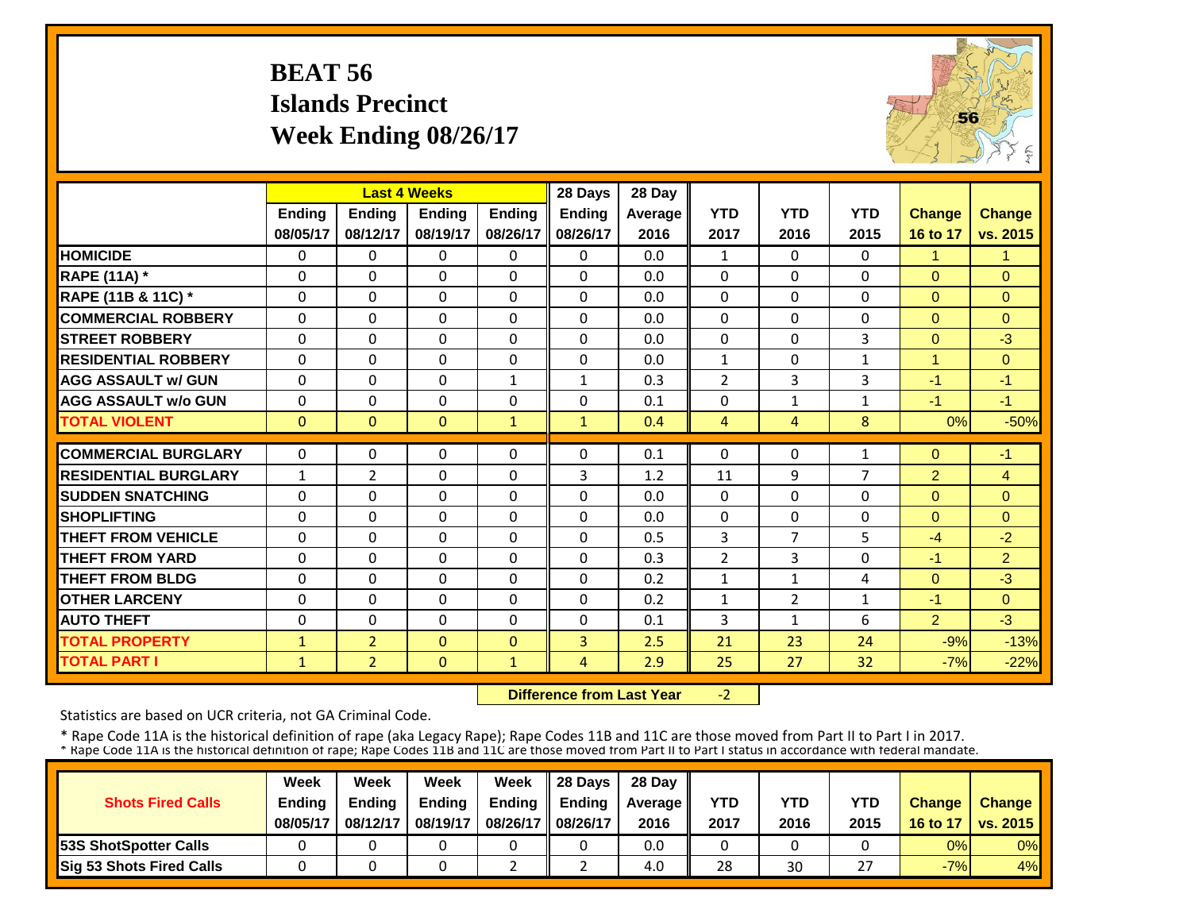# BEAT 56
## Islands Precinct
## Week Ending 08/26/17

| | Last 4 Weeks | | | | 28 Days | 28 Day | | | | | |
|---|---|---|---|---|---|---|---|---|---|---|---|
| | Ending 08/05/17 | Ending 08/12/17 | Ending 08/19/17 | Ending 08/26/17 | Ending 08/26/17 | Average 2016 | YTD 2017 | YTD 2016 | YTD 2015 | Change 16 to 17 | Change vs. 2015 |
| **HOMICIDE** | 0 | 0 | 0 | 0 | 0 | 0.0 | 1 | 0 | 0 | 1 | 1 |
| **RAPE (11A) *** | 0 | 0 | 0 | 0 | 0 | 0.0 | 0 | 0 | 0 | 0 | 0 |
| **RAPE (11B & 11C) *** | 0 | 0 | 0 | 0 | 0 | 0.0 | 0 | 0 | 0 | 0 | 0 |
| **COMMERCIAL ROBBERY** | 0 | 0 | 0 | 0 | 0 | 0.0 | 0 | 0 | 0 | 0 | 0 |
| **STREET ROBBERY** | 0 | 0 | 0 | 0 | 0 | 0.0 | 0 | 0 | 3 | 0 | -3 |
| **RESIDENTIAL ROBBERY** | 0 | 0 | 0 | 0 | 0 | 0.0 | 1 | 0 | 1 | 1 | 0 |
| **AGG ASSAULT w/ GUN** | 0 | 0 | 0 | 1 | 1 | 0.3 | 2 | 3 | 3 | -1 | -1 |
| **AGG ASSAULT w/o GUN** | 0 | 0 | 0 | 0 | 0 | 0.1 | 0 | 1 | 1 | -1 | -1 |
| **TOTAL VIOLENT** | 0 | 0 | 0 | 1 | 1 | 0.4 | 4 | 4 | 8 | 0% | -50% |
| **COMMERCIAL BURGLARY** | 0 | 0 | 0 | 0 | 0 | 0.1 | 0 | 0 | 1 | 0 | -1 |
| **RESIDENTIAL BURGLARY** | 1 | 2 | 0 | 0 | 3 | 1.2 | 11 | 9 | 7 | 2 | 4 |
| **SUDDEN SNATCHING** | 0 | 0 | 0 | 0 | 0 | 0.0 | 0 | 0 | 0 | 0 | 0 |
| **SHOPLIFTING** | 0 | 0 | 0 | 0 | 0 | 0.0 | 0 | 0 | 0 | 0 | 0 |
| **THEFT FROM VEHICLE** | 0 | 0 | 0 | 0 | 0 | 0.5 | 3 | 7 | 5 | -4 | -2 |
| **THEFT FROM YARD** | 0 | 0 | 0 | 0 | 0 | 0.3 | 2 | 3 | 0 | -1 | 2 |
| **THEFT FROM BLDG** | 0 | 0 | 0 | 0 | 0 | 0.2 | 1 | 1 | 4 | 0 | -3 |
| **OTHER LARCENY** | 0 | 0 | 0 | 0 | 0 | 0.2 | 1 | 2 | 1 | -1 | 0 |
| **AUTO THEFT** | 0 | 0 | 0 | 0 | 0 | 0.1 | 3 | 1 | 6 | 2 | -3 |
| **TOTAL PROPERTY** | 1 | 2 | 0 | 0 | 3 | 2.5 | 21 | 23 | 24 | -9% | -13% |
| **TOTAL PART I** | 1 | 2 | 0 | 1 | 4 | 2.9 | 25 | 27 | 32 | -7% | -22% |

**Difference from Last Year** -2

Statistics are based on UCR criteria, not GA Criminal Code.

* Rape Code 11A is the historical definition of rape (aka Legacy Rape); Rape Codes 11B and 11C are those moved from Part II to Part I in 2017.
* Rape Code 11A is the historical definition of rape; Rape Codes 11B and 11C are those moved from Part II to Part I status in accordance with federal mandate.

| Shots Fired Calls | Week Ending 08/05/17 | Week Ending 08/12/17 | Week Ending 08/19/17 | Week Ending 08/26/17 | 28 Days Ending 08/26/17 | 28 Day Average 2016 | YTD 2017 | YTD 2016 | YTD 2015 | Change 16 to 17 | Change vs. 2015 |
|---|---|---|---|---|---|---|---|---|---|---|---|
| **53S ShotSpotter Calls** | 0 | 0 | 0 | 0 | 0 | 0.0 | 0 | 0 | 0 | 0% | 0% |
| **Sig 53 Shots Fired Calls** | 0 | 0 | 0 | 2 | 2 | 4.0 | 28 | 30 | 27 | -7% | 4% |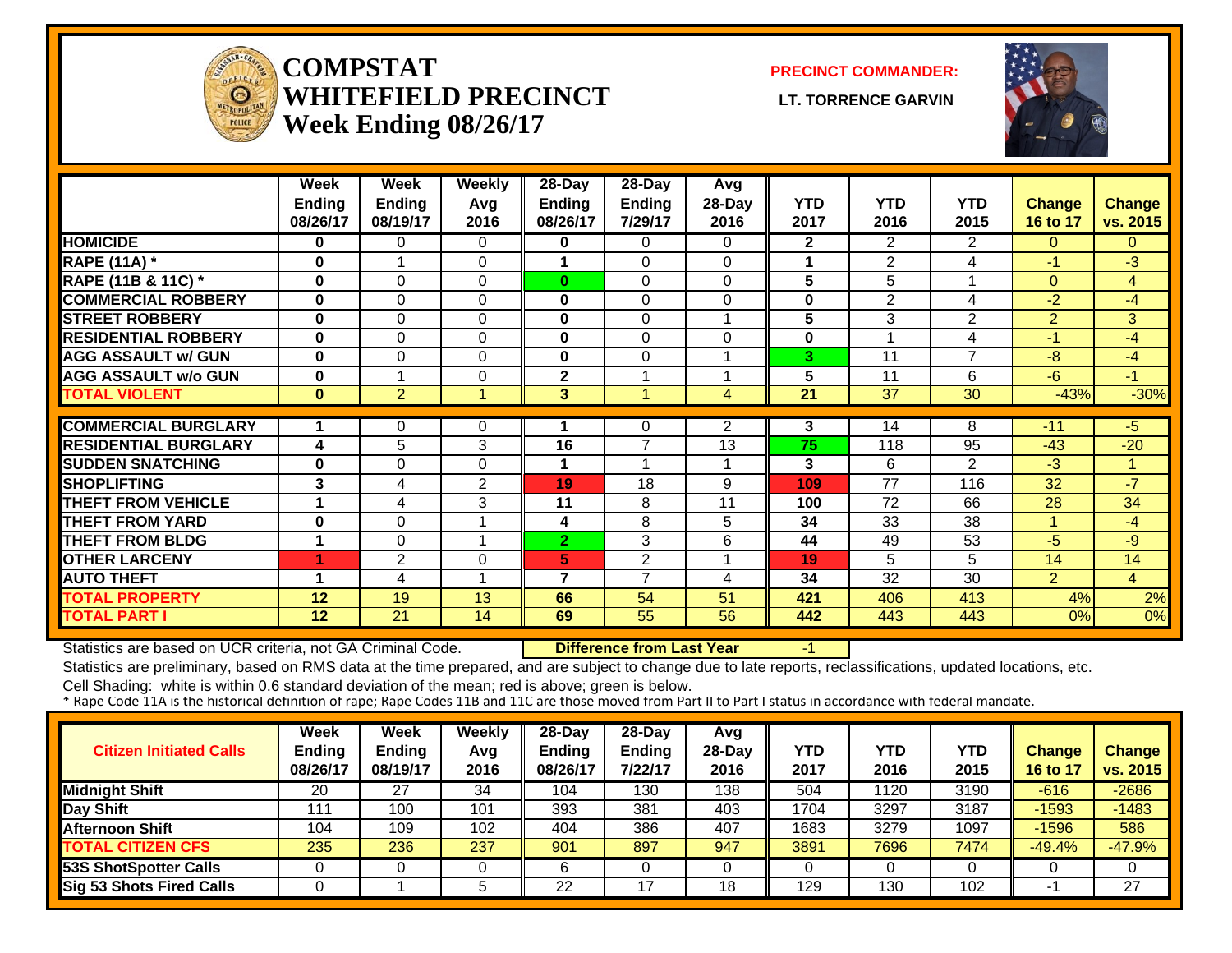# COMPSTAT WHITEFIELD PRECINCT Week Ending 08/26/17

**PRECINCT COMMANDER:**

**LT. TORRENCE GARVIN**

| | Week Ending 08/26/17 | Week Ending 08/19/17 | Weekly Avg 2016 | 28-Day Ending 08/26/17 | 28-Day Ending 7/29/17 | Avg 28-Day 2016 | YTD 2017 | YTD 2016 | YTD 2015 | Change 16 to 17 | Change vs. 2015 |
|---|---|---|---|---|---|---|---|---|---|---|---|
| HOMICIDE | 0 | 0 | 0 | 0 | 0 | 0 | 2 | 2 | 2 | 0 | 0 |
| RAPE (11A) * | 0 | 1 | 0 | 1 | 0 | 0 | 1 | 2 | 4 | -1 | -3 |
| RAPE (11B & 11C) * | 0 | 0 | 0 | 0 | 0 | 0 | 5 | 5 | 1 | 0 | 4 |
| COMMERCIAL ROBBERY | 0 | 0 | 0 | 0 | 0 | 0 | 0 | 2 | 4 | -2 | -4 |
| STREET ROBBERY | 0 | 0 | 0 | 0 | 0 | 1 | 5 | 3 | 2 | 2 | 3 |
| RESIDENTIAL ROBBERY | 0 | 0 | 0 | 0 | 0 | 0 | 0 | 1 | 4 | -1 | -4 |
| AGG ASSAULT w/ GUN | 0 | 0 | 0 | 0 | 0 | 1 | 3 | 11 | 7 | -8 | -4 |
| AGG ASSAULT w/o GUN | 0 | 1 | 0 | 2 | 1 | 1 | 5 | 11 | 6 | -6 | -1 |
| TOTAL VIOLENT | 0 | 2 | 1 | 3 | 1 | 4 | 21 | 37 | 30 | -43% | -30% |
| COMMERCIAL BURGLARY | 1 | 0 | 0 | 1 | 0 | 2 | 3 | 14 | 8 | -11 | -5 |
| RESIDENTIAL BURGLARY | 4 | 5 | 3 | 16 | 7 | 13 | 75 | 118 | 95 | -43 | -20 |
| SUDDEN SNATCHING | 0 | 0 | 0 | 1 | 1 | 1 | 3 | 6 | 2 | -3 | 1 |
| SHOPLIFTING | 3 | 4 | 2 | 19 | 18 | 9 | 109 | 77 | 116 | 32 | -7 |
| THEFT FROM VEHICLE | 1 | 4 | 3 | 11 | 8 | 11 | 100 | 72 | 66 | 28 | 34 |
| THEFT FROM YARD | 0 | 0 | 1 | 4 | 8 | 5 | 34 | 33 | 38 | 1 | -4 |
| THEFT FROM BLDG | 1 | 0 | 1 | 2 | 3 | 6 | 44 | 49 | 53 | -5 | -9 |
| OTHER LARCENY | 1 | 2 | 0 | 5 | 2 | 1 | 19 | 5 | 5 | 14 | 14 |
| AUTO THEFT | 1 | 4 | 1 | 7 | 7 | 4 | 34 | 32 | 30 | 2 | 4 |
| TOTAL PROPERTY | 12 | 19 | 13 | 66 | 54 | 51 | 421 | 406 | 413 | 4% | 2% |
| TOTAL PART I | 12 | 21 | 14 | 69 | 55 | 56 | 442 | 443 | 443 | 0% | 0% |

Statistics are based on UCR criteria, not GA Criminal Code. **Difference from Last Year** -1

Statistics are preliminary, based on RMS data at the time prepared, and are subject to change due to late reports, reclassifications, updated locations, etc.

Cell Shading: white is within 0.6 standard deviation of the mean; red is above; green is below.

* Rape Code 11A is the historical definition of rape; Rape Codes 11B and 11C are those moved from Part II to Part I status in accordance with federal mandate.

| Citizen Initiated Calls | Week Ending 08/26/17 | Week Ending 08/19/17 | Weekly Avg 2016 | 28-Day Ending 08/26/17 | 28-Day Ending 7/22/17 | Avg 28-Day 2016 | YTD 2017 | YTD 2016 | YTD 2015 | Change 16 to 17 | Change vs. 2015 |
|---|---|---|---|---|---|---|---|---|---|---|---|
| Midnight Shift | 20 | 27 | 34 | 104 | 130 | 138 | 504 | 1120 | 3190 | -616 | -2686 |
| Day Shift | 111 | 100 | 101 | 393 | 381 | 403 | 1704 | 3297 | 3187 | -1593 | -1483 |
| Afternoon Shift | 104 | 109 | 102 | 404 | 386 | 407 | 1683 | 3279 | 1097 | -1596 | 586 |
| TOTAL CITIZEN CFS | 235 | 236 | 237 | 901 | 897 | 947 | 3891 | 7696 | 7474 | -49.4% | -47.9% |
| 53S ShotSpotter Calls | 0 | 0 | 0 | 6 | 0 | 0 | 0 | 0 | 0 | 0 | 0 |
| Sig 53 Shots Fired Calls | 0 | 1 | 5 | 22 | 17 | 18 | 129 | 130 | 102 | -1 | 27 |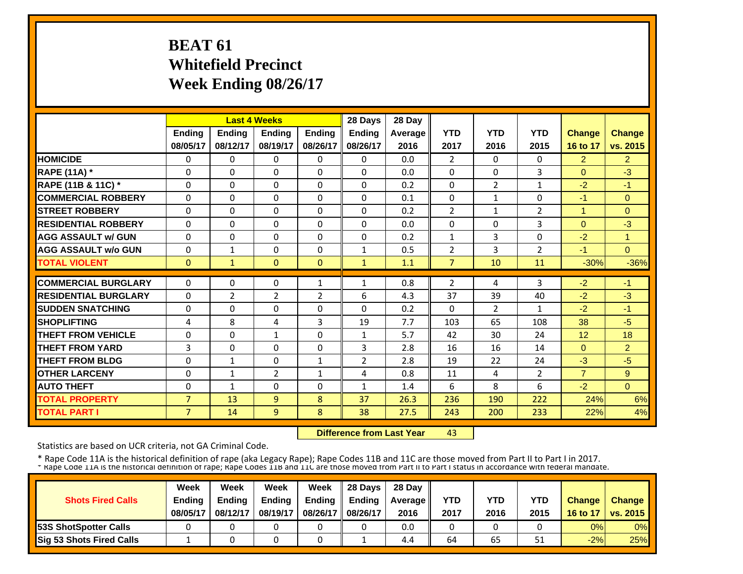# BEAT 61
# Whitefield Precinct
# Week Ending 08/26/17

| | Last 4 Weeks | | | | 28 Days | 28 Day | | | | | |
|---|---|---|---|---|---|---|---|---|---|---|---|
| | Ending 08/05/17 | Ending 08/12/17 | Ending 08/19/17 | Ending 08/26/17 | Ending 08/26/17 | Average 2016 | YTD 2017 | YTD 2016 | YTD 2015 | Change 16 to 17 | Change vs. 2015 |
| HOMICIDE | 0 | 0 | 0 | 0 | 0 | 0.0 | 2 | 0 | 0 | 2 | 2 |
| RAPE (11A) * | 0 | 0 | 0 | 0 | 0 | 0.0 | 0 | 0 | 3 | 0 | -3 |
| RAPE (11B & 11C) * | 0 | 0 | 0 | 0 | 0 | 0.2 | 0 | 2 | 1 | -2 | -1 |
| COMMERCIAL ROBBERY | 0 | 0 | 0 | 0 | 0 | 0.1 | 0 | 1 | 0 | -1 | 0 |
| STREET ROBBERY | 0 | 0 | 0 | 0 | 0 | 0.2 | 2 | 1 | 2 | 1 | 0 |
| RESIDENTIAL ROBBERY | 0 | 0 | 0 | 0 | 0 | 0.0 | 0 | 0 | 3 | 0 | -3 |
| AGG ASSAULT w/ GUN | 0 | 0 | 0 | 0 | 0 | 0.2 | 1 | 3 | 0 | -2 | 1 |
| AGG ASSAULT w/o GUN | 0 | 1 | 0 | 0 | 1 | 0.5 | 2 | 3 | 2 | -1 | 0 |
| TOTAL VIOLENT | 0 | 1 | 0 | 0 | 1 | 1.1 | 7 | 10 | 11 | -30% | -36% |
| COMMERCIAL BURGLARY | 0 | 0 | 0 | 1 | 1 | 0.8 | 2 | 4 | 3 | -2 | -1 |
| RESIDENTIAL BURGLARY | 0 | 2 | 2 | 2 | 6 | 4.3 | 37 | 39 | 40 | -2 | -3 |
| SUDDEN SNATCHING | 0 | 0 | 0 | 0 | 0 | 0.2 | 0 | 2 | 1 | -2 | -1 |
| SHOPLIFTING | 4 | 8 | 4 | 3 | 19 | 7.7 | 103 | 65 | 108 | 38 | -5 |
| THEFT FROM VEHICLE | 0 | 0 | 1 | 0 | 1 | 5.7 | 42 | 30 | 24 | 12 | 18 |
| THEFT FROM YARD | 3 | 0 | 0 | 0 | 3 | 2.8 | 16 | 16 | 14 | 0 | 2 |
| THEFT FROM BLDG | 0 | 1 | 0 | 1 | 2 | 2.8 | 19 | 22 | 24 | -3 | -5 |
| OTHER LARCENY | 0 | 1 | 2 | 1 | 4 | 0.8 | 11 | 4 | 2 | 7 | 9 |
| AUTO THEFT | 0 | 1 | 0 | 0 | 1 | 1.4 | 6 | 8 | 6 | -2 | 0 |
| TOTAL PROPERTY | 7 | 13 | 9 | 8 | 37 | 26.3 | 236 | 190 | 222 | 24% | 6% |
| TOTAL PART I | 7 | 14 | 9 | 8 | 38 | 27.5 | 243 | 200 | 233 | 22% | 4% |

**Difference from Last Year** 43

Statistics are based on UCR criteria, not GA Criminal Code.

* Rape Code 11A is the historical definition of rape (aka Legacy Rape); Rape Codes 11B and 11C are those moved from Part II to Part I in 2017.

| Shots Fired Calls | Week Ending 08/05/17 | Week Ending 08/12/17 | Week Ending 08/19/17 | Week Ending 08/26/17 | 28 Days Ending 08/26/17 | 28 Day Average 2016 | YTD 2017 | YTD 2016 | YTD 2015 | Change 16 to 17 | Change vs. 2015 |
|---|---|---|---|---|---|---|---|---|---|---|---|
| 53S ShotSpotter Calls | 0 | 0 | 0 | 0 | 0 | 0.0 | 0 | 0 | 0 | 0% | 0% |
| Sig 53 Shots Fired Calls | 1 | 0 | 0 | 0 | 1 | 4.4 | 64 | 65 | 51 | -2% | 25% |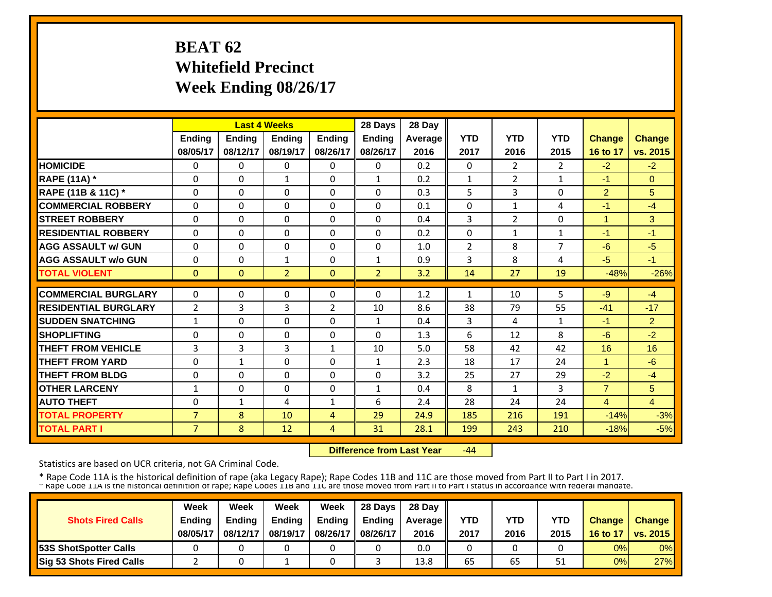# BEAT 62
## Whitefield Precinct
## Week Ending 08/26/17

| | Last 4 Weeks | | | | 28 Days | 28 Day | | | | | |
|---|---|---|---|---|---|---|---|---|---|---|---|
| | Ending 08/05/17 | Ending 08/12/17 | Ending 08/19/17 | Ending 08/26/17 | Ending 08/26/17 | Average 2016 | YTD 2017 | YTD 2016 | YTD 2015 | Change 16 to 17 | Change vs. 2015 |
| HOMICIDE | 0 | 0 | 0 | 0 | 0 | 0.2 | 0 | 2 | 2 | -2 | -2 |
| RAPE (11A) * | 0 | 0 | 1 | 0 | 1 | 0.2 | 1 | 2 | 1 | -1 | 0 |
| RAPE (11B & 11C) * | 0 | 0 | 0 | 0 | 0 | 0.3 | 5 | 3 | 0 | 2 | 5 |
| COMMERCIAL ROBBERY | 0 | 0 | 0 | 0 | 0 | 0.1 | 0 | 1 | 4 | -1 | -4 |
| STREET ROBBERY | 0 | 0 | 0 | 0 | 0 | 0.4 | 3 | 2 | 0 | 1 | 3 |
| RESIDENTIAL ROBBERY | 0 | 0 | 0 | 0 | 0 | 0.2 | 0 | 1 | 1 | -1 | -1 |
| AGG ASSAULT w/ GUN | 0 | 0 | 0 | 0 | 0 | 1.0 | 2 | 8 | 7 | -6 | -5 |
| AGG ASSAULT w/o GUN | 0 | 0 | 1 | 0 | 1 | 0.9 | 3 | 8 | 4 | -5 | -1 |
| TOTAL VIOLENT | 0 | 0 | 2 | 0 | 2 | 3.2 | 14 | 27 | 19 | -48% | -26% |
| COMMERCIAL BURGLARY | 0 | 0 | 0 | 0 | 0 | 1.2 | 1 | 10 | 5 | -9 | -4 |
| RESIDENTIAL BURGLARY | 2 | 3 | 3 | 2 | 10 | 8.6 | 38 | 79 | 55 | -41 | -17 |
| SUDDEN SNATCHING | 1 | 0 | 0 | 0 | 1 | 0.4 | 3 | 4 | 1 | -1 | 2 |
| SHOPLIFTING | 0 | 0 | 0 | 0 | 0 | 1.3 | 6 | 12 | 8 | -6 | -2 |
| THEFT FROM VEHICLE | 3 | 3 | 3 | 1 | 10 | 5.0 | 58 | 42 | 42 | 16 | 16 |
| THEFT FROM YARD | 0 | 1 | 0 | 0 | 1 | 2.3 | 18 | 17 | 24 | 1 | -6 |
| THEFT FROM BLDG | 0 | 0 | 0 | 0 | 0 | 3.2 | 25 | 27 | 29 | -2 | -4 |
| OTHER LARCENY | 1 | 0 | 0 | 0 | 1 | 0.4 | 8 | 1 | 3 | 7 | 5 |
| AUTO THEFT | 0 | 1 | 4 | 1 | 6 | 2.4 | 28 | 24 | 24 | 4 | 4 |
| TOTAL PROPERTY | 7 | 8 | 10 | 4 | 29 | 24.9 | 185 | 216 | 191 | -14% | -3% |
| TOTAL PART I | 7 | 8 | 12 | 4 | 31 | 28.1 | 199 | 243 | 210 | -18% | -5% |

**Difference from Last Year** -44

Statistics are based on UCR criteria, not GA Criminal Code.

* Rape Code 11A is the historical definition of rape (aka Legacy Rape); Rape Codes 11B and 11C are those moved from Part II to Part I in 2017.
* Rape Code 11A is the historical definition of rape; Rape Codes 11B and 11C are those moved from Part II to Part I status in accordance with federal mandate.

| Shots Fired Calls | Week Ending 08/05/17 | Week Ending 08/12/17 | Week Ending 08/19/17 | Week Ending 08/26/17 | 28 Days Ending 08/26/17 | 28 Day Average 2016 | YTD 2017 | YTD 2016 | YTD 2015 | Change 16 to 17 | Change vs. 2015 |
|---|---|---|---|---|---|---|---|---|---|---|---|
| 53S ShotSpotter Calls | 0 | 0 | 0 | 0 | 0 | 0.0 | 0 | 0 | 0 | 0% | 0% |
| Sig 53 Shots Fired Calls | 2 | 0 | 1 | 0 | 3 | 13.8 | 65 | 65 | 51 | 0% | 27% |